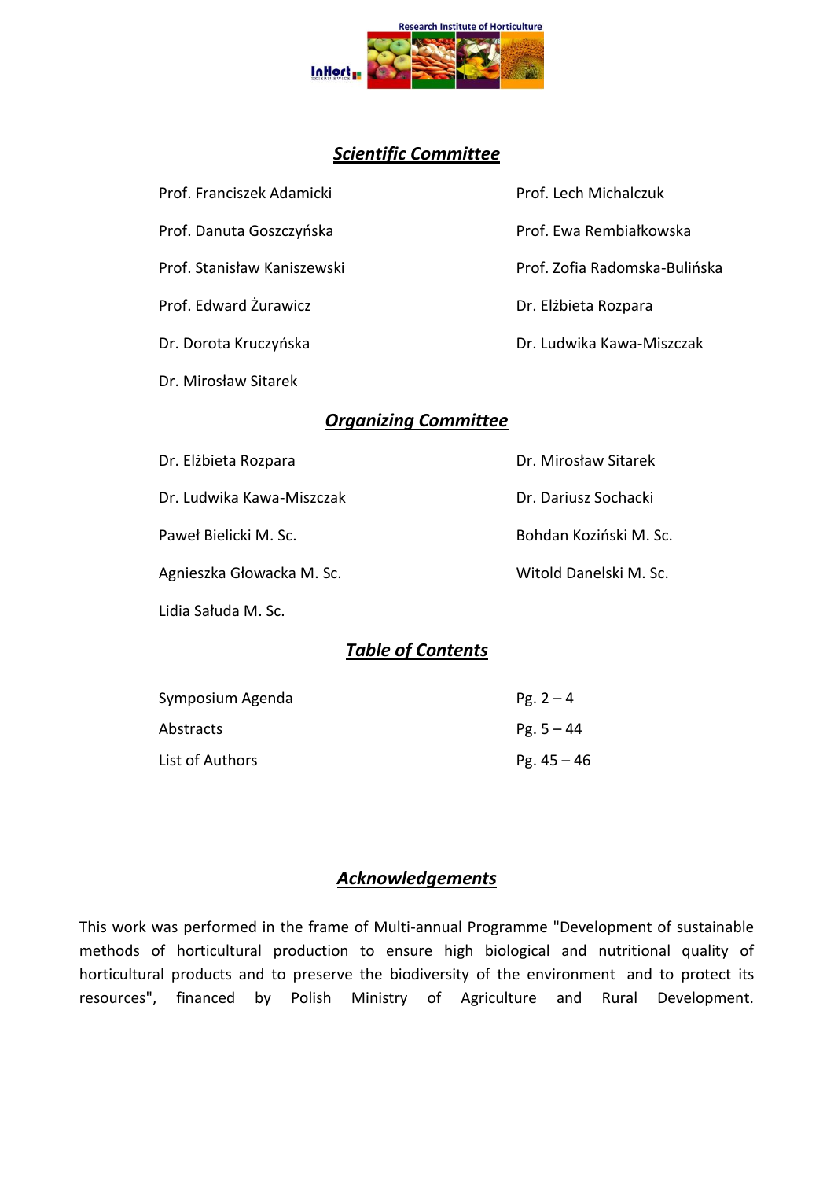## *Scientific Committee*

Prof. Franciszek Adamicki

Prof. Danuta Goszczyńska

Prof. Stanisław Kaniszewski

Prof. Edward Żurawicz

Dr. Dorota Kruczyńska

Dr. Mirosław Sitarek

Prof. Lech Michalczuk

Prof. Ewa Rembiałkowska

Prof. Zofia Radomska-Bulińska

Dr. Elżbieta Rozpara

Dr. Ludwika Kawa-Miszczak

## *Organizing Committee*

Dr. Elżbieta Rozpara

Dr. Ludwika Kawa-Miszczak

Paweł Bielicki M. Sc.

Agnieszka Głowacka M. Sc.

Lidia Sałuda M. Sc.

Dr. Mirosław Sitarek

Dr. Dariusz Sochacki

Bohdan Koziński M. Sc.

Witold Danelski M. Sc.

## *Table of Contents*

| | |
|---|---|
| Symposium Agenda | Pg. 2 – 4 |
| Abstracts | Pg. 5 – 44 |
| List of Authors | Pg. 45 – 46 |

## *Acknowledgements*

This work was performed in the frame of Multi-annual Programme "Development of sustainable methods of horticultural production to ensure high biological and nutritional quality of horticultural products and to preserve the biodiversity of the environment and to protect its resources", financed by Polish Ministry of Agriculture and Rural Development.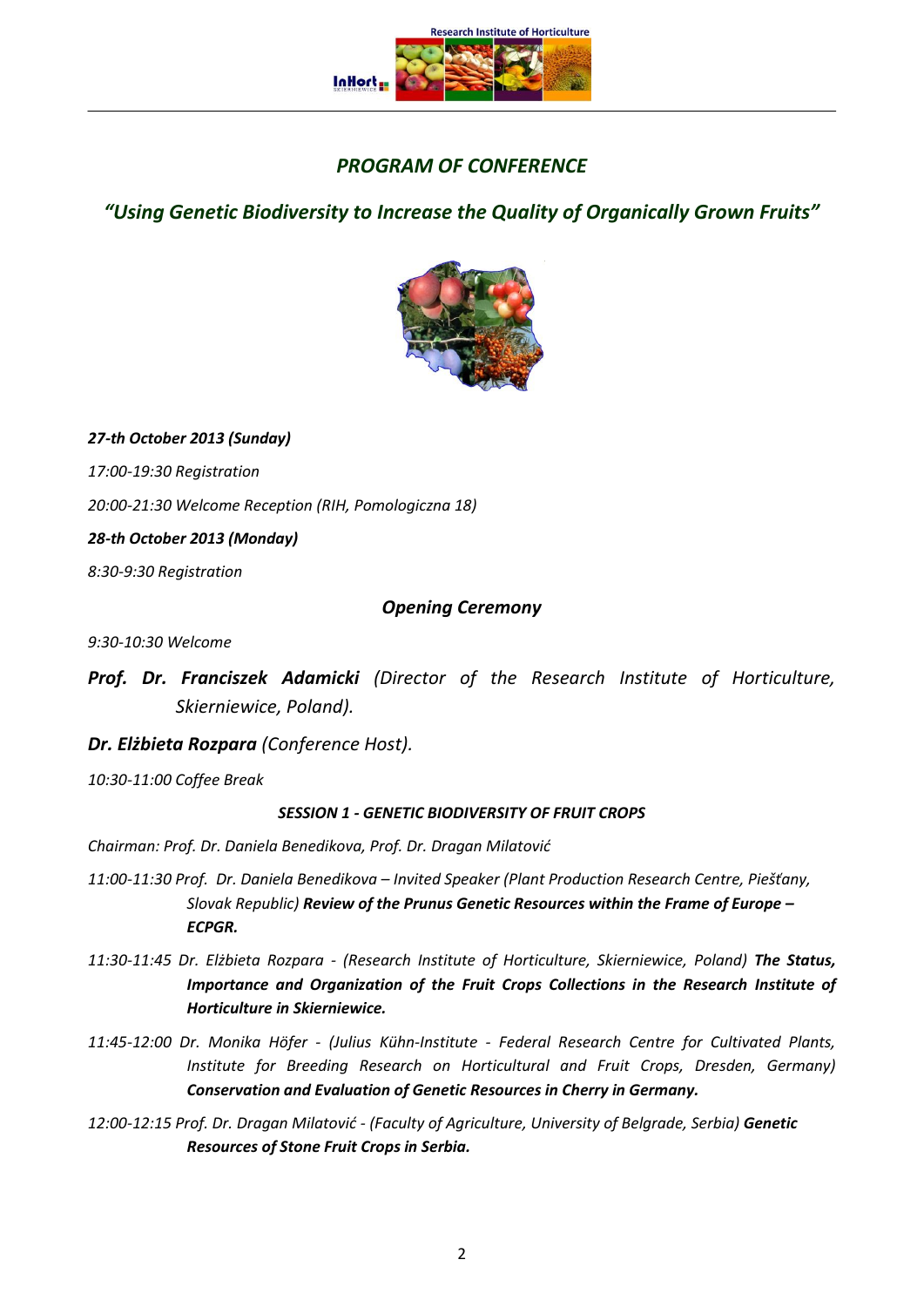## *PROGRAM OF CONFERENCE*

## *"Using Genetic Biodiversity to Increase the Quality of Organically Grown Fruits"*

***27-th October 2013 (Sunday)***

*17:00-19:30 Registration*

*20:00-21:30 Welcome Reception (RIH, Pomologiczna 18)*

***28-th October 2013 (Monday)***

*8:30-9:30 Registration*

### *Opening Ceremony*

*9:30-10:30 Welcome*

***Prof. Dr. Franciszek Adamicki*** *(Director of the Research Institute of Horticulture, Skierniewice, Poland).*

***Dr. Elżbieta Rozpara*** *(Conference Host).*

*10:30-11:00 Coffee Break*

***SESSION 1 - GENETIC BIODIVERSITY OF FRUIT CROPS***

*Chairman: Prof. Dr. Daniela Benedikova, Prof. Dr. Dragan Milatović*

*11:00-11:30 Prof. Dr. Daniela Benedikova – Invited Speaker (Plant Production Research Centre, Piešťany, Slovak Republic)* ***Review of the Prunus Genetic Resources within the Frame of Europe – ECPGR.***

*11:30-11:45 Dr. Elżbieta Rozpara - (Research Institute of Horticulture, Skierniewice, Poland)* ***The Status, Importance and Organization of the Fruit Crops Collections in the Research Institute of Horticulture in Skierniewice.***

*11:45-12:00 Dr. Monika Höfer - (Julius Kühn-Institute - Federal Research Centre for Cultivated Plants, Institute for Breeding Research on Horticultural and Fruit Crops, Dresden, Germany)* ***Conservation and Evaluation of Genetic Resources in Cherry in Germany.***

*12:00-12:15 Prof. Dr. Dragan Milatović - (Faculty of Agriculture, University of Belgrade, Serbia)* ***Genetic Resources of Stone Fruit Crops in Serbia.***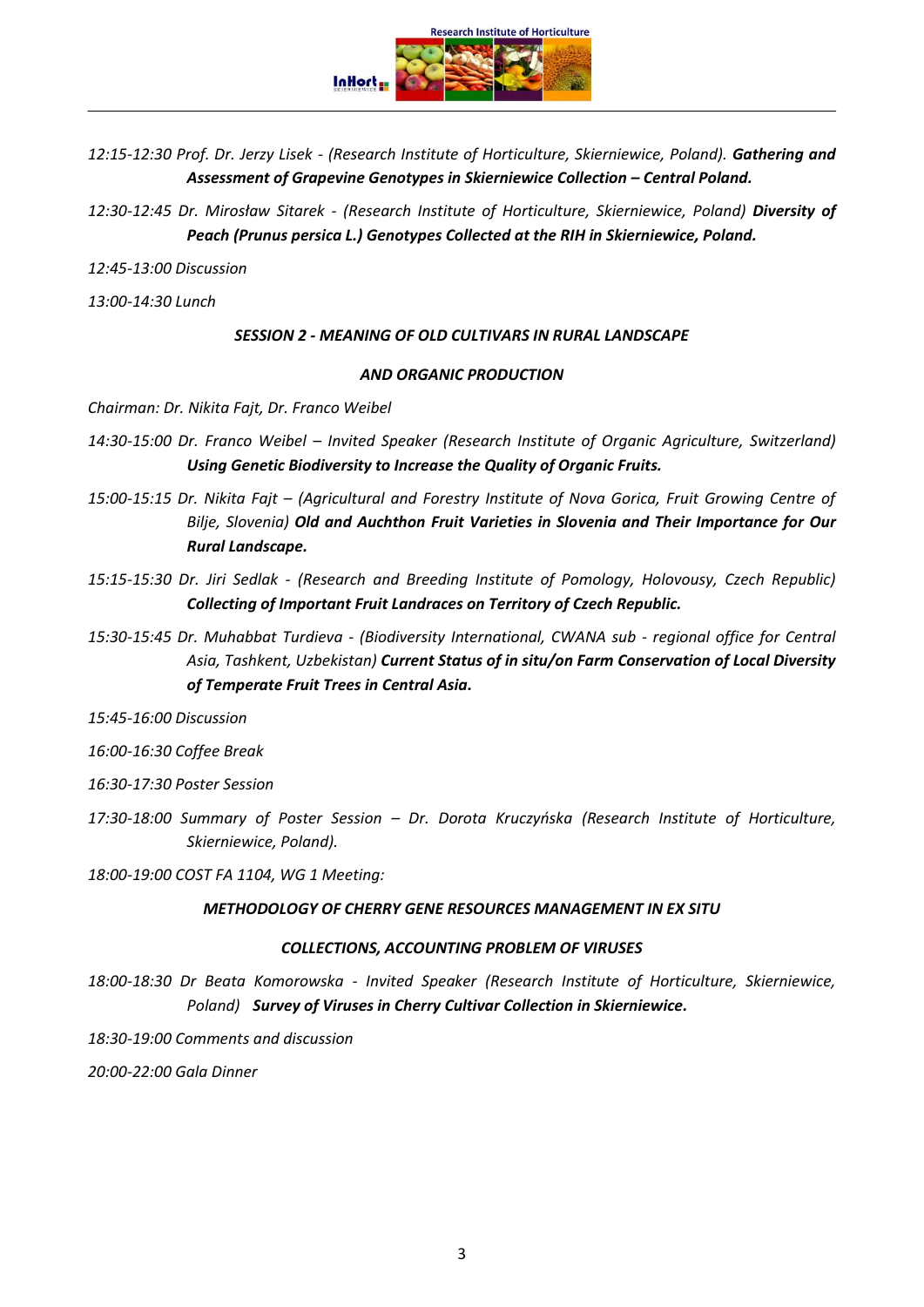*12:15-12:30 Prof. Dr. Jerzy Lisek - (Research Institute of Horticulture, Skierniewice, Poland).* ***Gathering and Assessment of Grapevine Genotypes in Skierniewice Collection – Central Poland.***

*12:30-12:45 Dr. Mirosław Sitarek - (Research Institute of Horticulture, Skierniewice, Poland)* ***Diversity of Peach (Prunus persica L.) Genotypes Collected at the RIH in Skierniewice, Poland.***

*12:45-13:00 Discussion*

*13:00-14:30 Lunch*

***SESSION 2 - MEANING OF OLD CULTIVARS IN RURAL LANDSCAPE AND ORGANIC PRODUCTION***

*Chairman: Dr. Nikita Fajt, Dr. Franco Weibel*

*14:30-15:00 Dr. Franco Weibel – Invited Speaker (Research Institute of Organic Agriculture, Switzerland)* ***Using Genetic Biodiversity to Increase the Quality of Organic Fruits.***

*15:00-15:15 Dr. Nikita Fajt – (Agricultural and Forestry Institute of Nova Gorica, Fruit Growing Centre of Bilje, Slovenia)* ***Old and Auchthon Fruit Varieties in Slovenia and Their Importance for Our Rural Landscape.***

*15:15-15:30 Dr. Jiri Sedlak - (Research and Breeding Institute of Pomology, Holovousy, Czech Republic)* ***Collecting of Important Fruit Landraces on Territory of Czech Republic.***

*15:30-15:45 Dr. Muhabbat Turdieva - (Biodiversity International, CWANA sub - regional office for Central Asia, Tashkent, Uzbekistan)* ***Current Status of in situ/on Farm Conservation of Local Diversity of Temperate Fruit Trees in Central Asia.***

*15:45-16:00 Discussion*

*16:00-16:30 Coffee Break*

*16:30-17:30 Poster Session*

*17:30-18:00 Summary of Poster Session – Dr. Dorota Kruczyńska (Research Institute of Horticulture, Skierniewice, Poland).*

*18:00-19:00 COST FA 1104, WG 1 Meeting:*

***METHODOLOGY OF CHERRY GENE RESOURCES MANAGEMENT IN EX SITU COLLECTIONS, ACCOUNTING PROBLEM OF VIRUSES***

*18:00-18:30 Dr Beata Komorowska - Invited Speaker (Research Institute of Horticulture, Skierniewice, Poland)* ***Survey of Viruses in Cherry Cultivar Collection in Skierniewice.***

*18:30-19:00 Comments and discussion*

*20:00-22:00 Gala Dinner*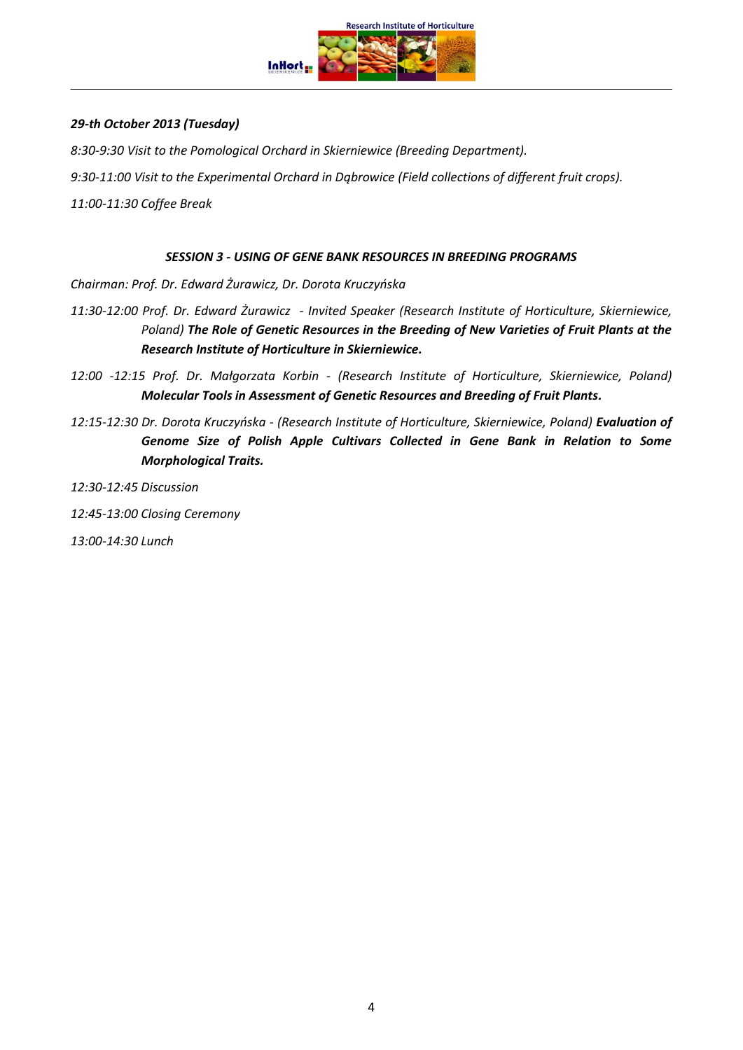***29-th October 2013 (Tuesday)***

*8:30-9:30 Visit to the Pomological Orchard in Skierniewice (Breeding Department).*

*9:30-11:00 Visit to the Experimental Orchard in Dąbrowice (Field collections of different fruit crops).*

*11:00-11:30 Coffee Break*

***SESSION 3 - USING OF GENE BANK RESOURCES IN BREEDING PROGRAMS***

*Chairman: Prof. Dr. Edward Żurawicz, Dr. Dorota Kruczyńska*

*11:30-12:00 Prof. Dr. Edward Żurawicz - Invited Speaker (Research Institute of Horticulture, Skierniewice, Poland)* ***The Role of Genetic Resources in the Breeding of New Varieties of Fruit Plants at the Research Institute of Horticulture in Skierniewice.***

*12:00 -12:15 Prof. Dr. Małgorzata Korbin - (Research Institute of Horticulture, Skierniewice, Poland)* ***Molecular Tools in Assessment of Genetic Resources and Breeding of Fruit Plants.***

*12:15-12:30 Dr. Dorota Kruczyńska - (Research Institute of Horticulture, Skierniewice, Poland)* ***Evaluation of Genome Size of Polish Apple Cultivars Collected in Gene Bank in Relation to Some Morphological Traits.***

*12:30-12:45 Discussion*

*12:45-13:00 Closing Ceremony*

*13:00-14:30 Lunch*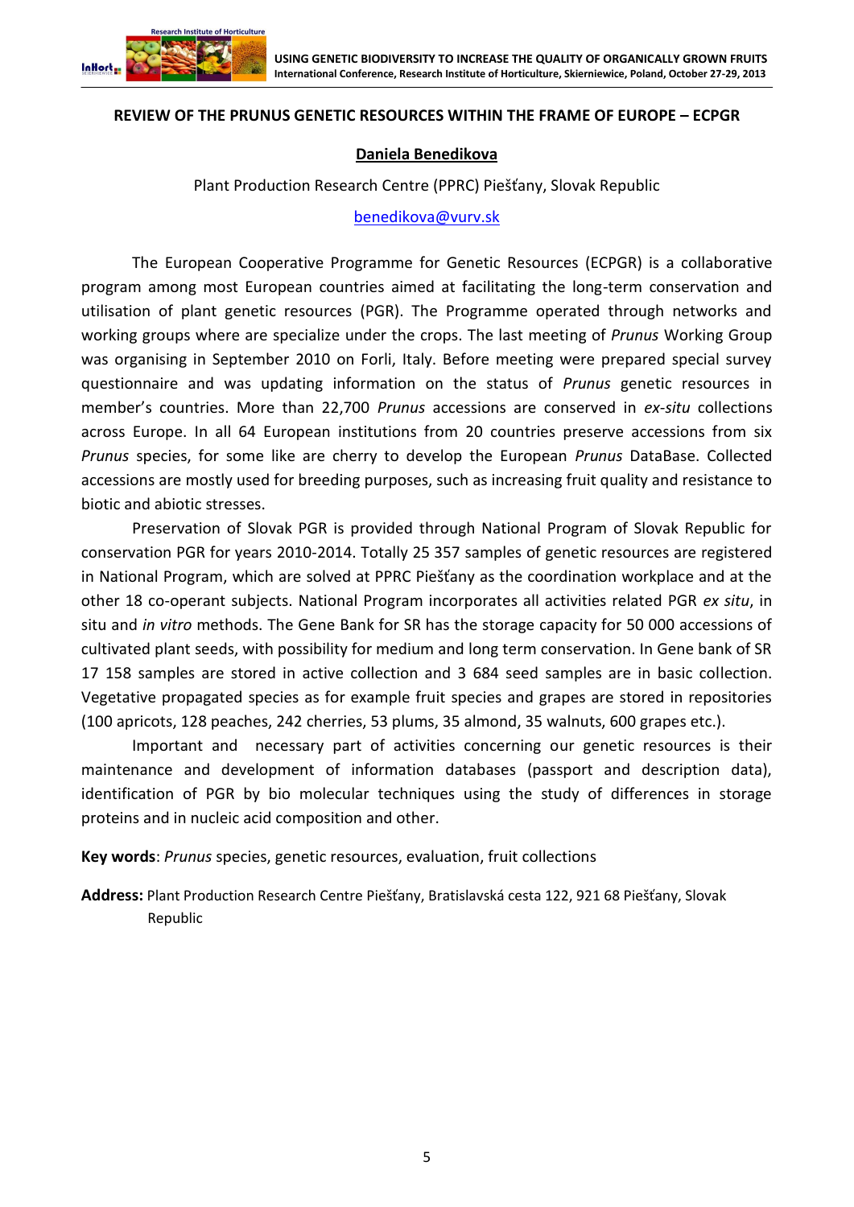## REVIEW OF THE PRUNUS GENETIC RESOURCES WITHIN THE FRAME OF EUROPE – ECPGR

**Daniela Benedikova**

Plant Production Research Centre (PPRC) Piešťany, Slovak Republic

benedikova@vurv.sk

The European Cooperative Programme for Genetic Resources (ECPGR) is a collaborative program among most European countries aimed at facilitating the long-term conservation and utilisation of plant genetic resources (PGR). The Programme operated through networks and working groups where are specialize under the crops. The last meeting of *Prunus* Working Group was organising in September 2010 on Forli, Italy. Before meeting were prepared special survey questionnaire and was updating information on the status of *Prunus* genetic resources in member's countries. More than 22,700 *Prunus* accessions are conserved in *ex-situ* collections across Europe. In all 64 European institutions from 20 countries preserve accessions from six *Prunus* species, for some like are cherry to develop the European *Prunus* DataBase. Collected accessions are mostly used for breeding purposes, such as increasing fruit quality and resistance to biotic and abiotic stresses.

Preservation of Slovak PGR is provided through National Program of Slovak Republic for conservation PGR for years 2010-2014. Totally 25 357 samples of genetic resources are registered in National Program, which are solved at PPRC Piešťany as the coordination workplace and at the other 18 co-operant subjects. National Program incorporates all activities related PGR *ex situ*, in situ and *in vitro* methods. The Gene Bank for SR has the storage capacity for 50 000 accessions of cultivated plant seeds, with possibility for medium and long term conservation. In Gene bank of SR 17 158 samples are stored in active collection and 3 684 seed samples are in basic collection. Vegetative propagated species as for example fruit species and grapes are stored in repositories (100 apricots, 128 peaches, 242 cherries, 53 plums, 35 almond, 35 walnuts, 600 grapes etc.).

Important and necessary part of activities concerning our genetic resources is their maintenance and development of information databases (passport and description data), identification of PGR by bio molecular techniques using the study of differences in storage proteins and in nucleic acid composition and other.

**Key words**: *Prunus* species, genetic resources, evaluation, fruit collections

**Address:** Plant Production Research Centre Piešťany, Bratislavská cesta 122, 921 68 Piešťany, Slovak Republic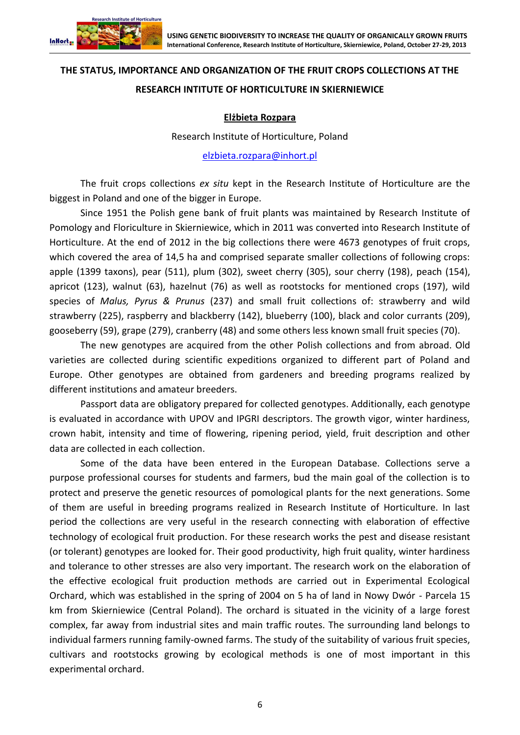## THE STATUS, IMPORTANCE AND ORGANIZATION OF THE FRUIT CROPS COLLECTIONS AT THE RESEARCH INTITUTE OF HORTICULTURE IN SKIERNIEWICE

**Elżbieta Rozpara**

Research Institute of Horticulture, Poland

elzbieta.rozpara@inhort.pl

The fruit crops collections *ex situ* kept in the Research Institute of Horticulture are the biggest in Poland and one of the bigger in Europe.

Since 1951 the Polish gene bank of fruit plants was maintained by Research Institute of Pomology and Floriculture in Skierniewice, which in 2011 was converted into Research Institute of Horticulture. At the end of 2012 in the big collections there were 4673 genotypes of fruit crops, which covered the area of 14,5 ha and comprised separate smaller collections of following crops: apple (1399 taxons), pear (511), plum (302), sweet cherry (305), sour cherry (198), peach (154), apricot (123), walnut (63), hazelnut (76) as well as rootstocks for mentioned crops (197), wild species of *Malus, Pyrus & Prunus* (237) and small fruit collections of: strawberry and wild strawberry (225), raspberry and blackberry (142), blueberry (100), black and color currants (209), gooseberry (59), grape (279), cranberry (48) and some others less known small fruit species (70).

The new genotypes are acquired from the other Polish collections and from abroad. Old varieties are collected during scientific expeditions organized to different part of Poland and Europe. Other genotypes are obtained from gardeners and breeding programs realized by different institutions and amateur breeders.

Passport data are obligatory prepared for collected genotypes. Additionally, each genotype is evaluated in accordance with UPOV and IPGRI descriptors. The growth vigor, winter hardiness, crown habit, intensity and time of flowering, ripening period, yield, fruit description and other data are collected in each collection.

Some of the data have been entered in the European Database. Collections serve a purpose professional courses for students and farmers, bud the main goal of the collection is to protect and preserve the genetic resources of pomological plants for the next generations. Some of them are useful in breeding programs realized in Research Institute of Horticulture. In last period the collections are very useful in the research connecting with elaboration of effective technology of ecological fruit production. For these research works the pest and disease resistant (or tolerant) genotypes are looked for. Their good productivity, high fruit quality, winter hardiness and tolerance to other stresses are also very important. The research work on the elaboration of the effective ecological fruit production methods are carried out in Experimental Ecological Orchard, which was established in the spring of 2004 on 5 ha of land in Nowy Dwór - Parcela 15 km from Skierniewice (Central Poland). The orchard is situated in the vicinity of a large forest complex, far away from industrial sites and main traffic routes. The surrounding land belongs to individual farmers running family-owned farms. The study of the suitability of various fruit species, cultivars and rootstocks growing by ecological methods is one of most important in this experimental orchard.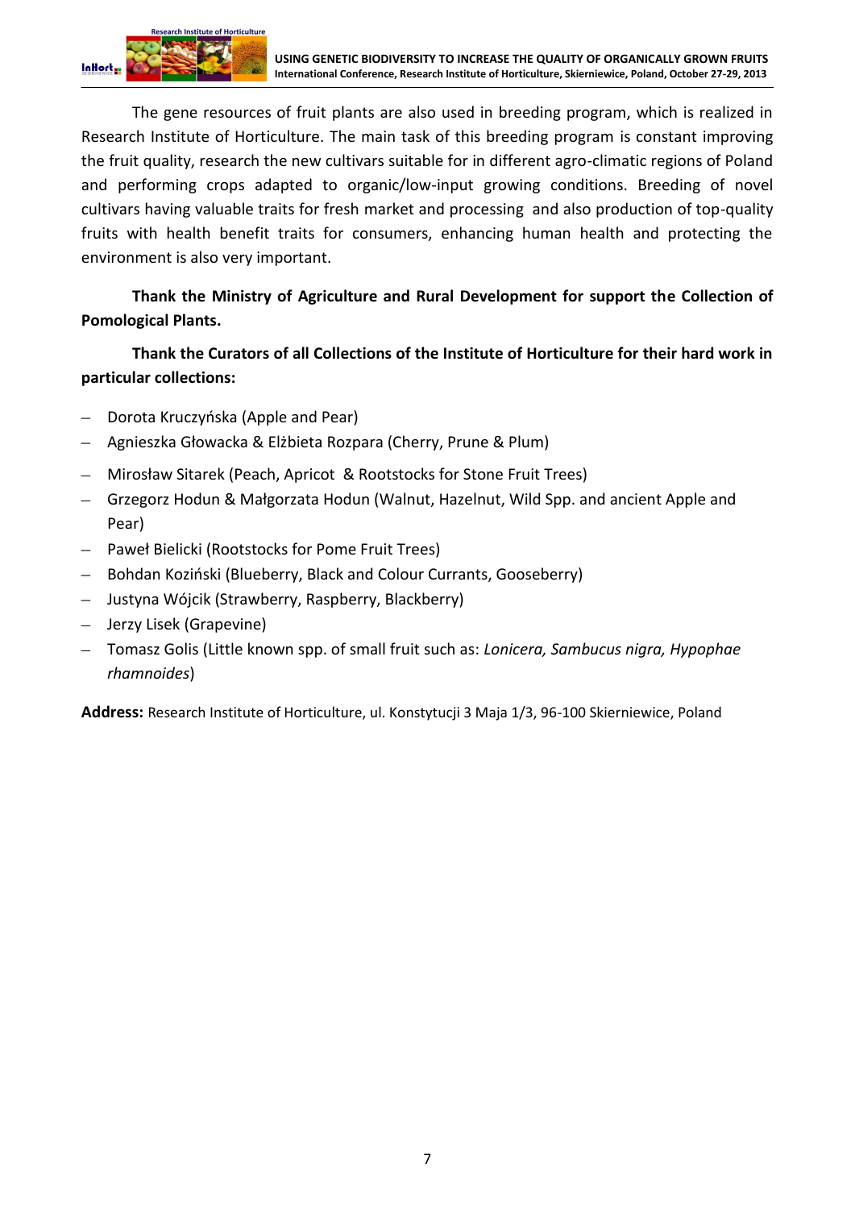The gene resources of fruit plants are also used in breeding program, which is realized in Research Institute of Horticulture. The main task of this breeding program is constant improving the fruit quality, research the new cultivars suitable for in different agro-climatic regions of Poland and performing crops adapted to organic/low-input growing conditions. Breeding of novel cultivars having valuable traits for fresh market and processing and also production of top-quality fruits with health benefit traits for consumers, enhancing human health and protecting the environment is also very important.

**Thank the Ministry of Agriculture and Rural Development for support the Collection of Pomological Plants.**

**Thank the Curators of all Collections of the Institute of Horticulture for their hard work in particular collections:**

- Dorota Kruczyńska (Apple and Pear)
- Agnieszka Głowacka & Elżbieta Rozpara (Cherry, Prune & Plum)
- Mirosław Sitarek (Peach, Apricot & Rootstocks for Stone Fruit Trees)
- Grzegorz Hodun & Małgorzata Hodun (Walnut, Hazelnut, Wild Spp. and ancient Apple and Pear)
- Paweł Bielicki (Rootstocks for Pome Fruit Trees)
- Bohdan Koziński (Blueberry, Black and Colour Currants, Gooseberry)
- Justyna Wójcik (Strawberry, Raspberry, Blackberry)
- Jerzy Lisek (Grapevine)
- Tomasz Golis (Little known spp. of small fruit such as: *Lonicera, Sambucus nigra, Hypophae rhamnoides*)

**Address:** Research Institute of Horticulture, ul. Konstytucji 3 Maja 1/3, 96-100 Skierniewice, Poland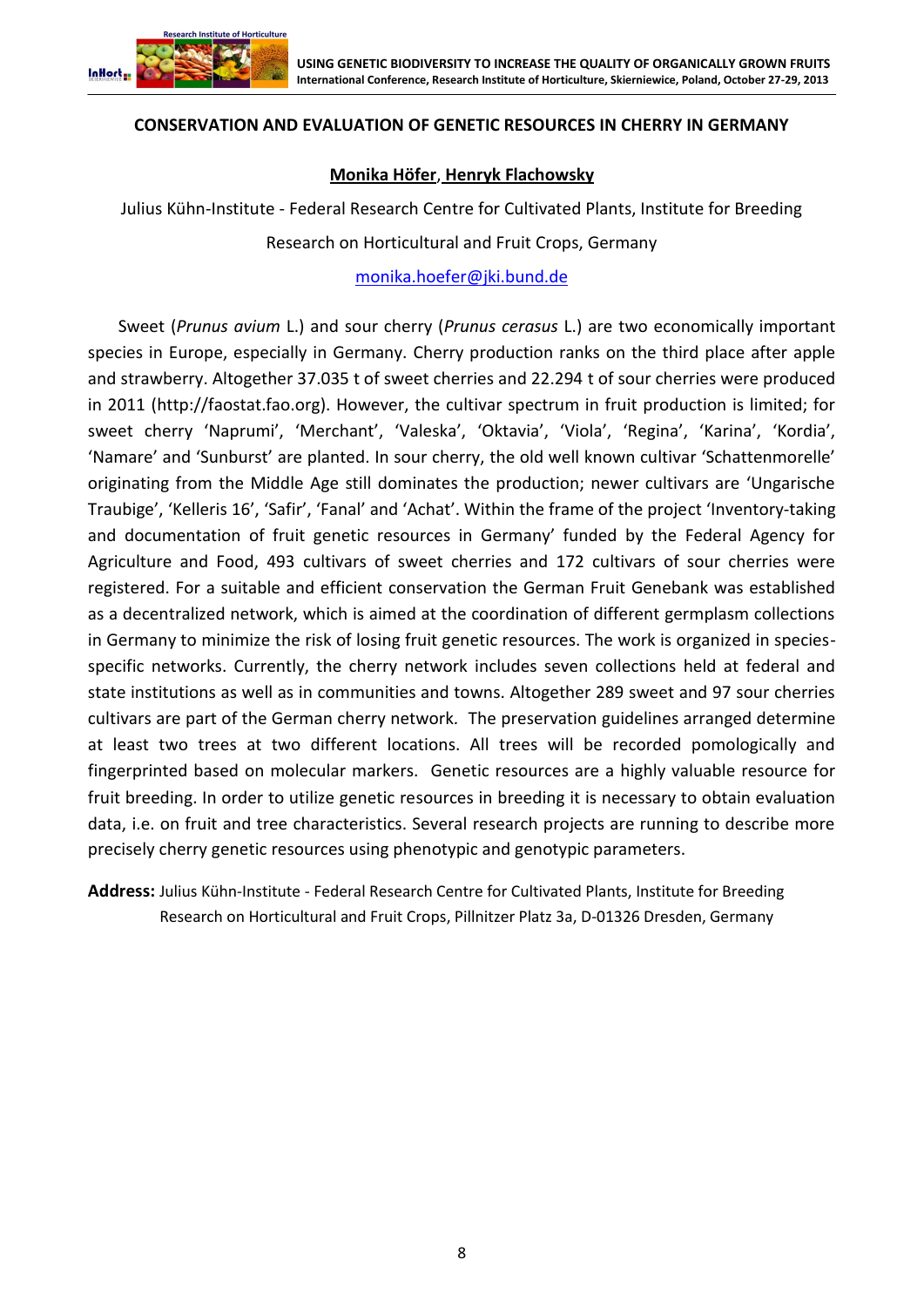## CONSERVATION AND EVALUATION OF GENETIC RESOURCES IN CHERRY IN GERMANY

**Monika Höfer, Henryk Flachowsky**

Julius Kühn-Institute - Federal Research Centre for Cultivated Plants, Institute for Breeding Research on Horticultural and Fruit Crops, Germany

monika.hoefer@jki.bund.de

Sweet (*Prunus avium* L.) and sour cherry (*Prunus cerasus* L.) are two economically important species in Europe, especially in Germany. Cherry production ranks on the third place after apple and strawberry. Altogether 37.035 t of sweet cherries and 22.294 t of sour cherries were produced in 2011 (http://faostat.fao.org). However, the cultivar spectrum in fruit production is limited; for sweet cherry 'Naprumi', 'Merchant', 'Valeska', 'Oktavia', 'Viola', 'Regina', 'Karina', 'Kordia', 'Namare' and 'Sunburst' are planted. In sour cherry, the old well known cultivar 'Schattenmorelle' originating from the Middle Age still dominates the production; newer cultivars are 'Ungarische Traubige', 'Kelleris 16', 'Safir', 'Fanal' and 'Achat'. Within the frame of the project 'Inventory-taking and documentation of fruit genetic resources in Germany' funded by the Federal Agency for Agriculture and Food, 493 cultivars of sweet cherries and 172 cultivars of sour cherries were registered. For a suitable and efficient conservation the German Fruit Genebank was established as a decentralized network, which is aimed at the coordination of different germplasm collections in Germany to minimize the risk of losing fruit genetic resources. The work is organized in species-specific networks. Currently, the cherry network includes seven collections held at federal and state institutions as well as in communities and towns. Altogether 289 sweet and 97 sour cherries cultivars are part of the German cherry network. The preservation guidelines arranged determine at least two trees at two different locations. All trees will be recorded pomologically and fingerprinted based on molecular markers. Genetic resources are a highly valuable resource for fruit breeding. In order to utilize genetic resources in breeding it is necessary to obtain evaluation data, i.e. on fruit and tree characteristics. Several research projects are running to describe more precisely cherry genetic resources using phenotypic and genotypic parameters.

**Address:** Julius Kühn-Institute - Federal Research Centre for Cultivated Plants, Institute for Breeding Research on Horticultural and Fruit Crops, Pillnitzer Platz 3a, D-01326 Dresden, Germany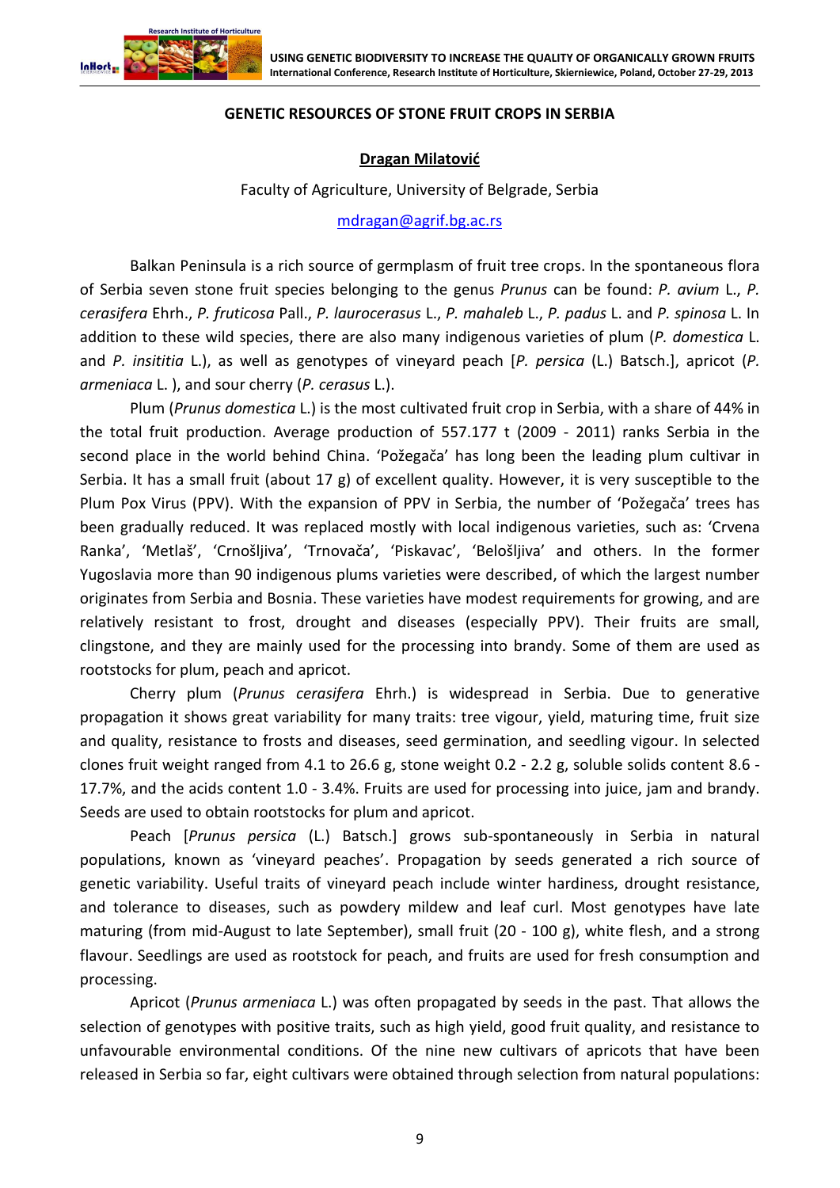## GENETIC RESOURCES OF STONE FRUIT CROPS IN SERBIA

**Dragan Milatović**

Faculty of Agriculture, University of Belgrade, Serbia

mdragan@agrif.bg.ac.rs

Balkan Peninsula is a rich source of germplasm of fruit tree crops. In the spontaneous flora of Serbia seven stone fruit species belonging to the genus *Prunus* can be found: *P. avium* L., *P. cerasifera* Ehrh., *P. fruticosa* Pall., *P. laurocerasus* L., *P. mahaleb* L., *P. padus* L. and *P. spinosa* L. In addition to these wild species, there are also many indigenous varieties of plum (*P. domestica* L. and *P. insititia* L.), as well as genotypes of vineyard peach [*P. persica* (L.) Batsch.], apricot (*P. armeniaca* L. ), and sour cherry (*P. cerasus* L.).

Plum (*Prunus domestica* L.) is the most cultivated fruit crop in Serbia, with a share of 44% in the total fruit production. Average production of 557.177 t (2009 - 2011) ranks Serbia in the second place in the world behind China. 'Požegača' has long been the leading plum cultivar in Serbia. It has a small fruit (about 17 g) of excellent quality. However, it is very susceptible to the Plum Pox Virus (PPV). With the expansion of PPV in Serbia, the number of 'Požegača' trees has been gradually reduced. It was replaced mostly with local indigenous varieties, such as: 'Crvena Ranka', 'Metlaš', 'Crnošljiva', 'Trnovača', 'Piskavac', 'Belošljiva' and others. In the former Yugoslavia more than 90 indigenous plums varieties were described, of which the largest number originates from Serbia and Bosnia. These varieties have modest requirements for growing, and are relatively resistant to frost, drought and diseases (especially PPV). Their fruits are small, clingstone, and they are mainly used for the processing into brandy. Some of them are used as rootstocks for plum, peach and apricot.

Cherry plum (*Prunus cerasifera* Ehrh.) is widespread in Serbia. Due to generative propagation it shows great variability for many traits: tree vigour, yield, maturing time, fruit size and quality, resistance to frosts and diseases, seed germination, and seedling vigour. In selected clones fruit weight ranged from 4.1 to 26.6 g, stone weight 0.2 - 2.2 g, soluble solids content 8.6 - 17.7%, and the acids content 1.0 - 3.4%. Fruits are used for processing into juice, jam and brandy. Seeds are used to obtain rootstocks for plum and apricot.

Peach [*Prunus persica* (L.) Batsch.] grows sub-spontaneously in Serbia in natural populations, known as 'vineyard peaches'. Propagation by seeds generated a rich source of genetic variability. Useful traits of vineyard peach include winter hardiness, drought resistance, and tolerance to diseases, such as powdery mildew and leaf curl. Most genotypes have late maturing (from mid-August to late September), small fruit (20 - 100 g), white flesh, and a strong flavour. Seedlings are used as rootstock for peach, and fruits are used for fresh consumption and processing.

Apricot (*Prunus armeniaca* L.) was often propagated by seeds in the past. That allows the selection of genotypes with positive traits, such as high yield, good fruit quality, and resistance to unfavourable environmental conditions. Of the nine new cultivars of apricots that have been released in Serbia so far, eight cultivars were obtained through selection from natural populations: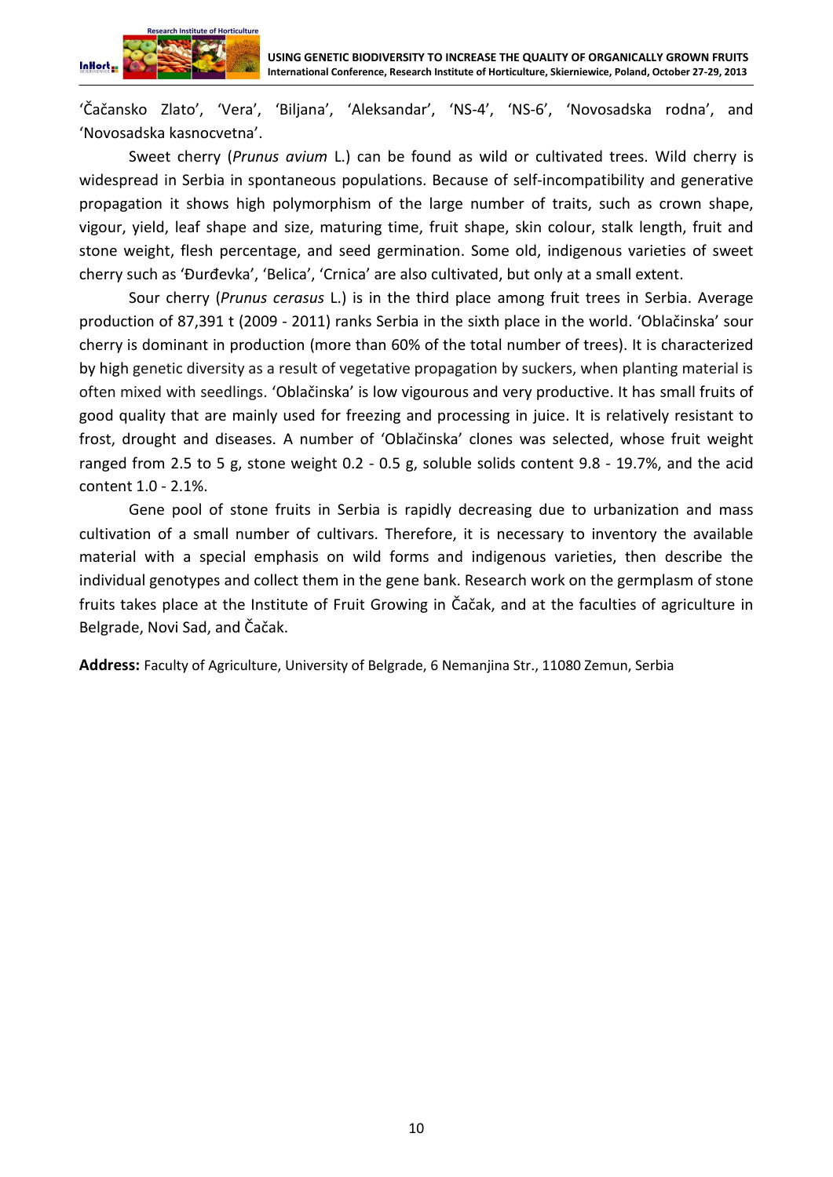'Čačansko Zlato', 'Vera', 'Biljana', 'Aleksandar', 'NS-4', 'NS-6', 'Novosadska rodna', and 'Novosadska kasnocvetna'.

Sweet cherry (*Prunus avium* L.) can be found as wild or cultivated trees. Wild cherry is widespread in Serbia in spontaneous populations. Because of self-incompatibility and generative propagation it shows high polymorphism of the large number of traits, such as crown shape, vigour, yield, leaf shape and size, maturing time, fruit shape, skin colour, stalk length, fruit and stone weight, flesh percentage, and seed germination. Some old, indigenous varieties of sweet cherry such as 'Đurđevka', 'Belica', 'Crnica' are also cultivated, but only at a small extent.

Sour cherry (*Prunus cerasus* L.) is in the third place among fruit trees in Serbia. Average production of 87,391 t (2009 - 2011) ranks Serbia in the sixth place in the world. 'Oblačinska' sour cherry is dominant in production (more than 60% of the total number of trees). It is characterized by high genetic diversity as a result of vegetative propagation by suckers, when planting material is often mixed with seedlings. 'Oblačinska' is low vigourous and very productive. It has small fruits of good quality that are mainly used for freezing and processing in juice. It is relatively resistant to frost, drought and diseases. A number of 'Oblačinska' clones was selected, whose fruit weight ranged from 2.5 to 5 g, stone weight 0.2 - 0.5 g, soluble solids content 9.8 - 19.7%, and the acid content 1.0 - 2.1%.

Gene pool of stone fruits in Serbia is rapidly decreasing due to urbanization and mass cultivation of a small number of cultivars. Therefore, it is necessary to inventory the available material with a special emphasis on wild forms and indigenous varieties, then describe the individual genotypes and collect them in the gene bank. Research work on the germplasm of stone fruits takes place at the Institute of Fruit Growing in Čačak, and at the faculties of agriculture in Belgrade, Novi Sad, and Čačak.

**Address:** Faculty of Agriculture, University of Belgrade, 6 Nemanjina Str., 11080 Zemun, Serbia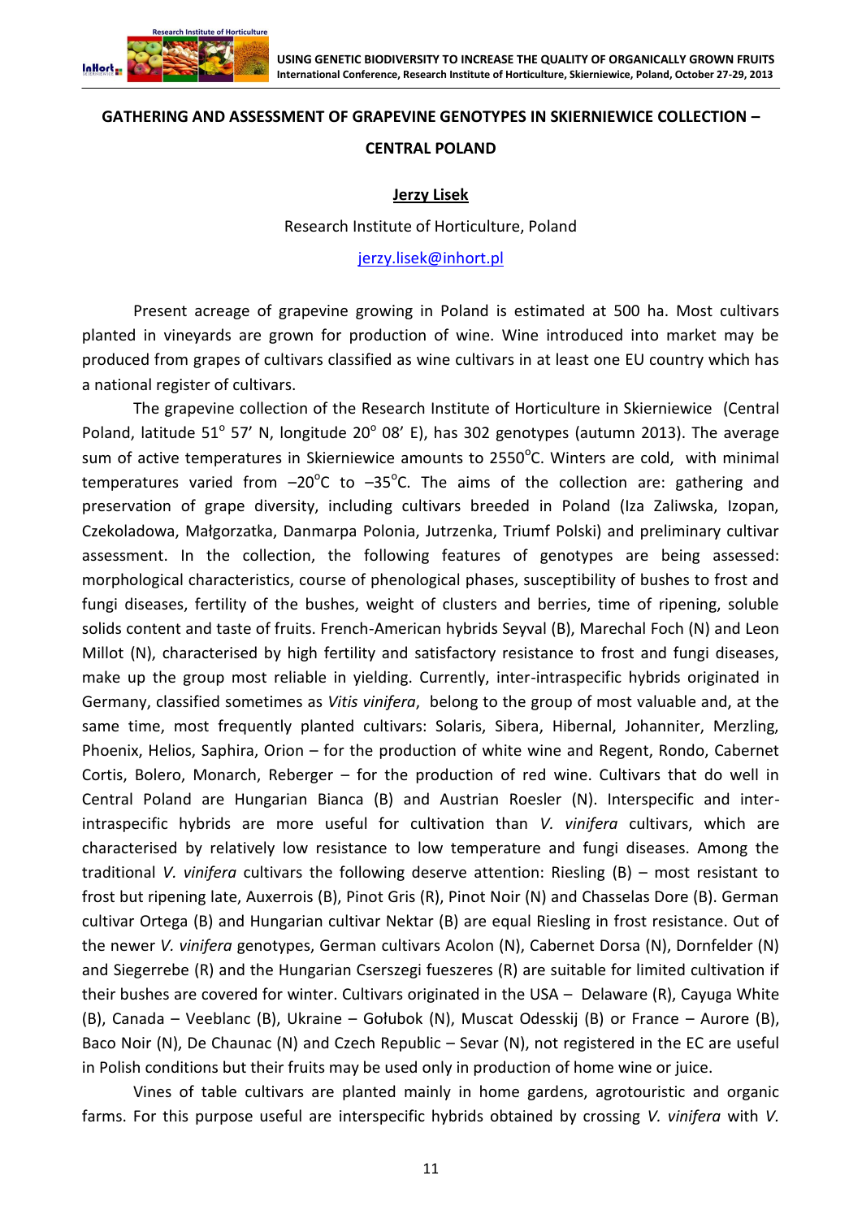## GATHERING AND ASSESSMENT OF GRAPEVINE GENOTYPES IN SKIERNIEWICE COLLECTION – CENTRAL POLAND

**Jerzy Lisek**

Research Institute of Horticulture, Poland

jerzy.lisek@inhort.pl

Present acreage of grapevine growing in Poland is estimated at 500 ha. Most cultivars planted in vineyards are grown for production of wine. Wine introduced into market may be produced from grapes of cultivars classified as wine cultivars in at least one EU country which has a national register of cultivars.

The grapevine collection of the Research Institute of Horticulture in Skierniewice (Central Poland, latitude 51° 57′ N, longitude 20° 08′ E), has 302 genotypes (autumn 2013). The average sum of active temperatures in Skierniewice amounts to 2550°C. Winters are cold, with minimal temperatures varied from –20°C to –35°C. The aims of the collection are: gathering and preservation of grape diversity, including cultivars breeded in Poland (Iza Zaliwska, Izopan, Czekoladowa, Małgorzatka, Danmarpa Polonia, Jutrzenka, Triumf Polski) and preliminary cultivar assessment. In the collection, the following features of genotypes are being assessed: morphological characteristics, course of phenological phases, susceptibility of bushes to frost and fungi diseases, fertility of the bushes, weight of clusters and berries, time of ripening, soluble solids content and taste of fruits. French-American hybrids Seyval (B), Marechal Foch (N) and Leon Millot (N), characterised by high fertility and satisfactory resistance to frost and fungi diseases, make up the group most reliable in yielding. Currently, inter-intraspecific hybrids originated in Germany, classified sometimes as *Vitis vinifera*, belong to the group of most valuable and, at the same time, most frequently planted cultivars: Solaris, Sibera, Hibernal, Johanniter, Merzling, Phoenix, Helios, Saphira, Orion – for the production of white wine and Regent, Rondo, Cabernet Cortis, Bolero, Monarch, Reberger – for the production of red wine. Cultivars that do well in Central Poland are Hungarian Bianca (B) and Austrian Roesler (N). Interspecific and inter-intraspecific hybrids are more useful for cultivation than *V. vinifera* cultivars, which are characterised by relatively low resistance to low temperature and fungi diseases. Among the traditional *V. vinifera* cultivars the following deserve attention: Riesling (B) – most resistant to frost but ripening late, Auxerrois (B), Pinot Gris (R), Pinot Noir (N) and Chasselas Dore (B). German cultivar Ortega (B) and Hungarian cultivar Nektar (B) are equal Riesling in frost resistance. Out of the newer *V. vinifera* genotypes, German cultivars Acolon (N), Cabernet Dorsa (N), Dornfelder (N) and Siegerrebe (R) and the Hungarian Cserszegi fueszeres (R) are suitable for limited cultivation if their bushes are covered for winter. Cultivars originated in the USA – Delaware (R), Cayuga White (B), Canada – Veeblanc (B), Ukraine – Gołubok (N), Muscat Odesskij (B) or France – Aurore (B), Baco Noir (N), De Chaunac (N) and Czech Republic – Sevar (N), not registered in the EC are useful in Polish conditions but their fruits may be used only in production of home wine or juice.

Vines of table cultivars are planted mainly in home gardens, agrotouristic and organic farms. For this purpose useful are interspecific hybrids obtained by crossing *V. vinifera* with *V.*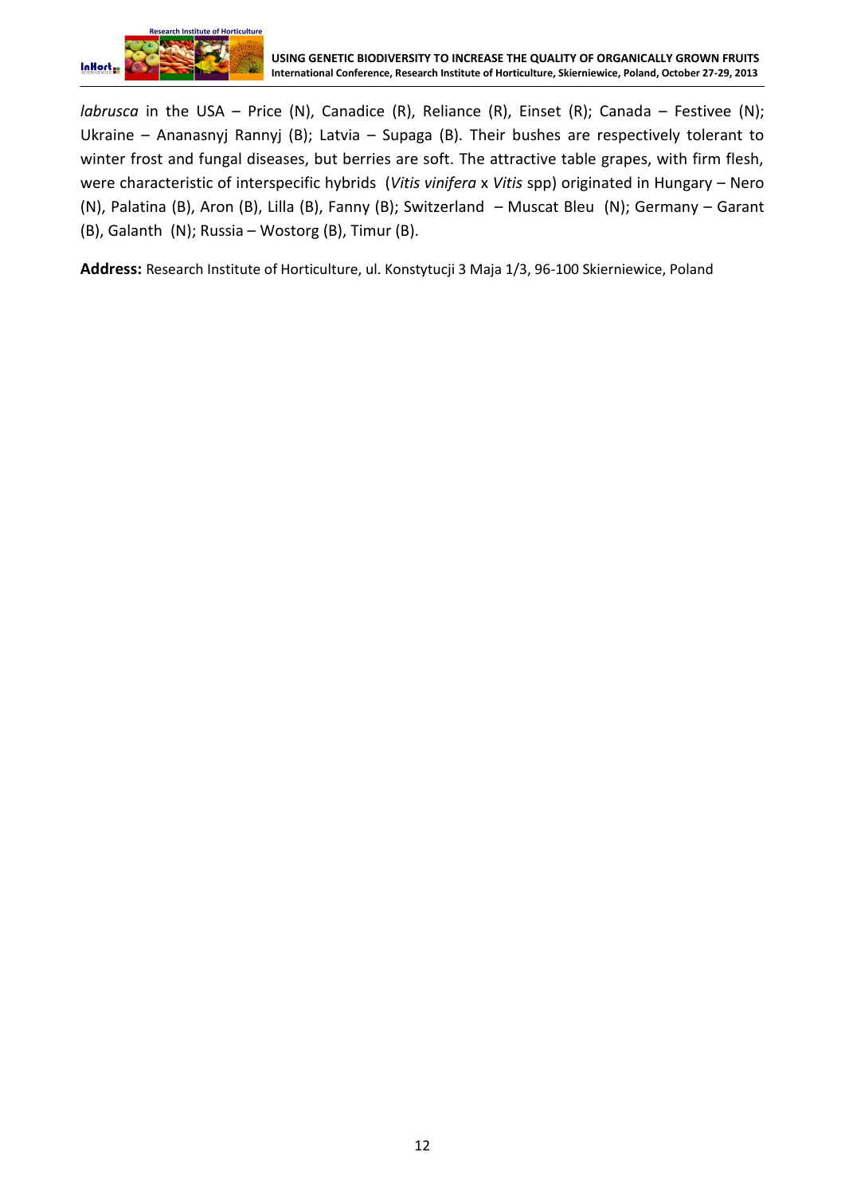*labrusca* in the USA – Price (N), Canadice (R), Reliance (R), Einset (R); Canada – Festivee (N); Ukraine – Ananasnyj Rannyj (B); Latvia – Supaga (B). Their bushes are respectively tolerant to winter frost and fungal diseases, but berries are soft. The attractive table grapes, with firm flesh, were characteristic of interspecific hybrids (*Vitis vinifera* x *Vitis* spp) originated in Hungary – Nero (N), Palatina (B), Aron (B), Lilla (B), Fanny (B); Switzerland – Muscat Bleu (N); Germany – Garant (B), Galanth (N); Russia – Wostorg (B), Timur (B).

**Address:** Research Institute of Horticulture, ul. Konstytucji 3 Maja 1/3, 96-100 Skierniewice, Poland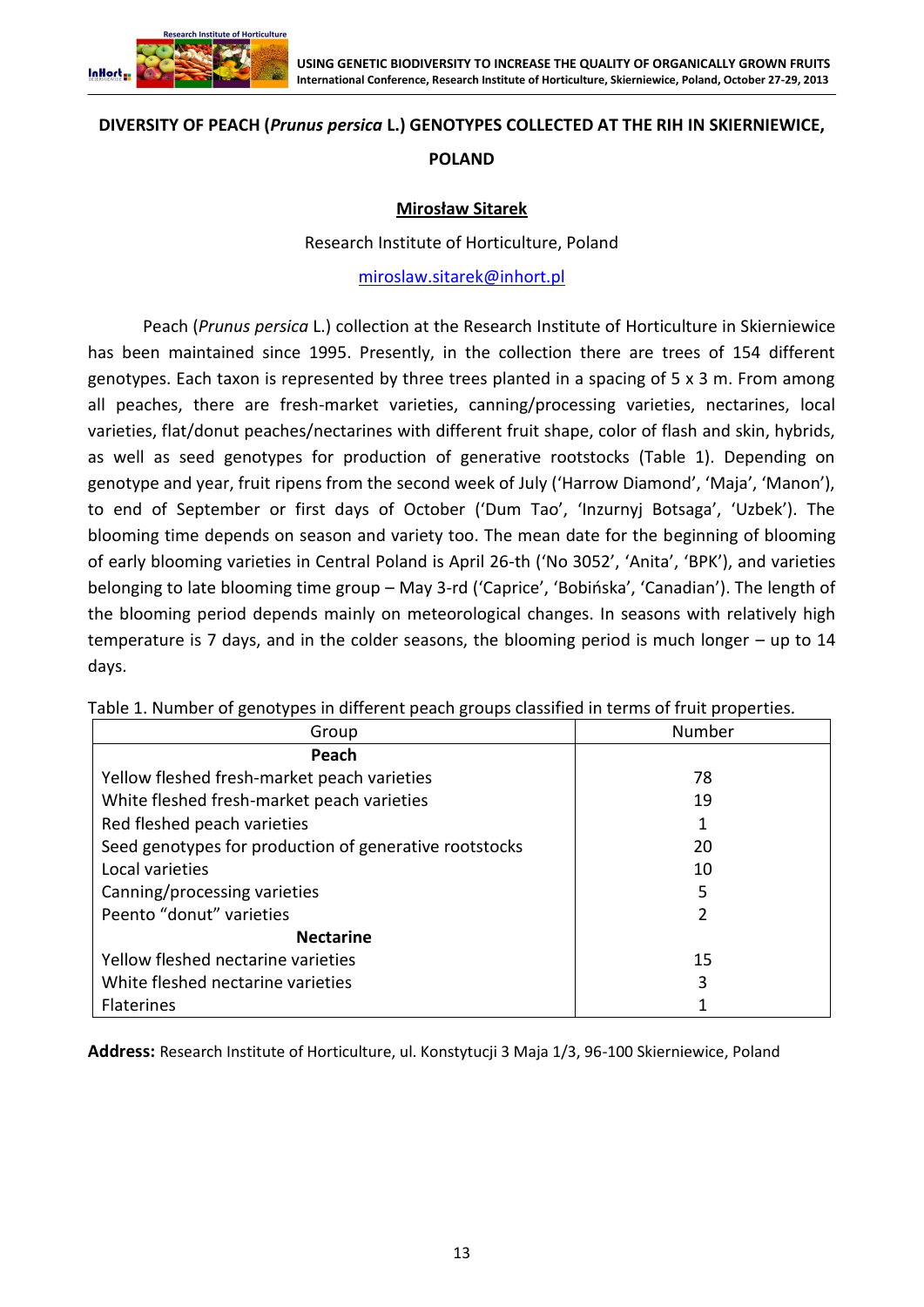## DIVERSITY OF PEACH (*Prunus persica* L.) GENOTYPES COLLECTED AT THE RIH IN SKIERNIEWICE, POLAND

**Mirosław Sitarek**

Research Institute of Horticulture, Poland

miroslaw.sitarek@inhort.pl

Peach (*Prunus persica* L.) collection at the Research Institute of Horticulture in Skierniewice has been maintained since 1995. Presently, in the collection there are trees of 154 different genotypes. Each taxon is represented by three trees planted in a spacing of 5 x 3 m. From among all peaches, there are fresh-market varieties, canning/processing varieties, nectarines, local varieties, flat/donut peaches/nectarines with different fruit shape, color of flash and skin, hybrids, as well as seed genotypes for production of generative rootstocks (Table 1). Depending on genotype and year, fruit ripens from the second week of July ('Harrow Diamond', 'Maja', 'Manon'), to end of September or first days of October ('Dum Tao', 'Inzurnyj Botsaga', 'Uzbek'). The blooming time depends on season and variety too. The mean date for the beginning of blooming of early blooming varieties in Central Poland is April 26-th ('No 3052', 'Anita', 'BPK'), and varieties belonging to late blooming time group – May 3-rd ('Caprice', 'Bobińska', 'Canadian'). The length of the blooming period depends mainly on meteorological changes. In seasons with relatively high temperature is 7 days, and in the colder seasons, the blooming period is much longer – up to 14 days.

Table 1. Number of genotypes in different peach groups classified in terms of fruit properties.

| Group | Number |
|---|---|
| **Peach** | |
| Yellow fleshed fresh-market peach varieties | 78 |
| White fleshed fresh-market peach varieties | 19 |
| Red fleshed peach varieties | 1 |
| Seed genotypes for production of generative rootstocks | 20 |
| Local varieties | 10 |
| Canning/processing varieties | 5 |
| Peento "donut" varieties | 2 |
| **Nectarine** | |
| Yellow fleshed nectarine varieties | 15 |
| White fleshed nectarine varieties | 3 |
| Flaterines | 1 |

**Address:** Research Institute of Horticulture, ul. Konstytucji 3 Maja 1/3, 96-100 Skierniewice, Poland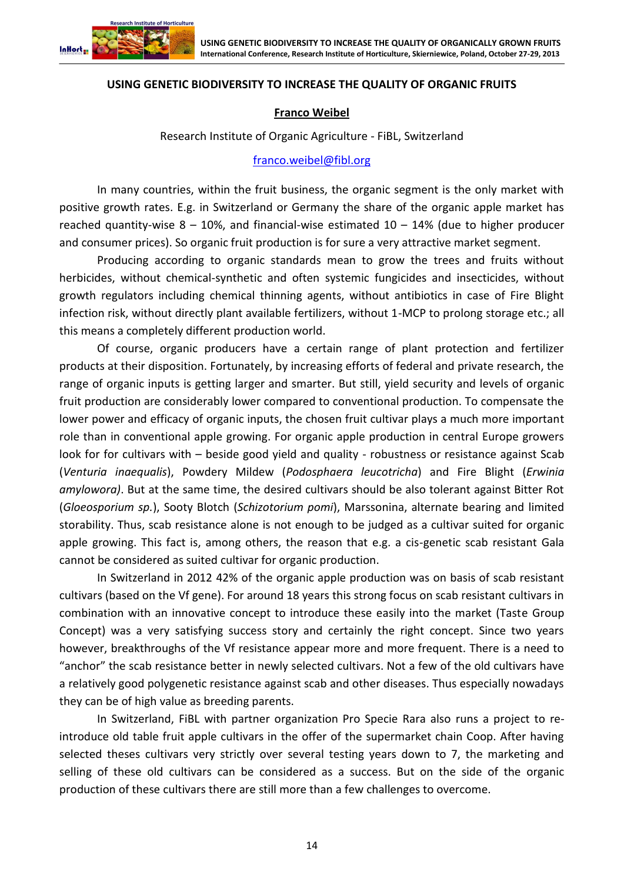## USING GENETIC BIODIVERSITY TO INCREASE THE QUALITY OF ORGANIC FRUITS

**Franco Weibel**

Research Institute of Organic Agriculture - FiBL, Switzerland

franco.weibel@fibl.org

In many countries, within the fruit business, the organic segment is the only market with positive growth rates. E.g. in Switzerland or Germany the share of the organic apple market has reached quantity-wise 8 – 10%, and financial-wise estimated 10 – 14% (due to higher producer and consumer prices). So organic fruit production is for sure a very attractive market segment.

Producing according to organic standards mean to grow the trees and fruits without herbicides, without chemical-synthetic and often systemic fungicides and insecticides, without growth regulators including chemical thinning agents, without antibiotics in case of Fire Blight infection risk, without directly plant available fertilizers, without 1-MCP to prolong storage etc.; all this means a completely different production world.

Of course, organic producers have a certain range of plant protection and fertilizer products at their disposition. Fortunately, by increasing efforts of federal and private research, the range of organic inputs is getting larger and smarter. But still, yield security and levels of organic fruit production are considerably lower compared to conventional production. To compensate the lower power and efficacy of organic inputs, the chosen fruit cultivar plays a much more important role than in conventional apple growing. For organic apple production in central Europe growers look for for cultivars with – beside good yield and quality - robustness or resistance against Scab (*Venturia inaequalis*), Powdery Mildew (*Podosphaera leucotricha*) and Fire Blight (*Erwinia amylowora)*. But at the same time, the desired cultivars should be also tolerant against Bitter Rot (*Gloeosporium sp.*), Sooty Blotch (*Schizotorium pomi*), Marssonina, alternate bearing and limited storability. Thus, scab resistance alone is not enough to be judged as a cultivar suited for organic apple growing. This fact is, among others, the reason that e.g. a cis-genetic scab resistant Gala cannot be considered as suited cultivar for organic production.

In Switzerland in 2012 42% of the organic apple production was on basis of scab resistant cultivars (based on the Vf gene). For around 18 years this strong focus on scab resistant cultivars in combination with an innovative concept to introduce these easily into the market (Taste Group Concept) was a very satisfying success story and certainly the right concept. Since two years however, breakthroughs of the Vf resistance appear more and more frequent. There is a need to "anchor" the scab resistance better in newly selected cultivars. Not a few of the old cultivars have a relatively good polygenetic resistance against scab and other diseases. Thus especially nowadays they can be of high value as breeding parents.

In Switzerland, FiBL with partner organization Pro Specie Rara also runs a project to re-introduce old table fruit apple cultivars in the offer of the supermarket chain Coop. After having selected theses cultivars very strictly over several testing years down to 7, the marketing and selling of these old cultivars can be considered as a success. But on the side of the organic production of these cultivars there are still more than a few challenges to overcome.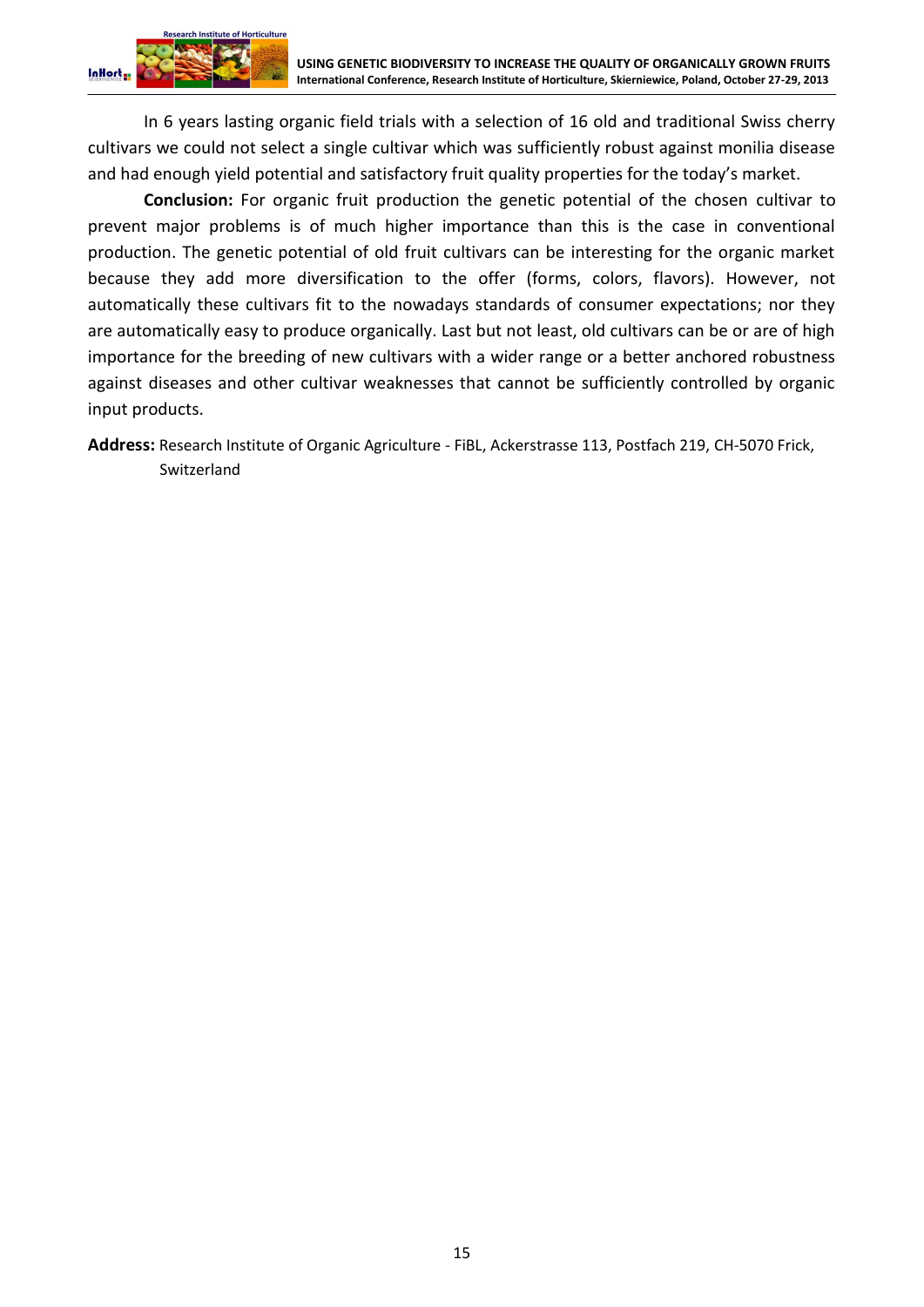In 6 years lasting organic field trials with a selection of 16 old and traditional Swiss cherry cultivars we could not select a single cultivar which was sufficiently robust against monilia disease and had enough yield potential and satisfactory fruit quality properties for the today's market.

**Conclusion:** For organic fruit production the genetic potential of the chosen cultivar to prevent major problems is of much higher importance than this is the case in conventional production. The genetic potential of old fruit cultivars can be interesting for the organic market because they add more diversification to the offer (forms, colors, flavors). However, not automatically these cultivars fit to the nowadays standards of consumer expectations; nor they are automatically easy to produce organically. Last but not least, old cultivars can be or are of high importance for the breeding of new cultivars with a wider range or a better anchored robustness against diseases and other cultivar weaknesses that cannot be sufficiently controlled by organic input products.

**Address:** Research Institute of Organic Agriculture - FiBL, Ackerstrasse 113, Postfach 219, CH-5070 Frick, Switzerland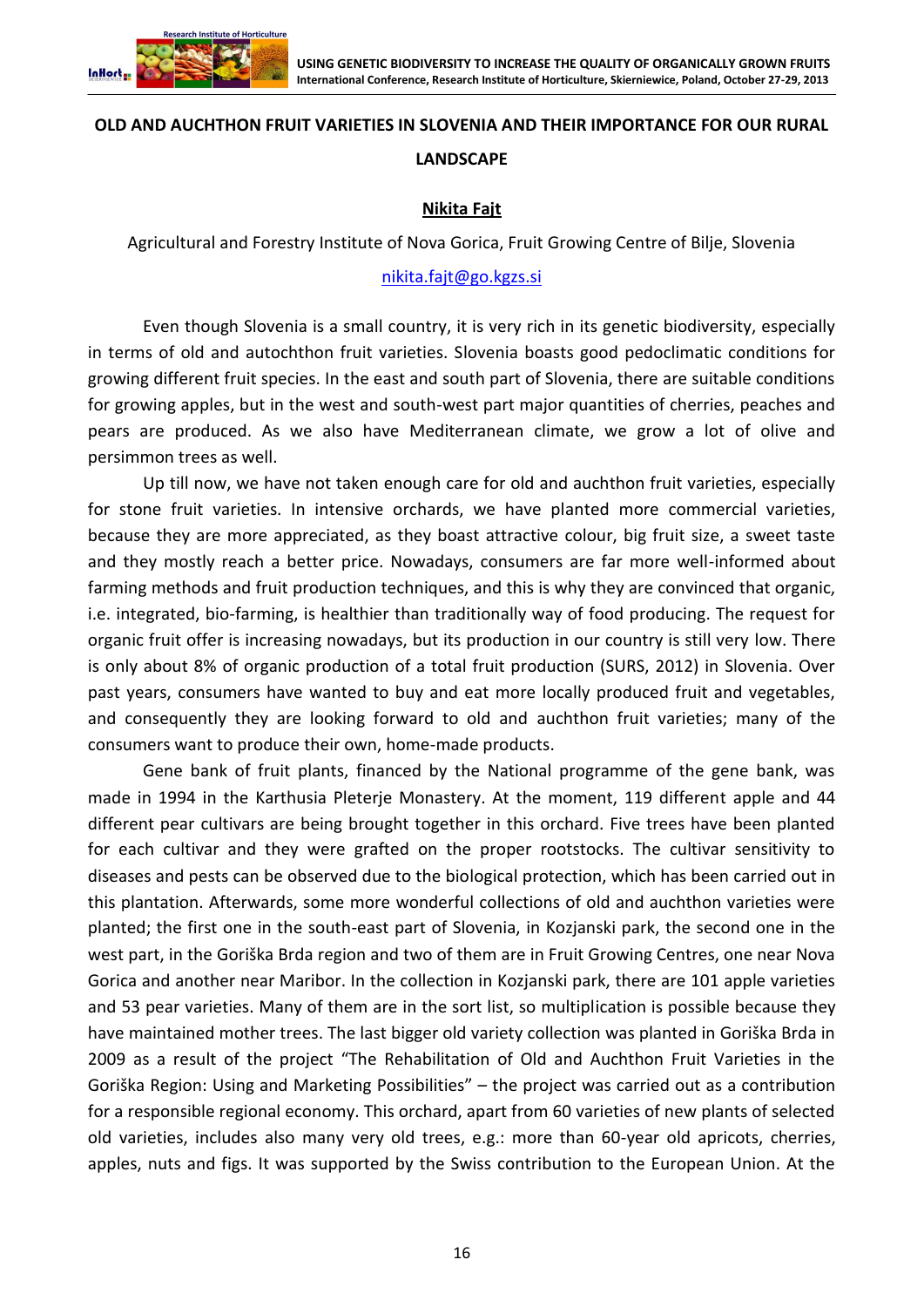# OLD AND AUCHTHON FRUIT VARIETIES IN SLOVENIA AND THEIR IMPORTANCE FOR OUR RURAL LANDSCAPE

**Nikita Fajt**

Agricultural and Forestry Institute of Nova Gorica, Fruit Growing Centre of Bilje, Slovenia

nikita.fajt@go.kgzs.si

Even though Slovenia is a small country, it is very rich in its genetic biodiversity, especially in terms of old and autochthon fruit varieties. Slovenia boasts good pedoclimatic conditions for growing different fruit species. In the east and south part of Slovenia, there are suitable conditions for growing apples, but in the west and south-west part major quantities of cherries, peaches and pears are produced. As we also have Mediterranean climate, we grow a lot of olive and persimmon trees as well.

Up till now, we have not taken enough care for old and auchthon fruit varieties, especially for stone fruit varieties. In intensive orchards, we have planted more commercial varieties, because they are more appreciated, as they boast attractive colour, big fruit size, a sweet taste and they mostly reach a better price. Nowadays, consumers are far more well-informed about farming methods and fruit production techniques, and this is why they are convinced that organic, i.e. integrated, bio-farming, is healthier than traditionally way of food producing. The request for organic fruit offer is increasing nowadays, but its production in our country is still very low. There is only about 8% of organic production of a total fruit production (SURS, 2012) in Slovenia. Over past years, consumers have wanted to buy and eat more locally produced fruit and vegetables, and consequently they are looking forward to old and auchthon fruit varieties; many of the consumers want to produce their own, home-made products.

Gene bank of fruit plants, financed by the National programme of the gene bank, was made in 1994 in the Karthusia Pleterje Monastery. At the moment, 119 different apple and 44 different pear cultivars are being brought together in this orchard. Five trees have been planted for each cultivar and they were grafted on the proper rootstocks. The cultivar sensitivity to diseases and pests can be observed due to the biological protection, which has been carried out in this plantation. Afterwards, some more wonderful collections of old and auchthon varieties were planted; the first one in the south-east part of Slovenia, in Kozjanski park, the second one in the west part, in the Goriška Brda region and two of them are in Fruit Growing Centres, one near Nova Gorica and another near Maribor. In the collection in Kozjanski park, there are 101 apple varieties and 53 pear varieties. Many of them are in the sort list, so multiplication is possible because they have maintained mother trees. The last bigger old variety collection was planted in Goriška Brda in 2009 as a result of the project "The Rehabilitation of Old and Auchthon Fruit Varieties in the Goriška Region: Using and Marketing Possibilities" – the project was carried out as a contribution for a responsible regional economy. This orchard, apart from 60 varieties of new plants of selected old varieties, includes also many very old trees, e.g.: more than 60-year old apricots, cherries, apples, nuts and figs. It was supported by the Swiss contribution to the European Union. At the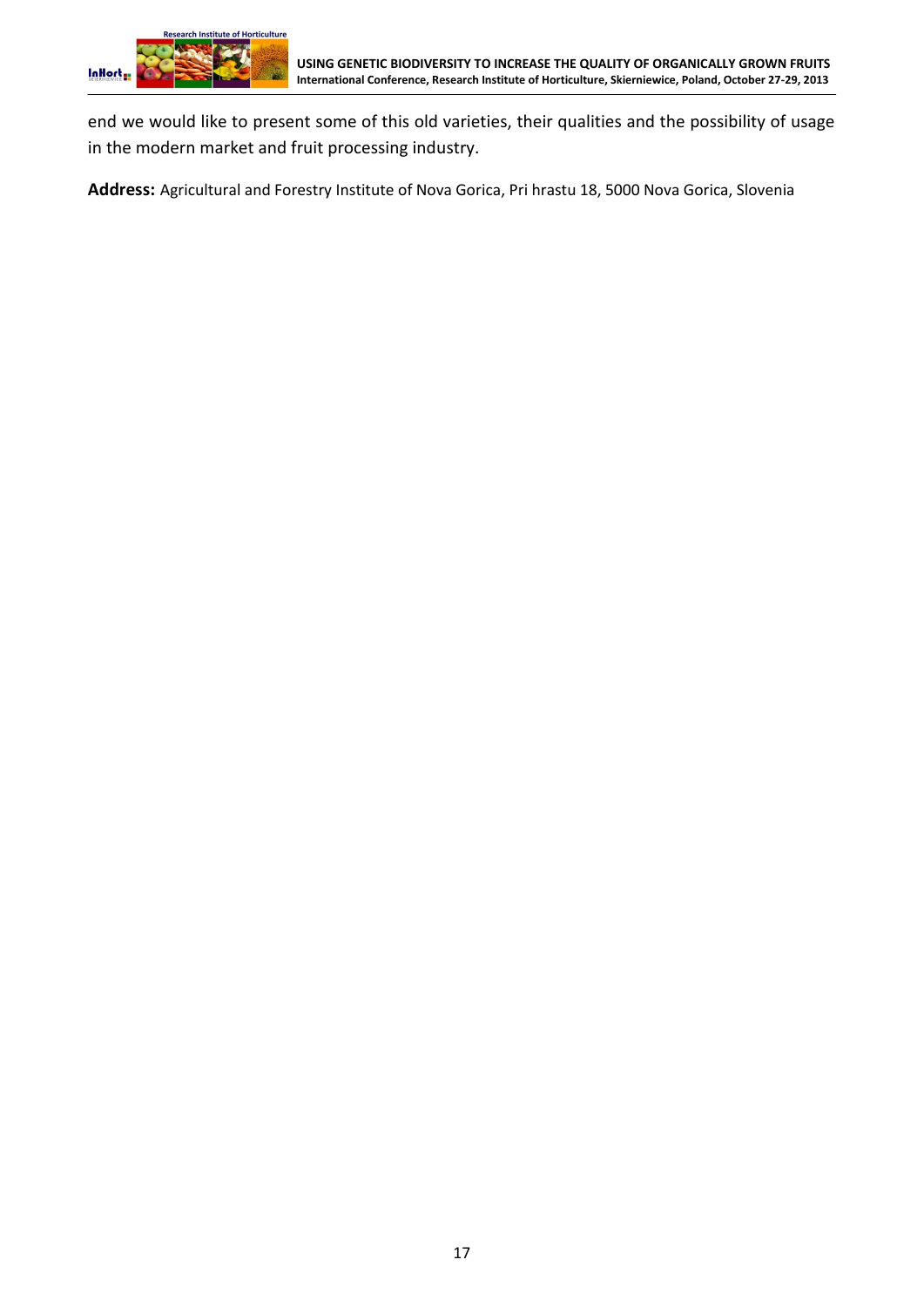end we would like to present some of this old varieties, their qualities and the possibility of usage in the modern market and fruit processing industry.

**Address:** Agricultural and Forestry Institute of Nova Gorica, Pri hrastu 18, 5000 Nova Gorica, Slovenia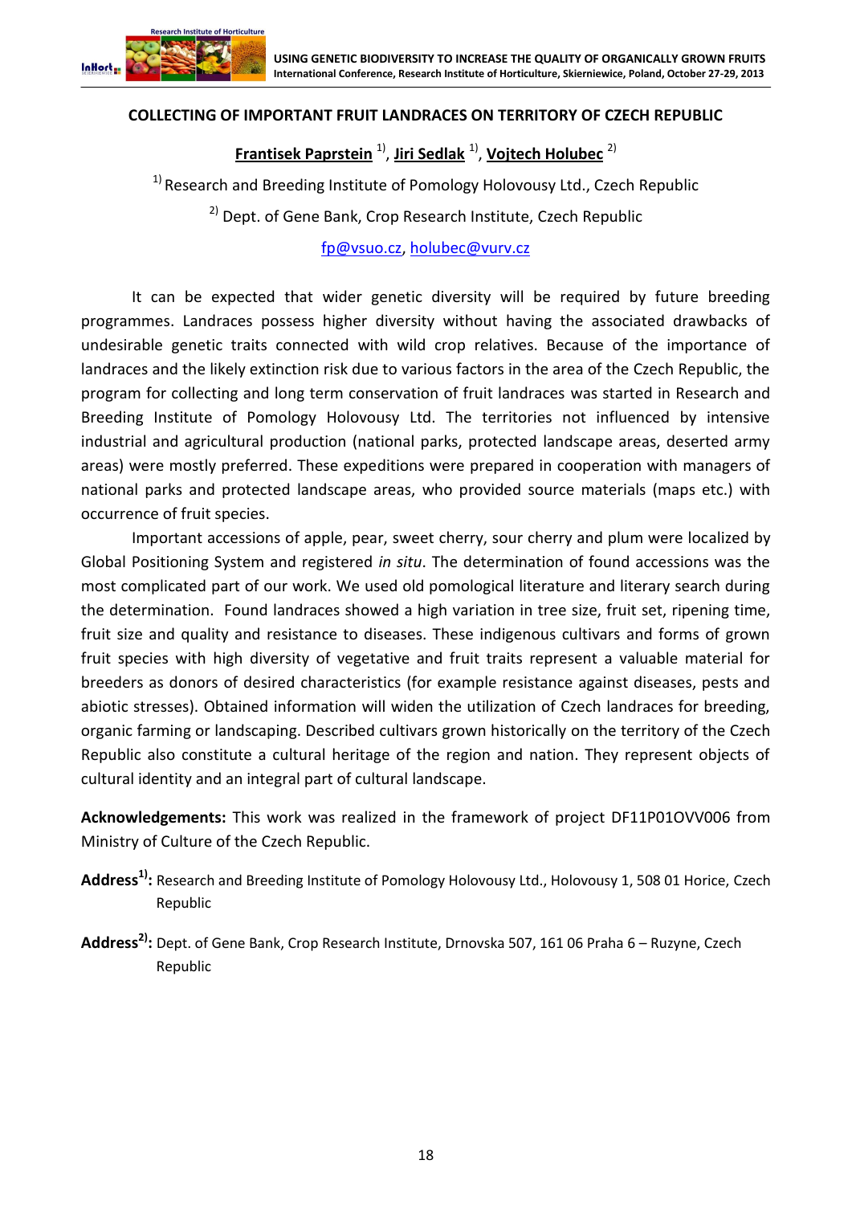## COLLECTING OF IMPORTANT FRUIT LANDRACES ON TERRITORY OF CZECH REPUBLIC

**Frantisek Paprstein** [1], **Jiri Sedlak** [1], **Vojtech Holubec** [2]

[1] Research and Breeding Institute of Pomology Holovousy Ltd., Czech Republic

[2] Dept. of Gene Bank, Crop Research Institute, Czech Republic

fp@vsuo.cz, holubec@vurv.cz

It can be expected that wider genetic diversity will be required by future breeding programmes. Landraces possess higher diversity without having the associated drawbacks of undesirable genetic traits connected with wild crop relatives. Because of the importance of landraces and the likely extinction risk due to various factors in the area of the Czech Republic, the program for collecting and long term conservation of fruit landraces was started in Research and Breeding Institute of Pomology Holovousy Ltd. The territories not influenced by intensive industrial and agricultural production (national parks, protected landscape areas, deserted army areas) were mostly preferred. These expeditions were prepared in cooperation with managers of national parks and protected landscape areas, who provided source materials (maps etc.) with occurrence of fruit species.

Important accessions of apple, pear, sweet cherry, sour cherry and plum were localized by Global Positioning System and registered *in situ*. The determination of found accessions was the most complicated part of our work. We used old pomological literature and literary search during the determination. Found landraces showed a high variation in tree size, fruit set, ripening time, fruit size and quality and resistance to diseases. These indigenous cultivars and forms of grown fruit species with high diversity of vegetative and fruit traits represent a valuable material for breeders as donors of desired characteristics (for example resistance against diseases, pests and abiotic stresses). Obtained information will widen the utilization of Czech landraces for breeding, organic farming or landscaping. Described cultivars grown historically on the territory of the Czech Republic also constitute a cultural heritage of the region and nation. They represent objects of cultural identity and an integral part of cultural landscape.

**Acknowledgements:** This work was realized in the framework of project DF11P01OVV006 from Ministry of Culture of the Czech Republic.

**Address[1]:** Research and Breeding Institute of Pomology Holovousy Ltd., Holovousy 1, 508 01 Horice, Czech Republic

**Address[2]:** Dept. of Gene Bank, Crop Research Institute, Drnovska 507, 161 06 Praha 6 – Ruzyne, Czech Republic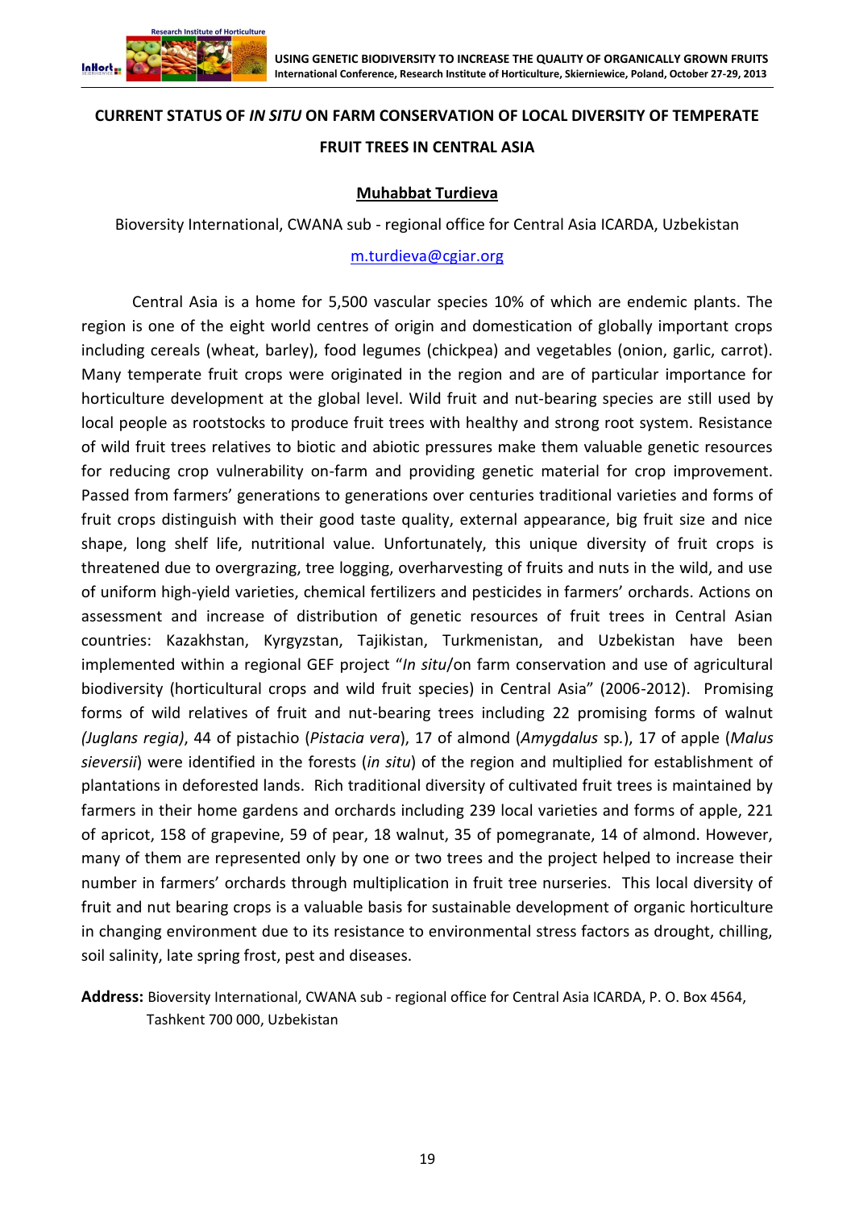## CURRENT STATUS OF *IN SITU* ON FARM CONSERVATION OF LOCAL DIVERSITY OF TEMPERATE FRUIT TREES IN CENTRAL ASIA

**Muhabbat Turdieva**

Bioversity International, CWANA sub - regional office for Central Asia ICARDA, Uzbekistan

m.turdieva@cgiar.org

Central Asia is a home for 5,500 vascular species 10% of which are endemic plants. The region is one of the eight world centres of origin and domestication of globally important crops including cereals (wheat, barley), food legumes (chickpea) and vegetables (onion, garlic, carrot). Many temperate fruit crops were originated in the region and are of particular importance for horticulture development at the global level. Wild fruit and nut-bearing species are still used by local people as rootstocks to produce fruit trees with healthy and strong root system. Resistance of wild fruit trees relatives to biotic and abiotic pressures make them valuable genetic resources for reducing crop vulnerability on-farm and providing genetic material for crop improvement. Passed from farmers' generations to generations over centuries traditional varieties and forms of fruit crops distinguish with their good taste quality, external appearance, big fruit size and nice shape, long shelf life, nutritional value. Unfortunately, this unique diversity of fruit crops is threatened due to overgrazing, tree logging, overharvesting of fruits and nuts in the wild, and use of uniform high-yield varieties, chemical fertilizers and pesticides in farmers' orchards. Actions on assessment and increase of distribution of genetic resources of fruit trees in Central Asian countries: Kazakhstan, Kyrgyzstan, Tajikistan, Turkmenistan, and Uzbekistan have been implemented within a regional GEF project "*In situ*/on farm conservation and use of agricultural biodiversity (horticultural crops and wild fruit species) in Central Asia" (2006-2012). Promising forms of wild relatives of fruit and nut-bearing trees including 22 promising forms of walnut *(Juglans regia)*, 44 of pistachio (*Pistacia vera*), 17 of almond (*Amygdalus* sp.), 17 of apple (*Malus sieversii*) were identified in the forests (*in situ*) of the region and multiplied for establishment of plantations in deforested lands. Rich traditional diversity of cultivated fruit trees is maintained by farmers in their home gardens and orchards including 239 local varieties and forms of apple, 221 of apricot, 158 of grapevine, 59 of pear, 18 walnut, 35 of pomegranate, 14 of almond. However, many of them are represented only by one or two trees and the project helped to increase their number in farmers' orchards through multiplication in fruit tree nurseries. This local diversity of fruit and nut bearing crops is a valuable basis for sustainable development of organic horticulture in changing environment due to its resistance to environmental stress factors as drought, chilling, soil salinity, late spring frost, pest and diseases.

**Address:** Bioversity International, CWANA sub - regional office for Central Asia ICARDA, P. O. Box 4564, Tashkent 700 000, Uzbekistan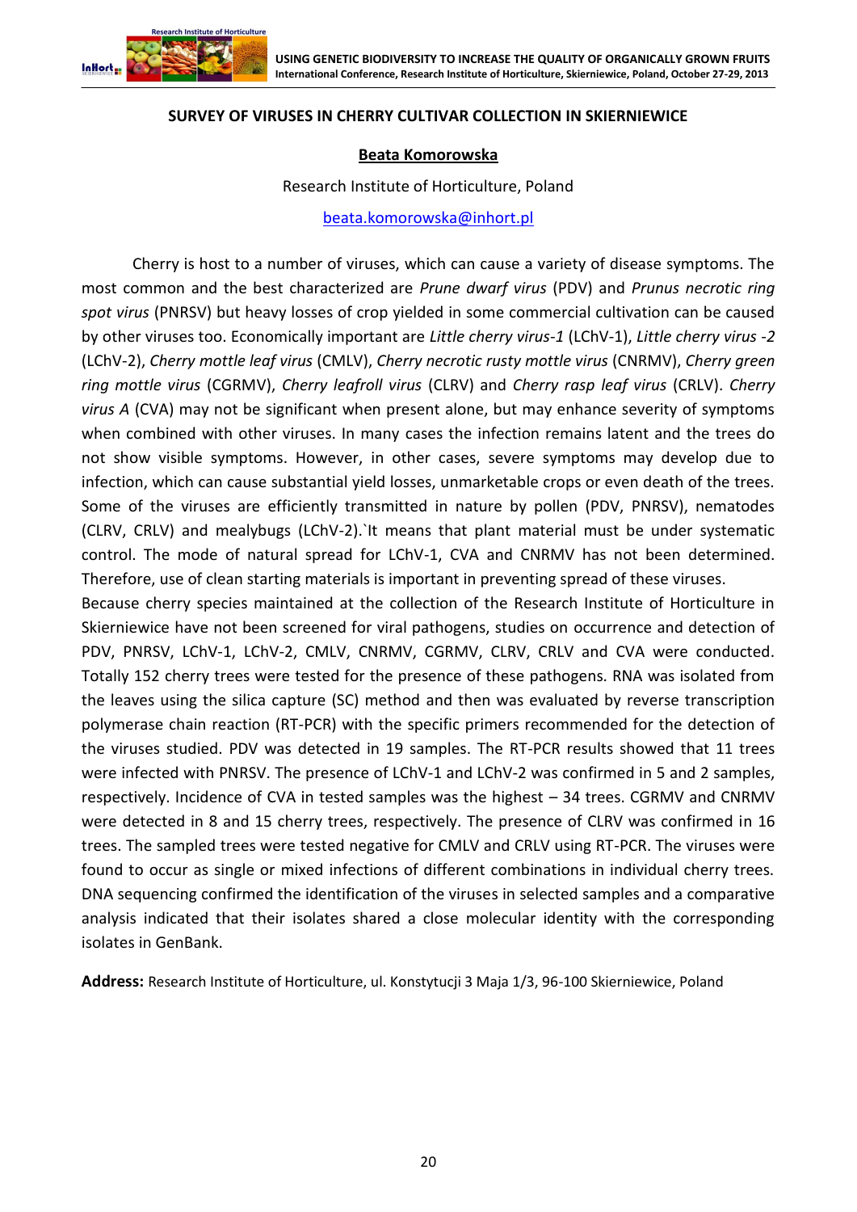## SURVEY OF VIRUSES IN CHERRY CULTIVAR COLLECTION IN SKIERNIEWICE

**Beata Komorowska**

Research Institute of Horticulture, Poland

beata.komorowska@inhort.pl

Cherry is host to a number of viruses, which can cause a variety of disease symptoms. The most common and the best characterized are *Prune dwarf virus* (PDV) and *Prunus necrotic ring spot virus* (PNRSV) but heavy losses of crop yielded in some commercial cultivation can be caused by other viruses too. Economically important are *Little cherry virus-1* (LChV-1), *Little cherry virus -2* (LChV-2), *Cherry mottle leaf virus* (CMLV), *Cherry necrotic rusty mottle virus* (CNRMV), *Cherry green ring mottle virus* (CGRMV), *Cherry leafroll virus* (CLRV) and *Cherry rasp leaf virus* (CRLV). *Cherry virus A* (CVA) may not be significant when present alone, but may enhance severity of symptoms when combined with other viruses. In many cases the infection remains latent and the trees do not show visible symptoms. However, in other cases, severe symptoms may develop due to infection, which can cause substantial yield losses, unmarketable crops or even death of the trees. Some of the viruses are efficiently transmitted in nature by pollen (PDV, PNRSV), nematodes (CLRV, CRLV) and mealybugs (LChV-2).`It means that plant material must be under systematic control. The mode of natural spread for LChV-1, CVA and CNRMV has not been determined. Therefore, use of clean starting materials is important in preventing spread of these viruses.

Because cherry species maintained at the collection of the Research Institute of Horticulture in Skierniewice have not been screened for viral pathogens, studies on occurrence and detection of PDV, PNRSV, LChV-1, LChV-2, CMLV, CNRMV, CGRMV, CLRV, CRLV and CVA were conducted. Totally 152 cherry trees were tested for the presence of these pathogens. RNA was isolated from the leaves using the silica capture (SC) method and then was evaluated by reverse transcription polymerase chain reaction (RT-PCR) with the specific primers recommended for the detection of the viruses studied. PDV was detected in 19 samples. The RT-PCR results showed that 11 trees were infected with PNRSV. The presence of LChV-1 and LChV-2 was confirmed in 5 and 2 samples, respectively. Incidence of CVA in tested samples was the highest – 34 trees. CGRMV and CNRMV were detected in 8 and 15 cherry trees, respectively. The presence of CLRV was confirmed in 16 trees. The sampled trees were tested negative for CMLV and CRLV using RT-PCR. The viruses were found to occur as single or mixed infections of different combinations in individual cherry trees. DNA sequencing confirmed the identification of the viruses in selected samples and a comparative analysis indicated that their isolates shared a close molecular identity with the corresponding isolates in GenBank.

**Address:** Research Institute of Horticulture, ul. Konstytucji 3 Maja 1/3, 96-100 Skierniewice, Poland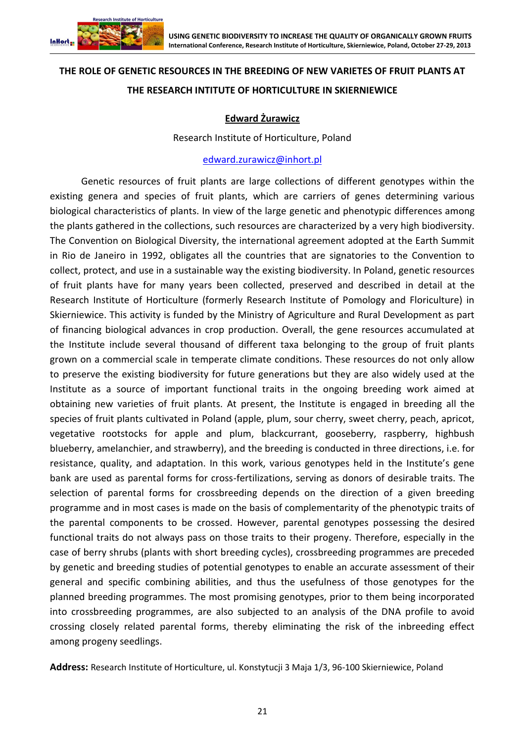# THE ROLE OF GENETIC RESOURCES IN THE BREEDING OF NEW VARIETES OF FRUIT PLANTS AT THE RESEARCH INTITUTE OF HORTICULTURE IN SKIERNIEWICE

**Edward Żurawicz**

Research Institute of Horticulture, Poland

edward.zurawicz@inhort.pl

Genetic resources of fruit plants are large collections of different genotypes within the existing genera and species of fruit plants, which are carriers of genes determining various biological characteristics of plants. In view of the large genetic and phenotypic differences among the plants gathered in the collections, such resources are characterized by a very high biodiversity. The Convention on Biological Diversity, the international agreement adopted at the Earth Summit in Rio de Janeiro in 1992, obligates all the countries that are signatories to the Convention to collect, protect, and use in a sustainable way the existing biodiversity. In Poland, genetic resources of fruit plants have for many years been collected, preserved and described in detail at the Research Institute of Horticulture (formerly Research Institute of Pomology and Floriculture) in Skierniewice. This activity is funded by the Ministry of Agriculture and Rural Development as part of financing biological advances in crop production. Overall, the gene resources accumulated at the Institute include several thousand of different taxa belonging to the group of fruit plants grown on a commercial scale in temperate climate conditions. These resources do not only allow to preserve the existing biodiversity for future generations but they are also widely used at the Institute as a source of important functional traits in the ongoing breeding work aimed at obtaining new varieties of fruit plants. At present, the Institute is engaged in breeding all the species of fruit plants cultivated in Poland (apple, plum, sour cherry, sweet cherry, peach, apricot, vegetative rootstocks for apple and plum, blackcurrant, gooseberry, raspberry, highbush blueberry, amelanchier, and strawberry), and the breeding is conducted in three directions, i.e. for resistance, quality, and adaptation. In this work, various genotypes held in the Institute's gene bank are used as parental forms for cross-fertilizations, serving as donors of desirable traits. The selection of parental forms for crossbreeding depends on the direction of a given breeding programme and in most cases is made on the basis of complementarity of the phenotypic traits of the parental components to be crossed. However, parental genotypes possessing the desired functional traits do not always pass on those traits to their progeny. Therefore, especially in the case of berry shrubs (plants with short breeding cycles), crossbreeding programmes are preceded by genetic and breeding studies of potential genotypes to enable an accurate assessment of their general and specific combining abilities, and thus the usefulness of those genotypes for the planned breeding programmes. The most promising genotypes, prior to them being incorporated into crossbreeding programmes, are also subjected to an analysis of the DNA profile to avoid crossing closely related parental forms, thereby eliminating the risk of the inbreeding effect among progeny seedlings.

**Address:** Research Institute of Horticulture, ul. Konstytucji 3 Maja 1/3, 96-100 Skierniewice, Poland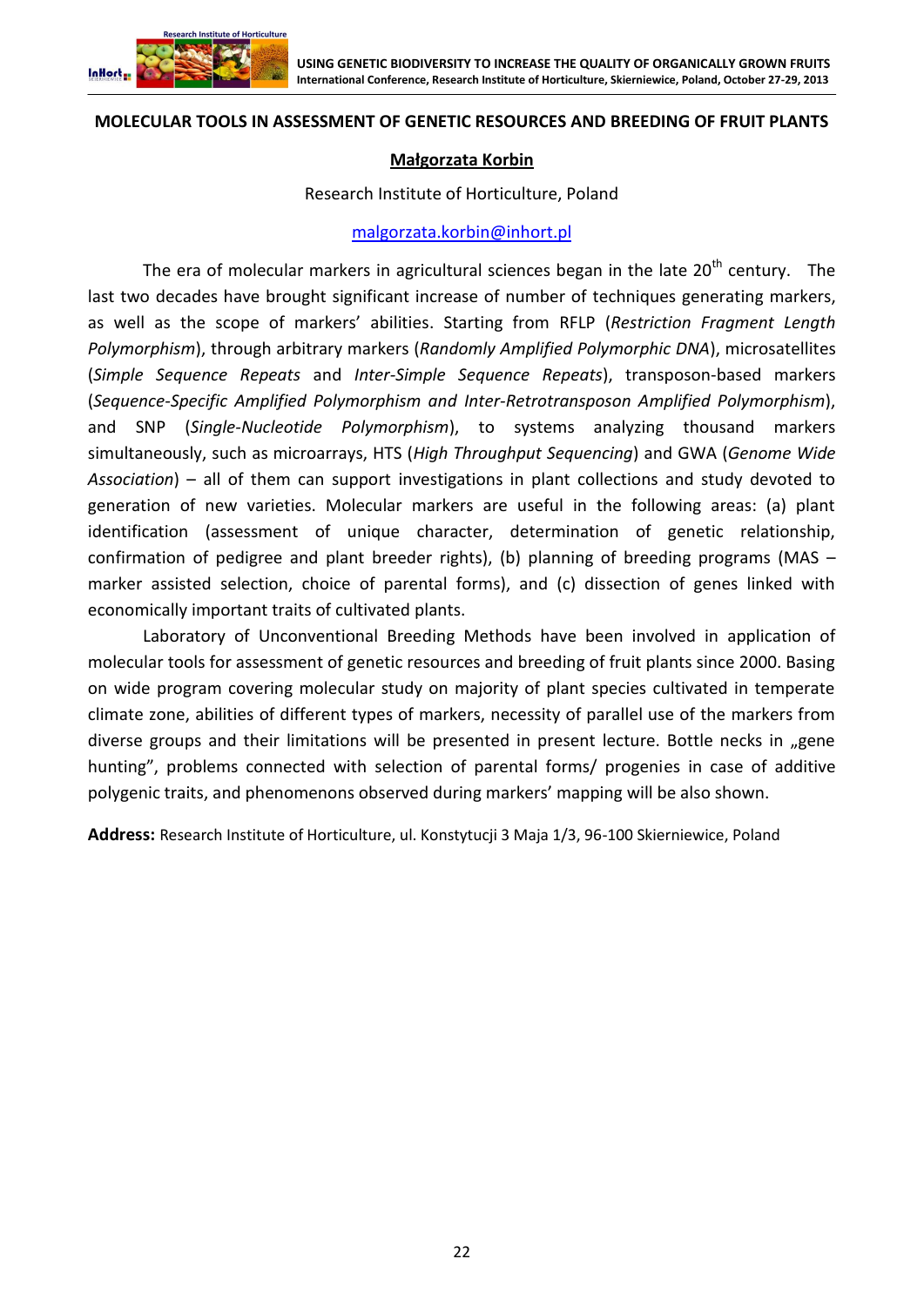## MOLECULAR TOOLS IN ASSESSMENT OF GENETIC RESOURCES AND BREEDING OF FRUIT PLANTS

**Małgorzata Korbin**

Research Institute of Horticulture, Poland

malgorzata.korbin@inhort.pl

The era of molecular markers in agricultural sciences began in the late 20th century. The last two decades have brought significant increase of number of techniques generating markers, as well as the scope of markers' abilities. Starting from RFLP (*Restriction Fragment Length Polymorphism*), through arbitrary markers (*Randomly Amplified Polymorphic DNA*), microsatellites (*Simple Sequence Repeats* and *Inter-Simple Sequence Repeats*), transposon-based markers (*Sequence-Specific Amplified Polymorphism and Inter-Retrotransposon Amplified Polymorphism*), and SNP (*Single-Nucleotide Polymorphism*), to systems analyzing thousand markers simultaneously, such as microarrays, HTS (*High Throughput Sequencing*) and GWA (*Genome Wide Association*) – all of them can support investigations in plant collections and study devoted to generation of new varieties. Molecular markers are useful in the following areas: (a) plant identification (assessment of unique character, determination of genetic relationship, confirmation of pedigree and plant breeder rights), (b) planning of breeding programs (MAS – marker assisted selection, choice of parental forms), and (c) dissection of genes linked with economically important traits of cultivated plants.

Laboratory of Unconventional Breeding Methods have been involved in application of molecular tools for assessment of genetic resources and breeding of fruit plants since 2000. Basing on wide program covering molecular study on majority of plant species cultivated in temperate climate zone, abilities of different types of markers, necessity of parallel use of the markers from diverse groups and their limitations will be presented in present lecture. Bottle necks in „gene hunting", problems connected with selection of parental forms/ progenies in case of additive polygenic traits, and phenomenons observed during markers' mapping will be also shown.

**Address:** Research Institute of Horticulture, ul. Konstytucji 3 Maja 1/3, 96-100 Skierniewice, Poland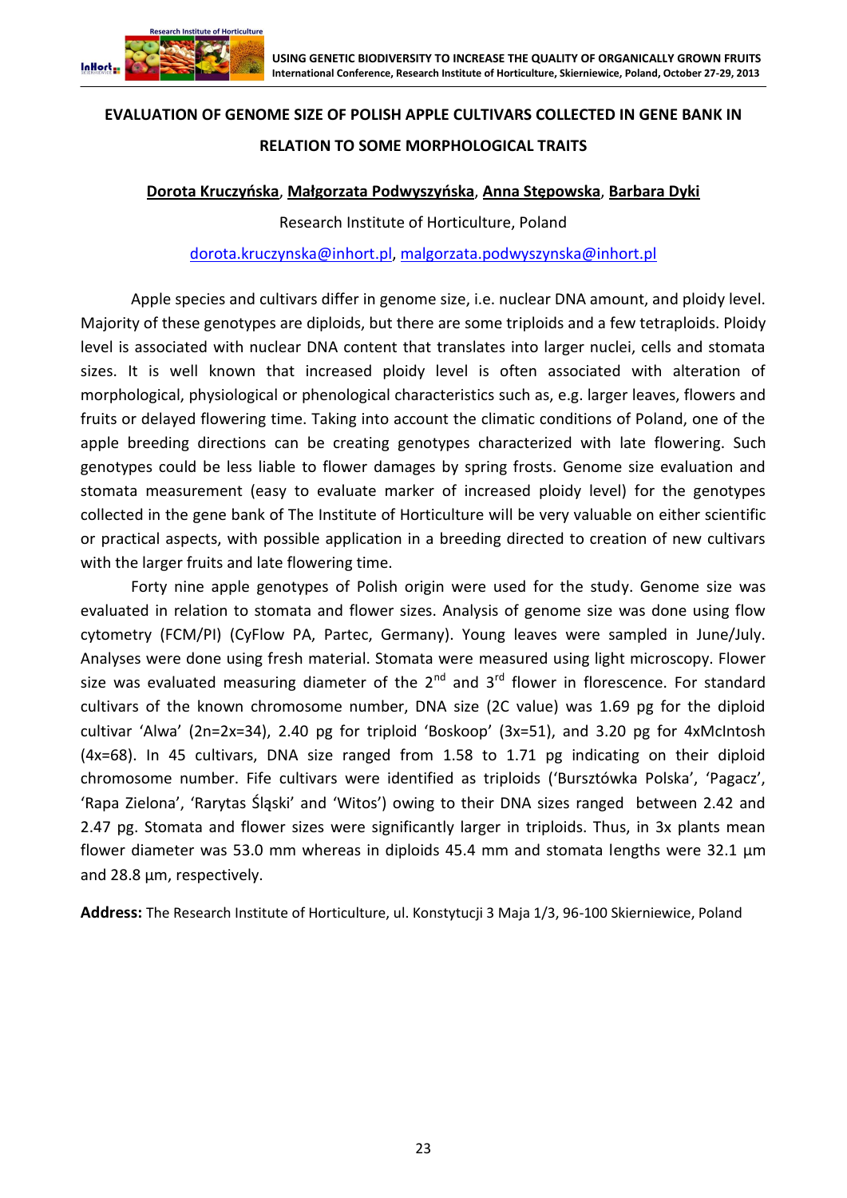# EVALUATION OF GENOME SIZE OF POLISH APPLE CULTIVARS COLLECTED IN GENE BANK IN RELATION TO SOME MORPHOLOGICAL TRAITS

**Dorota Kruczyńska**, **Małgorzata Podwyszyńska**, **Anna Stępowska**, **Barbara Dyki**

Research Institute of Horticulture, Poland

dorota.kruczynska@inhort.pl, malgorzata.podwyszynska@inhort.pl

Apple species and cultivars differ in genome size, i.e. nuclear DNA amount, and ploidy level. Majority of these genotypes are diploids, but there are some triploids and a few tetraploids. Ploidy level is associated with nuclear DNA content that translates into larger nuclei, cells and stomata sizes. It is well known that increased ploidy level is often associated with alteration of morphological, physiological or phenological characteristics such as, e.g. larger leaves, flowers and fruits or delayed flowering time. Taking into account the climatic conditions of Poland, one of the apple breeding directions can be creating genotypes characterized with late flowering. Such genotypes could be less liable to flower damages by spring frosts. Genome size evaluation and stomata measurement (easy to evaluate marker of increased ploidy level) for the genotypes collected in the gene bank of The Institute of Horticulture will be very valuable on either scientific or practical aspects, with possible application in a breeding directed to creation of new cultivars with the larger fruits and late flowering time.

Forty nine apple genotypes of Polish origin were used for the study. Genome size was evaluated in relation to stomata and flower sizes. Analysis of genome size was done using flow cytometry (FCM/PI) (CyFlow PA, Partec, Germany). Young leaves were sampled in June/July. Analyses were done using fresh material. Stomata were measured using light microscopy. Flower size was evaluated measuring diameter of the 2nd and 3rd flower in florescence. For standard cultivars of the known chromosome number, DNA size (2C value) was 1.69 pg for the diploid cultivar 'Alwa' (2n=2x=34), 2.40 pg for triploid 'Boskoop' (3x=51), and 3.20 pg for 4xMcIntosh (4x=68). In 45 cultivars, DNA size ranged from 1.58 to 1.71 pg indicating on their diploid chromosome number. Fife cultivars were identified as triploids ('Bursztówka Polska', 'Pagacz', 'Rapa Zielona', 'Rarytas Śląski' and 'Witos') owing to their DNA sizes ranged between 2.42 and 2.47 pg. Stomata and flower sizes were significantly larger in triploids. Thus, in 3x plants mean flower diameter was 53.0 mm whereas in diploids 45.4 mm and stomata lengths were 32.1 µm and 28.8 µm, respectively.

**Address:** The Research Institute of Horticulture, ul. Konstytucji 3 Maja 1/3, 96-100 Skierniewice, Poland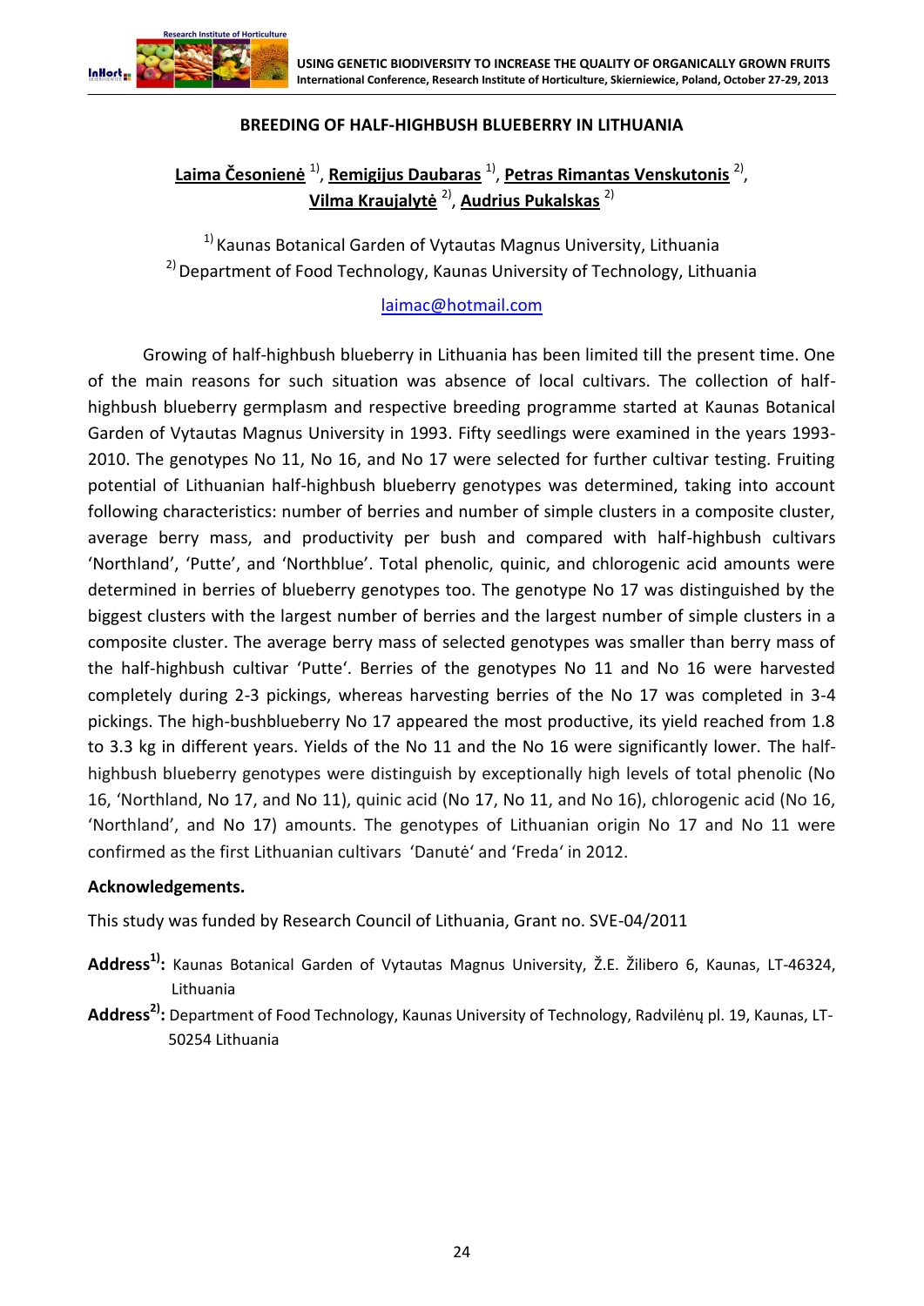## BREEDING OF HALF-HIGHBUSH BLUEBERRY IN LITHUANIA

**Laima Česonienė** [1), **Remigijus Daubaras** [1), **Petras Rimantas Venskutonis** [2), **Vilma Kraujalytė** [2), **Audrius Pukalskas** [2)

[1) Kaunas Botanical Garden of Vytautas Magnus University, Lithuania
[2) Department of Food Technology, Kaunas University of Technology, Lithuania

laimac@hotmail.com

Growing of half-highbush blueberry in Lithuania has been limited till the present time. One of the main reasons for such situation was absence of local cultivars. The collection of half-highbush blueberry germplasm and respective breeding programme started at Kaunas Botanical Garden of Vytautas Magnus University in 1993. Fifty seedlings were examined in the years 1993-2010. The genotypes No 11, No 16, and No 17 were selected for further cultivar testing. Fruiting potential of Lithuanian half-highbush blueberry genotypes was determined, taking into account following characteristics: number of berries and number of simple clusters in a composite cluster, average berry mass, and productivity per bush and compared with half-highbush cultivars 'Northland', 'Putte', and 'Northblue'. Total phenolic, quinic, and chlorogenic acid amounts were determined in berries of blueberry genotypes too. The genotype No 17 was distinguished by the biggest clusters with the largest number of berries and the largest number of simple clusters in a composite cluster. The average berry mass of selected genotypes was smaller than berry mass of the half-highbush cultivar 'Putte'. Berries of the genotypes No 11 and No 16 were harvested completely during 2-3 pickings, whereas harvesting berries of the No 17 was completed in 3-4 pickings. The high-bushblueberry No 17 appeared the most productive, its yield reached from 1.8 to 3.3 kg in different years. Yields of the No 11 and the No 16 were significantly lower. The half-highbush blueberry genotypes were distinguish by exceptionally high levels of total phenolic (No 16, 'Northland, No 17, and No 11), quinic acid (No 17, No 11, and No 16), chlorogenic acid (No 16, 'Northland', and No 17) amounts. The genotypes of Lithuanian origin No 17 and No 11 were confirmed as the first Lithuanian cultivars 'Danutė' and 'Freda' in 2012.

**Acknowledgements.**

This study was funded by Research Council of Lithuania, Grant no. SVE-04/2011

**Address[1):** Kaunas Botanical Garden of Vytautas Magnus University, Ž.E. Žilibero 6, Kaunas, LT-46324, Lithuania

**Address[2):** Department of Food Technology, Kaunas University of Technology, Radvilėnų pl. 19, Kaunas, LT-50254 Lithuania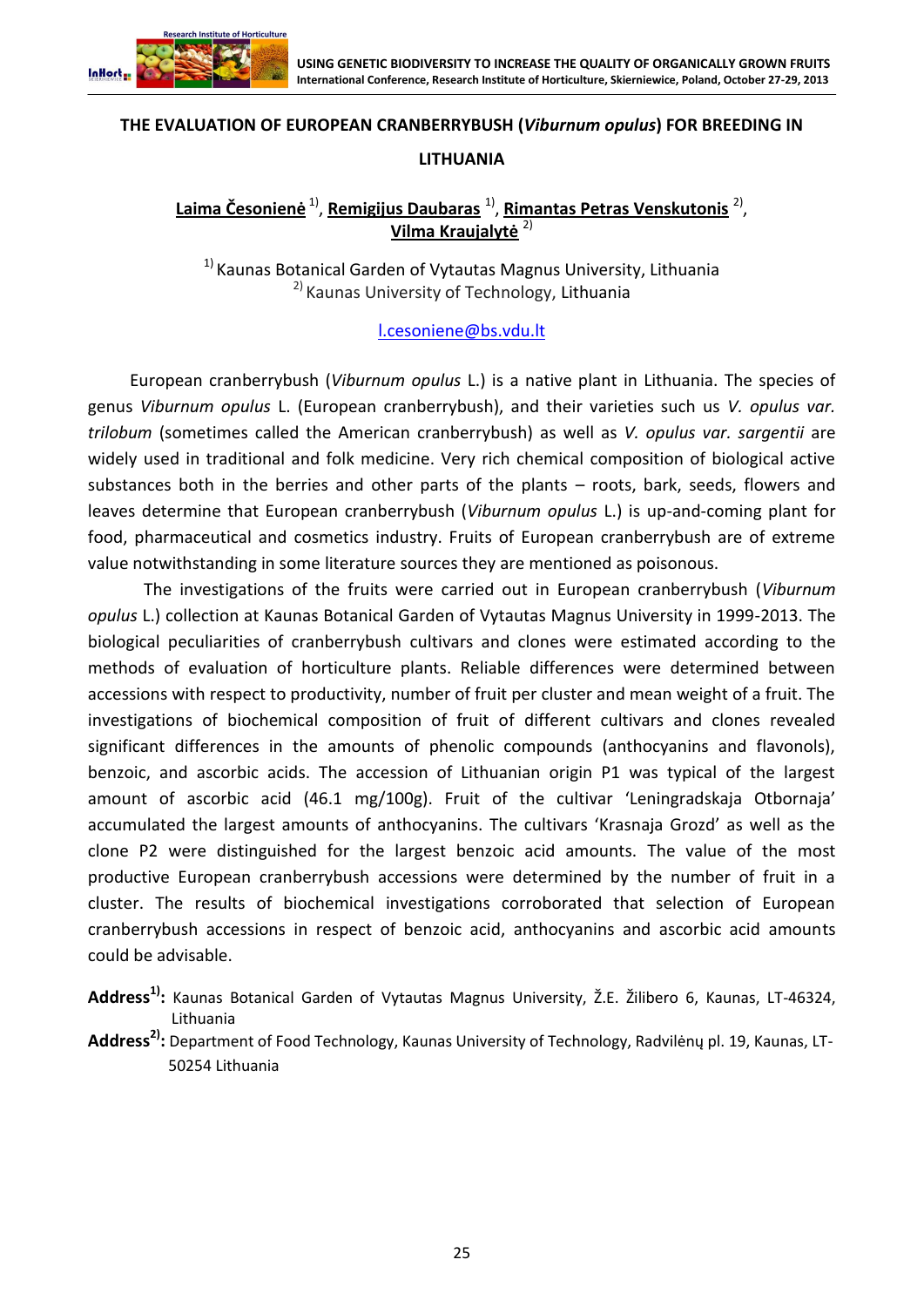# THE EVALUATION OF EUROPEAN CRANBERRYBUSH (*Viburnum opulus*) FOR BREEDING IN LITHUANIA

**Laima Česonienė** [1], **Remigijus Daubaras** [1], **Rimantas Petras Venskutonis** [2], **Vilma Kraujalytė** [2]

[1] Kaunas Botanical Garden of Vytautas Magnus University, Lithuania
[2] Kaunas University of Technology, Lithuania

l.cesoniene@bs.vdu.lt

European cranberrybush (*Viburnum opulus* L.) is a native plant in Lithuania. The species of genus *Viburnum opulus* L. (European cranberrybush), and their varieties such us *V. opulus var. trilobum* (sometimes called the American cranberrybush) as well as *V. opulus var. sargentii* are widely used in traditional and folk medicine. Very rich chemical composition of biological active substances both in the berries and other parts of the plants – roots, bark, seeds, flowers and leaves determine that European cranberrybush (*Viburnum opulus* L.) is up-and-coming plant for food, pharmaceutical and cosmetics industry. Fruits of European cranberrybush are of extreme value notwithstanding in some literature sources they are mentioned as poisonous.

The investigations of the fruits were carried out in European cranberrybush (*Viburnum opulus* L.) collection at Kaunas Botanical Garden of Vytautas Magnus University in 1999-2013. The biological peculiarities of cranberrybush cultivars and clones were estimated according to the methods of evaluation of horticulture plants. Reliable differences were determined between accessions with respect to productivity, number of fruit per cluster and mean weight of a fruit. The investigations of biochemical composition of fruit of different cultivars and clones revealed significant differences in the amounts of phenolic compounds (anthocyanins and flavonols), benzoic, and ascorbic acids. The accession of Lithuanian origin P1 was typical of the largest amount of ascorbic acid (46.1 mg/100g). Fruit of the cultivar 'Leningradskaja Otbornaja' accumulated the largest amounts of anthocyanins. The cultivars 'Krasnaja Grozd' as well as the clone P2 were distinguished for the largest benzoic acid amounts. The value of the most productive European cranberrybush accessions were determined by the number of fruit in a cluster. The results of biochemical investigations corroborated that selection of European cranberrybush accessions in respect of benzoic acid, anthocyanins and ascorbic acid amounts could be advisable.

**Address[1]:** Kaunas Botanical Garden of Vytautas Magnus University, Ž.E. Žilibero 6, Kaunas, LT-46324, Lithuania

**Address[2]:** Department of Food Technology, Kaunas University of Technology, Radvilėnų pl. 19, Kaunas, LT-50254 Lithuania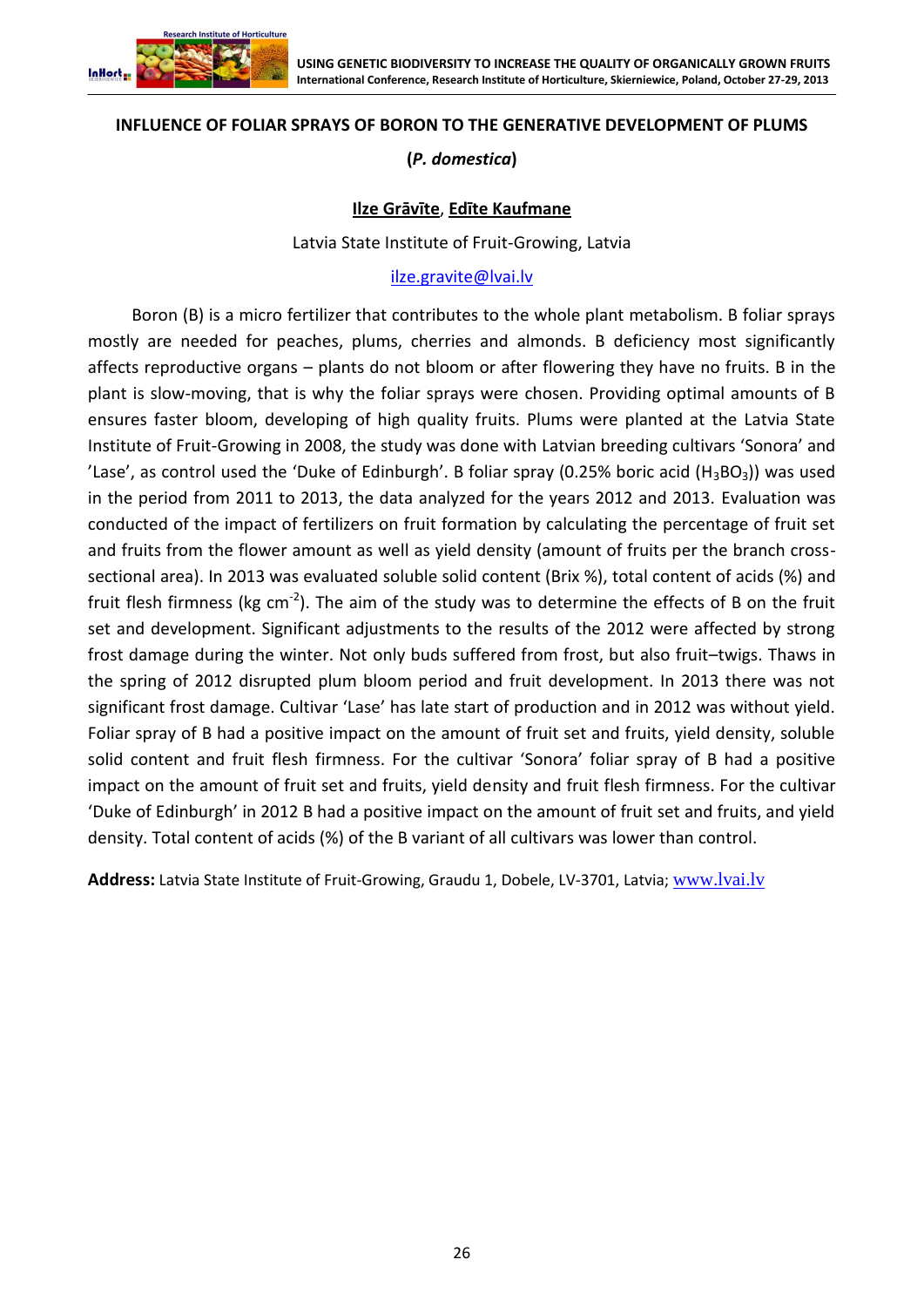## INFLUENCE OF FOLIAR SPRAYS OF BORON TO THE GENERATIVE DEVELOPMENT OF PLUMS (*P. domestica*)

**Ilze Grāvīte**, **Edīte Kaufmane**

Latvia State Institute of Fruit-Growing, Latvia

ilze.gravite@lvai.lv

Boron (B) is a micro fertilizer that contributes to the whole plant metabolism. B foliar sprays mostly are needed for peaches, plums, cherries and almonds. B deficiency most significantly affects reproductive organs – plants do not bloom or after flowering they have no fruits. B in the plant is slow-moving, that is why the foliar sprays were chosen. Providing optimal amounts of B ensures faster bloom, developing of high quality fruits. Plums were planted at the Latvia State Institute of Fruit-Growing in 2008, the study was done with Latvian breeding cultivars 'Sonora' and 'Lase', as control used the 'Duke of Edinburgh'. B foliar spray (0.25% boric acid ($H_3BO_3$)) was used in the period from 2011 to 2013, the data analyzed for the years 2012 and 2013. Evaluation was conducted of the impact of fertilizers on fruit formation by calculating the percentage of fruit set and fruits from the flower amount as well as yield density (amount of fruits per the branch cross-sectional area). In 2013 was evaluated soluble solid content (Brix %), total content of acids (%) and fruit flesh firmness (kg $cm^{-2}$). The aim of the study was to determine the effects of B on the fruit set and development. Significant adjustments to the results of the 2012 were affected by strong frost damage during the winter. Not only buds suffered from frost, but also fruit–twigs. Thaws in the spring of 2012 disrupted plum bloom period and fruit development. In 2013 there was not significant frost damage. Cultivar 'Lase' has late start of production and in 2012 was without yield. Foliar spray of B had a positive impact on the amount of fruit set and fruits, yield density, soluble solid content and fruit flesh firmness. For the cultivar 'Sonora' foliar spray of B had a positive impact on the amount of fruit set and fruits, yield density and fruit flesh firmness. For the cultivar 'Duke of Edinburgh' in 2012 B had a positive impact on the amount of fruit set and fruits, and yield density. Total content of acids (%) of the B variant of all cultivars was lower than control.

**Address:** Latvia State Institute of Fruit-Growing, Graudu 1, Dobele, LV-3701, Latvia; www.lvai.lv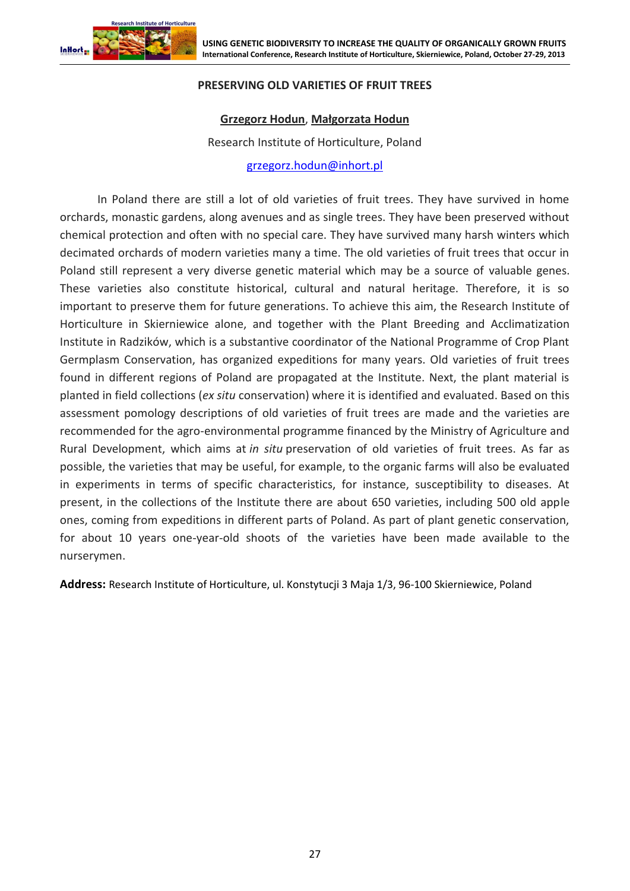## PRESERVING OLD VARIETIES OF FRUIT TREES

**Grzegorz Hodun**, **Małgorzata Hodun**

Research Institute of Horticulture, Poland

grzegorz.hodun@inhort.pl

In Poland there are still a lot of old varieties of fruit trees. They have survived in home orchards, monastic gardens, along avenues and as single trees. They have been preserved without chemical protection and often with no special care. They have survived many harsh winters which decimated orchards of modern varieties many a time. The old varieties of fruit trees that occur in Poland still represent a very diverse genetic material which may be a source of valuable genes. These varieties also constitute historical, cultural and natural heritage. Therefore, it is so important to preserve them for future generations. To achieve this aim, the Research Institute of Horticulture in Skierniewice alone, and together with the Plant Breeding and Acclimatization Institute in Radzików, which is a substantive coordinator of the National Programme of Crop Plant Germplasm Conservation, has organized expeditions for many years. Old varieties of fruit trees found in different regions of Poland are propagated at the Institute. Next, the plant material is planted in field collections (*ex situ* conservation) where it is identified and evaluated. Based on this assessment pomology descriptions of old varieties of fruit trees are made and the varieties are recommended for the agro-environmental programme financed by the Ministry of Agriculture and Rural Development, which aims at *in situ* preservation of old varieties of fruit trees. As far as possible, the varieties that may be useful, for example, to the organic farms will also be evaluated in experiments in terms of specific characteristics, for instance, susceptibility to diseases. At present, in the collections of the Institute there are about 650 varieties, including 500 old apple ones, coming from expeditions in different parts of Poland. As part of plant genetic conservation, for about 10 years one-year-old shoots of the varieties have been made available to the nurserymen.

**Address:** Research Institute of Horticulture, ul. Konstytucji 3 Maja 1/3, 96-100 Skierniewice, Poland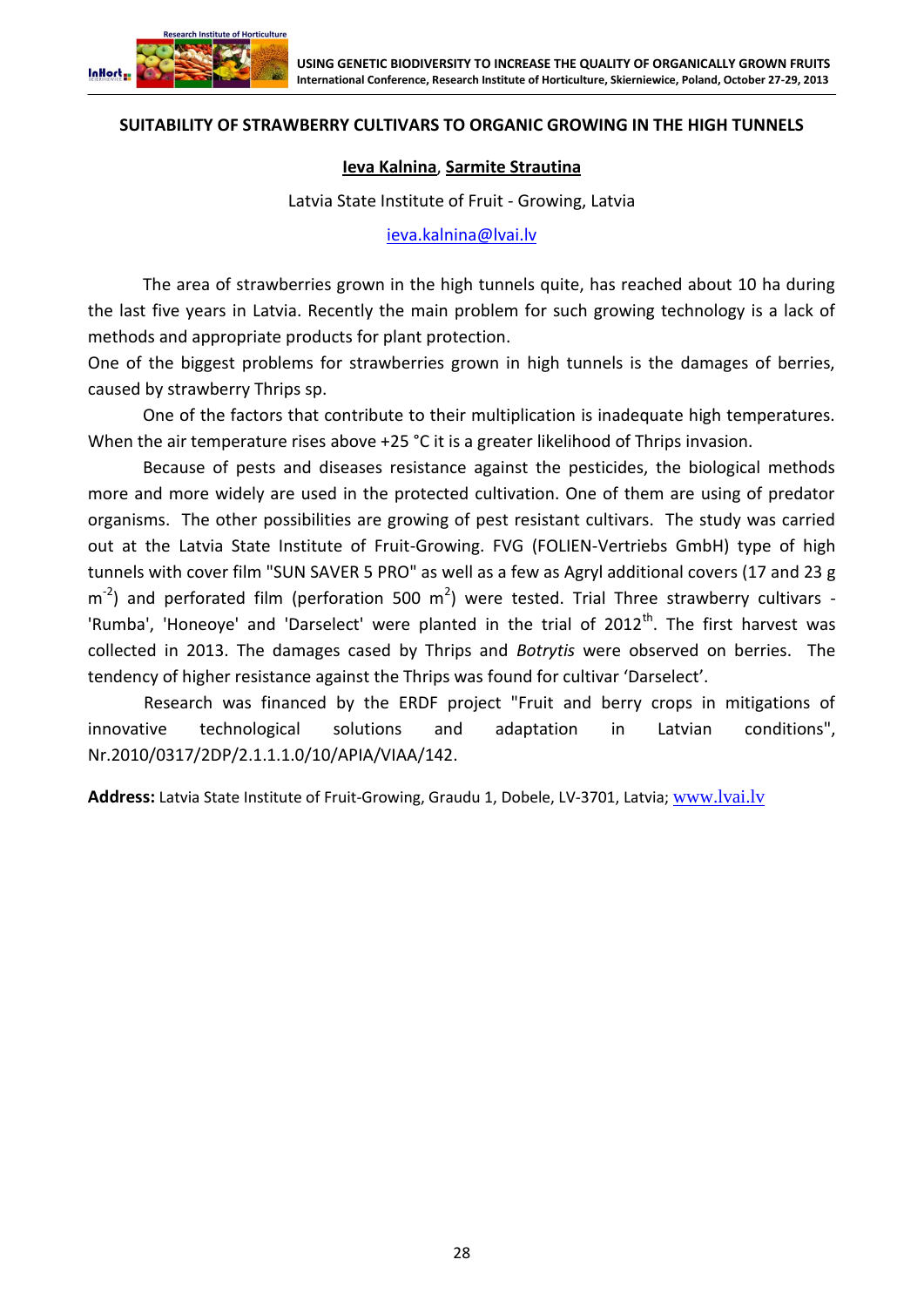## SUITABILITY OF STRAWBERRY CULTIVARS TO ORGANIC GROWING IN THE HIGH TUNNELS

**Ieva Kalnina**, **Sarmite Strautina**

Latvia State Institute of Fruit - Growing, Latvia

ieva.kalnina@lvai.lv

The area of strawberries grown in the high tunnels quite, has reached about 10 ha during the last five years in Latvia. Recently the main problem for such growing technology is a lack of methods and appropriate products for plant protection.

One of the biggest problems for strawberries grown in high tunnels is the damages of berries, caused by strawberry Thrips sp.

One of the factors that contribute to their multiplication is inadequate high temperatures. When the air temperature rises above +25 °C it is a greater likelihood of Thrips invasion.

Because of pests and diseases resistance against the pesticides, the biological methods more and more widely are used in the protected cultivation. One of them are using of predator organisms. The other possibilities are growing of pest resistant cultivars. The study was carried out at the Latvia State Institute of Fruit-Growing. FVG (FOLIEN-Vertriebs GmbH) type of high tunnels with cover film "SUN SAVER 5 PRO" as well as a few as Agryl additional covers (17 and 23 g $m^{-2}$) and perforated film (perforation 500 $m^2$) were tested. Trial Three strawberry cultivars - 'Rumba', 'Honeoye' and 'Darselect' were planted in the trial of 2012th. The first harvest was collected in 2013. The damages cased by Thrips and *Botrytis* were observed on berries. The tendency of higher resistance against the Thrips was found for cultivar 'Darselect'.

Research was financed by the ERDF project "Fruit and berry crops in mitigations of innovative technological solutions and adaptation in Latvian conditions", Nr.2010/0317/2DP/2.1.1.1.0/10/APIA/VIAA/142.

**Address:** Latvia State Institute of Fruit-Growing, Graudu 1, Dobele, LV-3701, Latvia; www.lvai.lv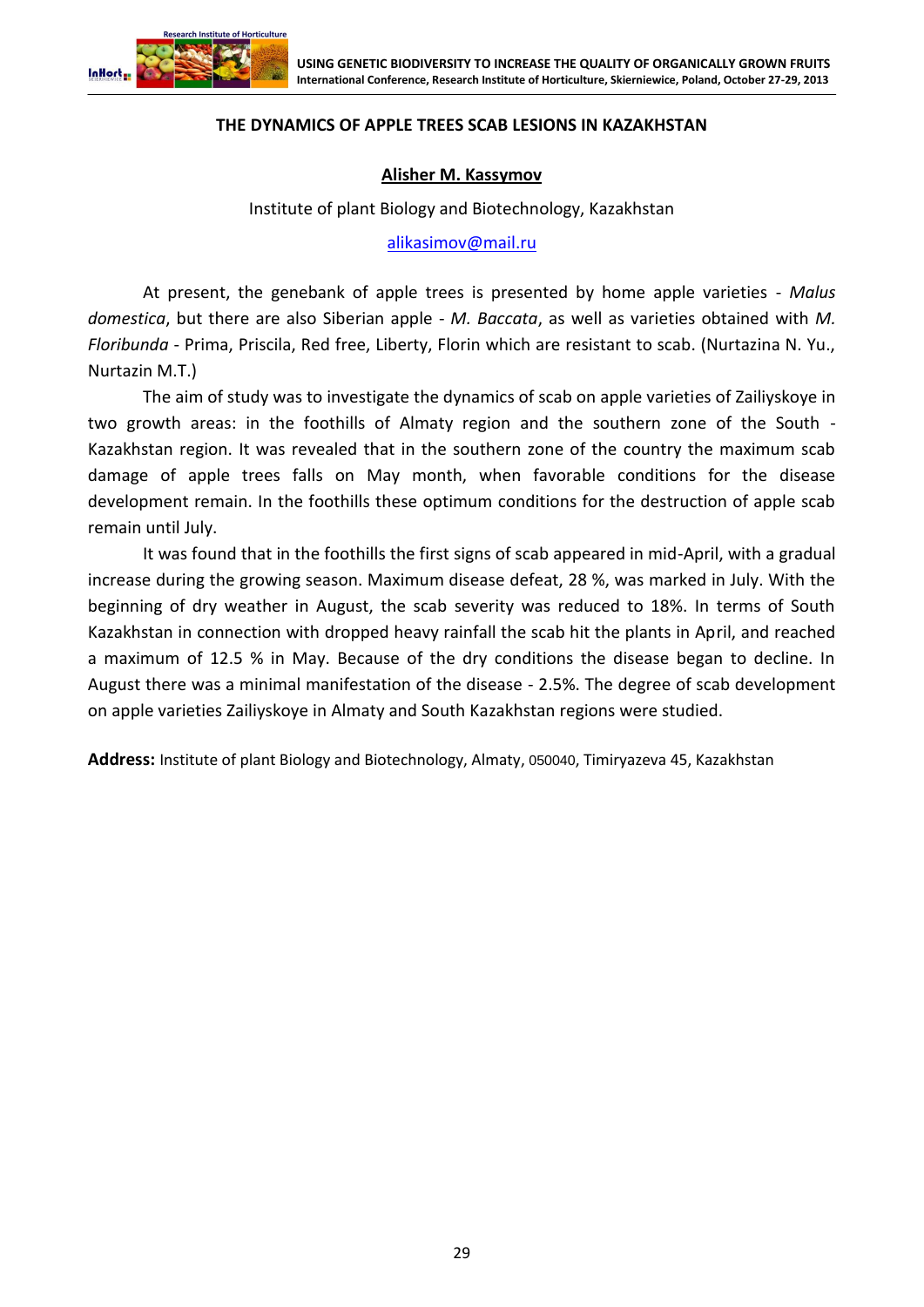# THE DYNAMICS OF APPLE TREES SCAB LESIONS IN KAZAKHSTAN

**Alisher M. Kassymov**

Institute of plant Biology and Biotechnology, Kazakhstan

alikasimov@mail.ru

At present, the genebank of apple trees is presented by home apple varieties - *Malus domestica*, but there are also Siberian apple - *M. Baccata*, as well as varieties obtained with *M. Floribunda* - Prima, Priscila, Red free, Liberty, Florin which are resistant to scab. (Nurtazina N. Yu., Nurtazin M.T.)

The aim of study was to investigate the dynamics of scab on apple varieties of Zailiyskoye in two growth areas: in the foothills of Almaty region and the southern zone of the South - Kazakhstan region. It was revealed that in the southern zone of the country the maximum scab damage of apple trees falls on May month, when favorable conditions for the disease development remain. In the foothills these optimum conditions for the destruction of apple scab remain until July.

It was found that in the foothills the first signs of scab appeared in mid-April, with a gradual increase during the growing season. Maximum disease defeat, 28 %, was marked in July. With the beginning of dry weather in August, the scab severity was reduced to 18%. In terms of South Kazakhstan in connection with dropped heavy rainfall the scab hit the plants in April, and reached a maximum of 12.5 % in May. Because of the dry conditions the disease began to decline. In August there was a minimal manifestation of the disease - 2.5%. The degree of scab development on apple varieties Zailiyskoye in Almaty and South Kazakhstan regions were studied.

**Address:** Institute of plant Biology and Biotechnology, Almaty, 050040, Timiryazeva 45, Kazakhstan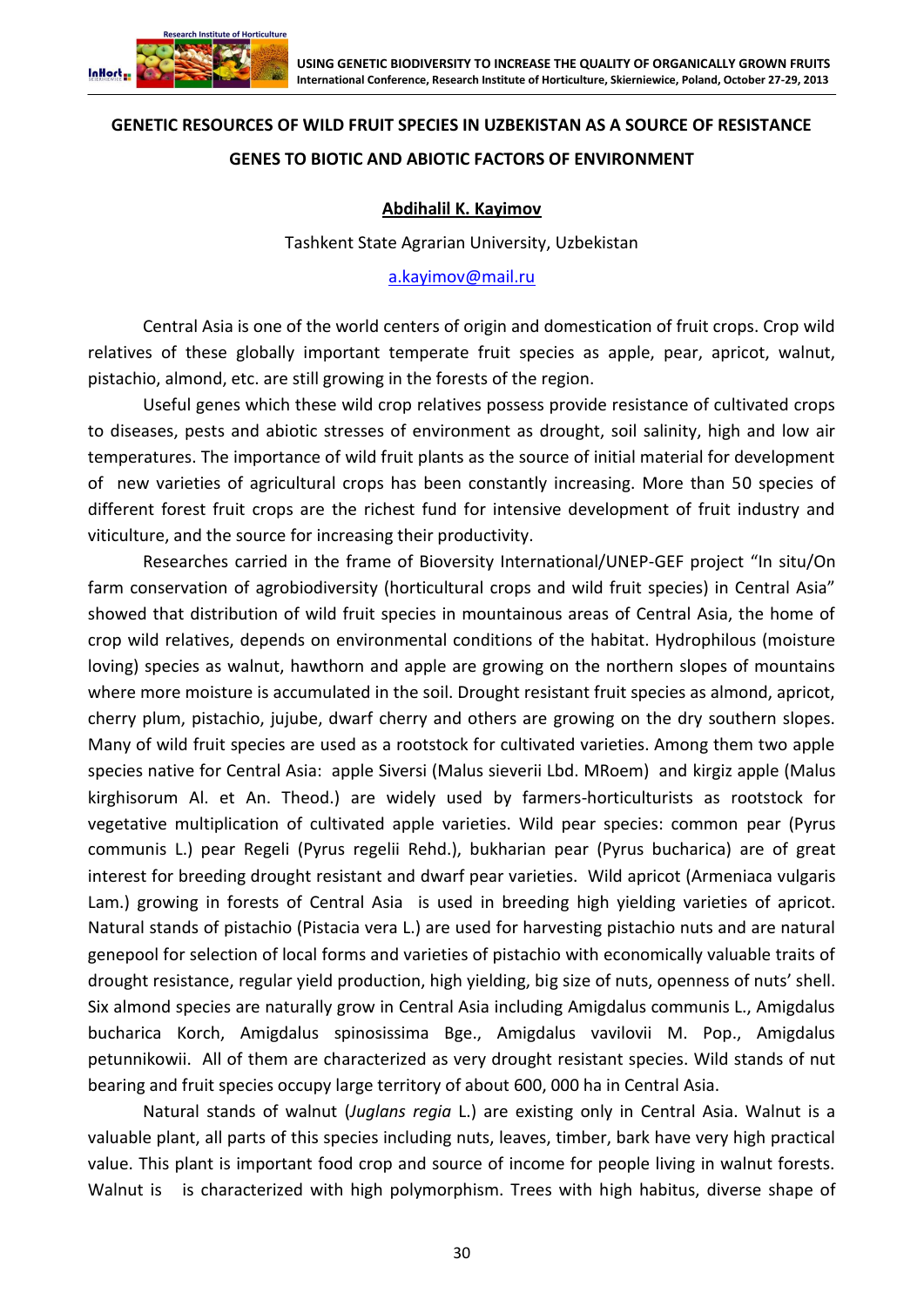## GENETIC RESOURCES OF WILD FRUIT SPECIES IN UZBEKISTAN AS A SOURCE OF RESISTANCE GENES TO BIOTIC AND ABIOTIC FACTORS OF ENVIRONMENT

**Abdihalil K. Kayimov**

Tashkent State Agrarian University, Uzbekistan

a.kayimov@mail.ru

Central Asia is one of the world centers of origin and domestication of fruit crops. Crop wild relatives of these globally important temperate fruit species as apple, pear, apricot, walnut, pistachio, almond, etc. are still growing in the forests of the region.

Useful genes which these wild crop relatives possess provide resistance of cultivated crops to diseases, pests and abiotic stresses of environment as drought, soil salinity, high and low air temperatures. The importance of wild fruit plants as the source of initial material for development of new varieties of agricultural crops has been constantly increasing. More than 50 species of different forest fruit crops are the richest fund for intensive development of fruit industry and viticulture, and the source for increasing their productivity.

Researches carried in the frame of Bioversity International/UNEP-GEF project "In situ/On farm conservation of agrobiodiversity (horticultural crops and wild fruit species) in Central Asia" showed that distribution of wild fruit species in mountainous areas of Central Asia, the home of crop wild relatives, depends on environmental conditions of the habitat. Hydrophilous (moisture loving) species as walnut, hawthorn and apple are growing on the northern slopes of mountains where more moisture is accumulated in the soil. Drought resistant fruit species as almond, apricot, cherry plum, pistachio, jujube, dwarf cherry and others are growing on the dry southern slopes. Many of wild fruit species are used as a rootstock for cultivated varieties. Among them two apple species native for Central Asia: apple Siversi (Malus sieverii Lbd. MRoem) and kirgiz apple (Malus kirghisorum Al. et An. Theod.) are widely used by farmers-horticulturists as rootstock for vegetative multiplication of cultivated apple varieties. Wild pear species: common pear (Pyrus communis L.) pear Regeli (Pyrus regelii Rehd.), bukharian pear (Pyrus bucharica) are of great interest for breeding drought resistant and dwarf pear varieties. Wild apricot (Armeniaca vulgaris Lam.) growing in forests of Central Asia is used in breeding high yielding varieties of apricot. Natural stands of pistachio (Pistacia vera L.) are used for harvesting pistachio nuts and are natural genepool for selection of local forms and varieties of pistachio with economically valuable traits of drought resistance, regular yield production, high yielding, big size of nuts, openness of nuts' shell. Six almond species are naturally grow in Central Asia including Amigdalus communis L., Amigdalus bucharica Korch, Amigdalus spinosissima Bge., Amigdalus vavilovii M. Pop., Amigdalus petunnikowii. All of them are characterized as very drought resistant species. Wild stands of nut bearing and fruit species occupy large territory of about 600, 000 ha in Central Asia.

Natural stands of walnut (*Juglans regia* L.) are existing only in Central Asia. Walnut is a valuable plant, all parts of this species including nuts, leaves, timber, bark have very high practical value. This plant is important food crop and source of income for people living in walnut forests. Walnut is is characterized with high polymorphism. Trees with high habitus, diverse shape of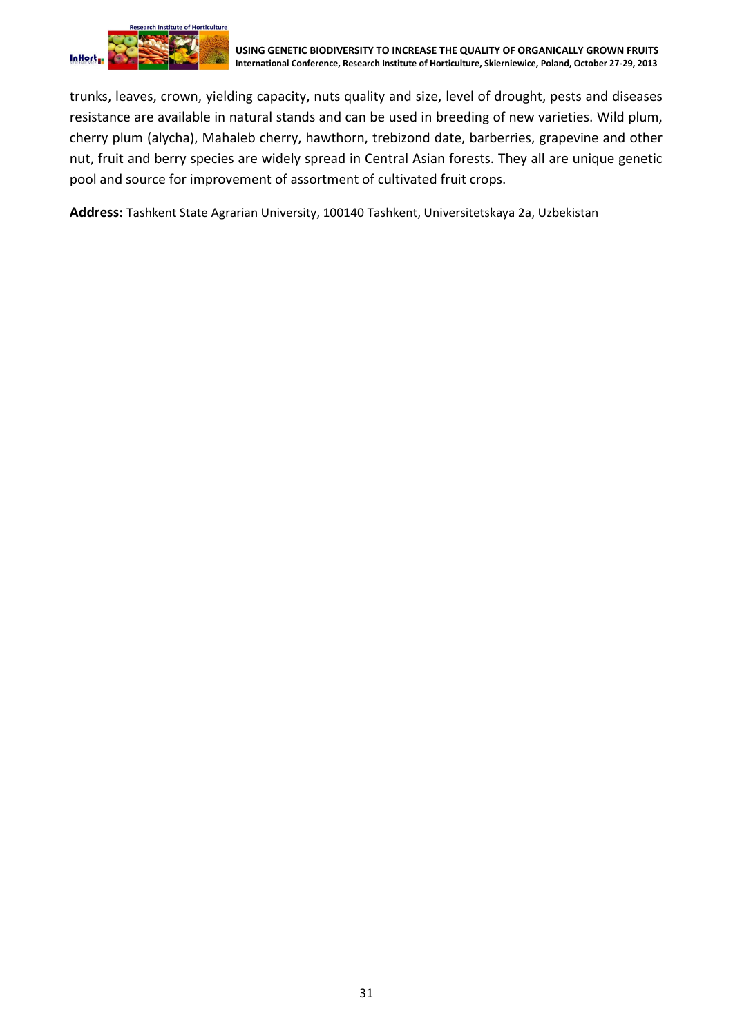trunks, leaves, crown, yielding capacity, nuts quality and size, level of drought, pests and diseases resistance are available in natural stands and can be used in breeding of new varieties. Wild plum, cherry plum (alycha), Mahaleb cherry, hawthorn, trebizond date, barberries, grapevine and other nut, fruit and berry species are widely spread in Central Asian forests. They all are unique genetic pool and source for improvement of assortment of cultivated fruit crops.

**Address:** Tashkent State Agrarian University, 100140 Tashkent, Universitetskaya 2a, Uzbekistan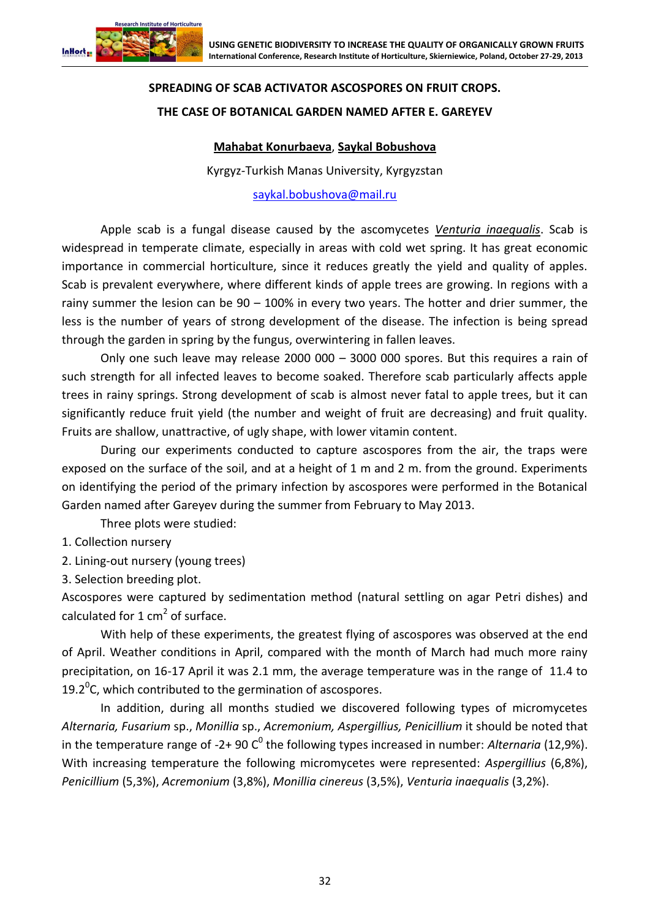## SPREADING OF SCAB ACTIVATOR ASCOSPORES ON FRUIT CROPS.

## THE CASE OF BOTANICAL GARDEN NAMED AFTER E. GAREYEV

**Mahabat Konurbaeva**, **Saykal Bobushova**

Kyrgyz-Turkish Manas University, Kyrgyzstan

saykal.bobushova@mail.ru

Apple scab is a fungal disease caused by the ascomycetes *Venturia inaequalis*. Scab is widespread in temperate climate, especially in areas with cold wet spring. It has great economic importance in commercial horticulture, since it reduces greatly the yield and quality of apples. Scab is prevalent everywhere, where different kinds of apple trees are growing. In regions with a rainy summer the lesion can be 90 – 100% in every two years. The hotter and drier summer, the less is the number of years of strong development of the disease. The infection is being spread through the garden in spring by the fungus, overwintering in fallen leaves.

Only one such leave may release 2000 000 – 3000 000 spores. But this requires a rain of such strength for all infected leaves to become soaked. Therefore scab particularly affects apple trees in rainy springs. Strong development of scab is almost never fatal to apple trees, but it can significantly reduce fruit yield (the number and weight of fruit are decreasing) and fruit quality. Fruits are shallow, unattractive, of ugly shape, with lower vitamin content.

During our experiments conducted to capture ascospores from the air, the traps were exposed on the surface of the soil, and at a height of 1 m and 2 m. from the ground. Experiments on identifying the period of the primary infection by ascospores were performed in the Botanical Garden named after Gareyev during the summer from February to May 2013.

Three plots were studied:

1. Collection nursery
2. Lining-out nursery (young trees)
3. Selection breeding plot.

Ascospores were captured by sedimentation method (natural settling on agar Petri dishes) and calculated for 1 $cm^2$ of surface.

With help of these experiments, the greatest flying of ascospores was observed at the end of April. Weather conditions in April, compared with the month of March had much more rainy precipitation, on 16-17 April it was 2.1 mm, the average temperature was in the range of 11.4 to 19.2$^0$C, which contributed to the germination of ascospores.

In addition, during all months studied we discovered following types of micromycetes *Alternaria, Fusarium* sp., *Monillia* sp., *Acremonium, Aspergillius, Penicillium* it should be noted that in the temperature range of -2+ 90 C$^0$ the following types increased in number: *Alternaria* (12,9%). With increasing temperature the following micromycetes were represented: *Aspergillius* (6,8%), *Penicillium* (5,3%), *Acremonium* (3,8%), *Monillia cinereus* (3,5%), *Venturia inaequalis* (3,2%).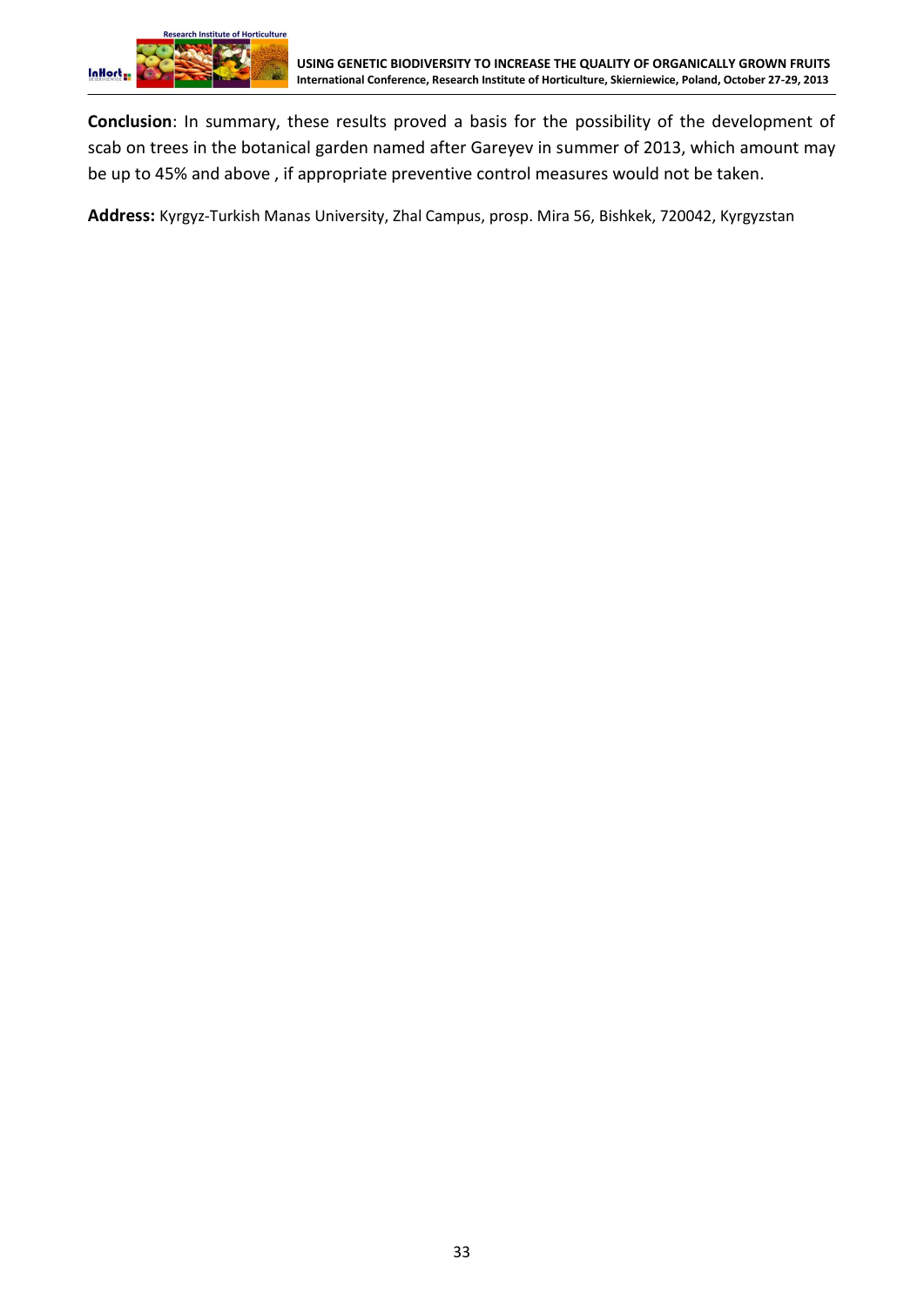**Conclusion**: In summary, these results proved a basis for the possibility of the development of scab on trees in the botanical garden named after Gareyev in summer of 2013, which amount may be up to 45% and above , if appropriate preventive control measures would not be taken.

**Address:** Kyrgyz-Turkish Manas University, Zhal Campus, prosp. Mira 56, Bishkek, 720042, Kyrgyzstan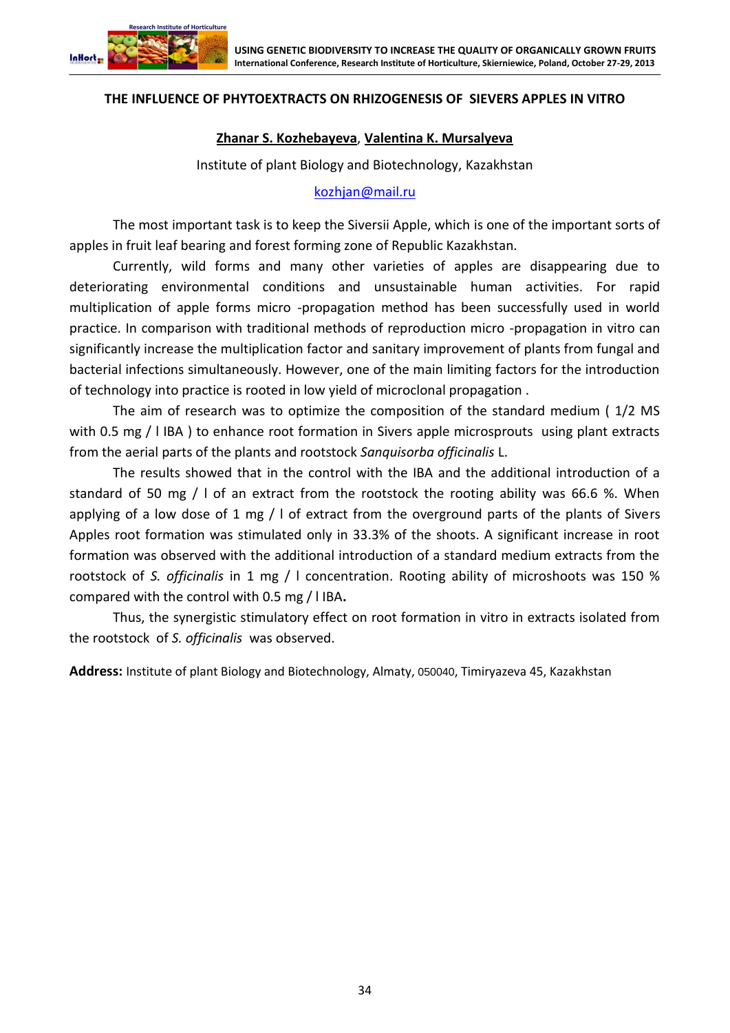## THE INFLUENCE OF PHYTOEXTRACTS ON RHIZOGENESIS OF SIEVERS APPLES IN VITRO

**Zhanar S. Kozhebayeva**, **Valentina K. Mursalyeva**

Institute of plant Biology and Biotechnology, Kazakhstan

kozhjan@mail.ru

The most important task is to keep the Siversii Apple, which is one of the important sorts of apples in fruit leaf bearing and forest forming zone of Republic Kazakhstan.

Currently, wild forms and many other varieties of apples are disappearing due to deteriorating environmental conditions and unsustainable human activities. For rapid multiplication of apple forms micro -propagation method has been successfully used in world practice. In comparison with traditional methods of reproduction micro -propagation in vitro can significantly increase the multiplication factor and sanitary improvement of plants from fungal and bacterial infections simultaneously. However, one of the main limiting factors for the introduction of technology into practice is rooted in low yield of microclonal propagation .

The aim of research was to optimize the composition of the standard medium ( 1/2 MS with 0.5 mg / l IBA ) to enhance root formation in Sivers apple microsprouts using plant extracts from the aerial parts of the plants and rootstock *Sanquisorba officinalis* L.

The results showed that in the control with the IBA and the additional introduction of a standard of 50 mg / l of an extract from the rootstock the rooting ability was 66.6 %. When applying of a low dose of 1 mg / l of extract from the overground parts of the plants of Sivers Apples root formation was stimulated only in 33.3% of the shoots. A significant increase in root formation was observed with the additional introduction of a standard medium extracts from the rootstock of *S. officinalis* in 1 mg / l concentration. Rooting ability of microshoots was 150 % compared with the control with 0.5 mg / l IBA**.**

Thus, the synergistic stimulatory effect on root formation in vitro in extracts isolated from the rootstock of *S. officinalis* was observed.

**Address:** Institute of plant Biology and Biotechnology, Almaty, 050040, Timiryazeva 45, Kazakhstan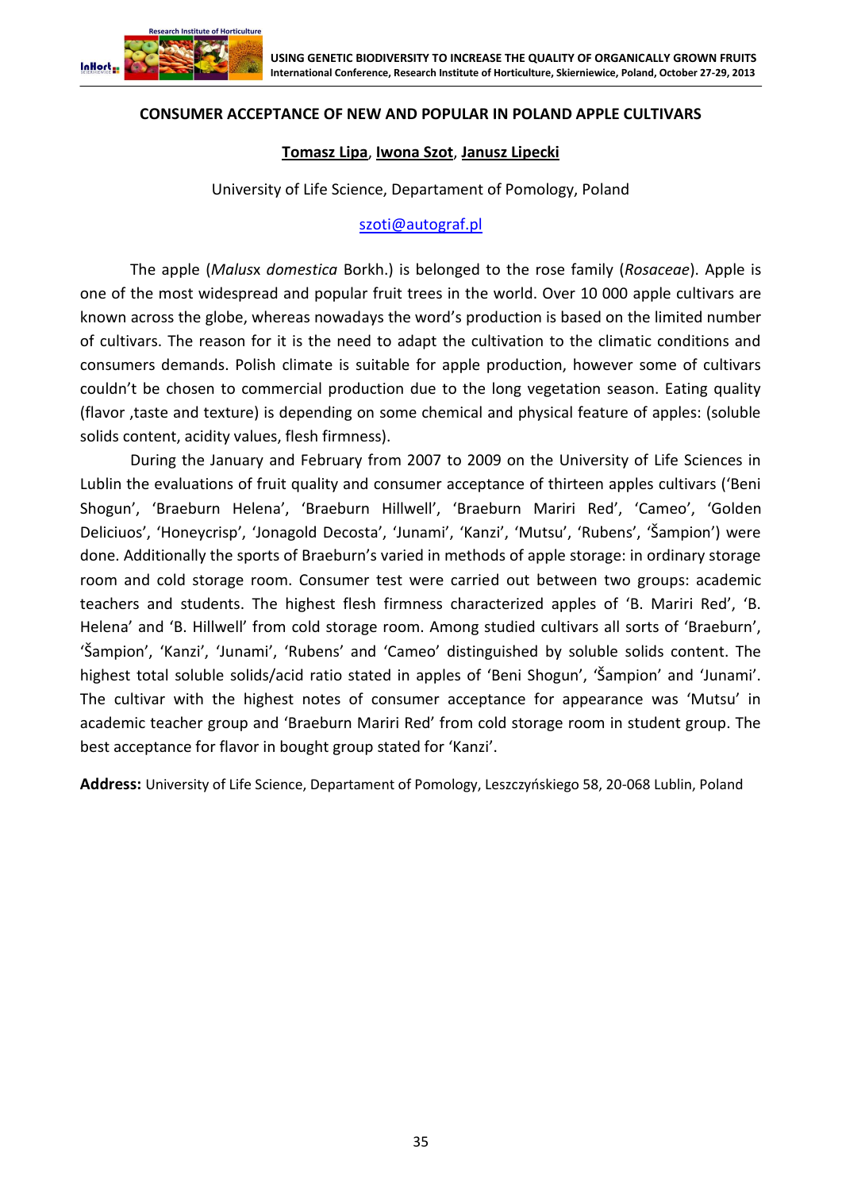## CONSUMER ACCEPTANCE OF NEW AND POPULAR IN POLAND APPLE CULTIVARS

**Tomasz Lipa**, **Iwona Szot**, **Janusz Lipecki**

University of Life Science, Departament of Pomology, Poland

szoti@autograf.pl

The apple (*Malus*x *domestica* Borkh.) is belonged to the rose family (*Rosaceae*). Apple is one of the most widespread and popular fruit trees in the world. Over 10 000 apple cultivars are known across the globe, whereas nowadays the word's production is based on the limited number of cultivars. The reason for it is the need to adapt the cultivation to the climatic conditions and consumers demands. Polish climate is suitable for apple production, however some of cultivars couldn't be chosen to commercial production due to the long vegetation season. Eating quality (flavor ,taste and texture) is depending on some chemical and physical feature of apples: (soluble solids content, acidity values, flesh firmness).

During the January and February from 2007 to 2009 on the University of Life Sciences in Lublin the evaluations of fruit quality and consumer acceptance of thirteen apples cultivars ('Beni Shogun', 'Braeburn Helena', 'Braeburn Hillwell', 'Braeburn Mariri Red', 'Cameo', 'Golden Deliciuos', 'Honeycrisp', 'Jonagold Decosta', 'Junami', 'Kanzi', 'Mutsu', 'Rubens', 'Šampion') were done. Additionally the sports of Braeburn's varied in methods of apple storage: in ordinary storage room and cold storage room. Consumer test were carried out between two groups: academic teachers and students. The highest flesh firmness characterized apples of 'B. Mariri Red', 'B. Helena' and 'B. Hillwell' from cold storage room. Among studied cultivars all sorts of 'Braeburn', 'Šampion', 'Kanzi', 'Junami', 'Rubens' and 'Cameo' distinguished by soluble solids content. The highest total soluble solids/acid ratio stated in apples of 'Beni Shogun', 'Šampion' and 'Junami'. The cultivar with the highest notes of consumer acceptance for appearance was 'Mutsu' in academic teacher group and 'Braeburn Mariri Red' from cold storage room in student group. The best acceptance for flavor in bought group stated for 'Kanzi'.

**Address:** University of Life Science, Departament of Pomology, Leszczyńskiego 58, 20-068 Lublin, Poland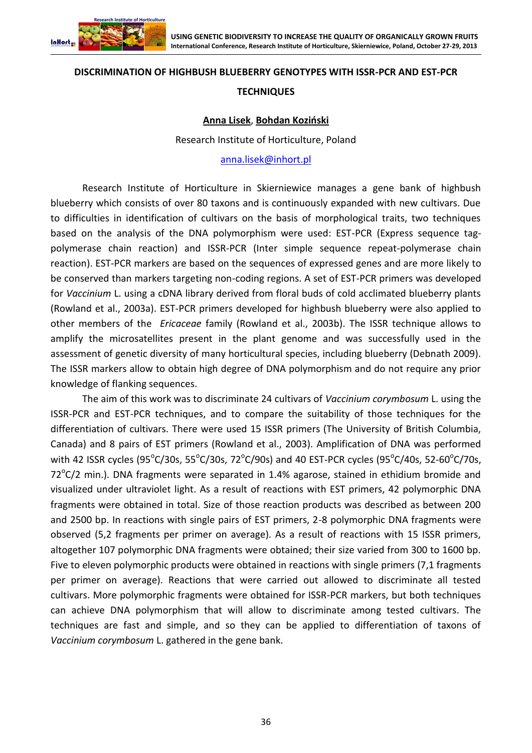## DISCRIMINATION OF HIGHBUSH BLUEBERRY GENOTYPES WITH ISSR-PCR AND EST-PCR TECHNIQUES

**Anna Lisek, Bohdan Koziński**

Research Institute of Horticulture, Poland

anna.lisek@inhort.pl

Research Institute of Horticulture in Skierniewice manages a gene bank of highbush blueberry which consists of over 80 taxons and is continuously expanded with new cultivars. Due to difficulties in identification of cultivars on the basis of morphological traits, two techniques based on the analysis of the DNA polymorphism were used: EST-PCR (Express sequence tag-polymerase chain reaction) and ISSR-PCR (Inter simple sequence repeat-polymerase chain reaction). EST-PCR markers are based on the sequences of expressed genes and are more likely to be conserved than markers targeting non-coding regions. A set of EST-PCR primers was developed for *Vaccinium* L. using a cDNA library derived from floral buds of cold acclimated blueberry plants (Rowland et al., 2003a). EST-PCR primers developed for highbush blueberry were also applied to other members of the *Ericaceae* family (Rowland et al., 2003b). The ISSR technique allows to amplify the microsatellites present in the plant genome and was successfully used in the assessment of genetic diversity of many horticultural species, including blueberry (Debnath 2009). The ISSR markers allow to obtain high degree of DNA polymorphism and do not require any prior knowledge of flanking sequences.

The aim of this work was to discriminate 24 cultivars of *Vaccinium corymbosum* L. using the ISSR-PCR and EST-PCR techniques, and to compare the suitability of those techniques for the differentiation of cultivars. There were used 15 ISSR primers (The University of British Columbia, Canada) and 8 pairs of EST primers (Rowland et al., 2003). Amplification of DNA was performed with 42 ISSR cycles (95°C/30s, 55°C/30s, 72°C/90s) and 40 EST-PCR cycles (95°C/40s, 52-60°C/70s, 72°C/2 min.). DNA fragments were separated in 1.4% agarose, stained in ethidium bromide and visualized under ultraviolet light. As a result of reactions with EST primers, 42 polymorphic DNA fragments were obtained in total. Size of those reaction products was described as between 200 and 2500 bp. In reactions with single pairs of EST primers, 2-8 polymorphic DNA fragments were observed (5,2 fragments per primer on average). As a result of reactions with 15 ISSR primers, altogether 107 polymorphic DNA fragments were obtained; their size varied from 300 to 1600 bp. Five to eleven polymorphic products were obtained in reactions with single primers (7,1 fragments per primer on average). Reactions that were carried out allowed to discriminate all tested cultivars. More polymorphic fragments were obtained for ISSR-PCR markers, but both techniques can achieve DNA polymorphism that will allow to discriminate among tested cultivars. The techniques are fast and simple, and so they can be applied to differentiation of taxons of *Vaccinium corymbosum* L. gathered in the gene bank.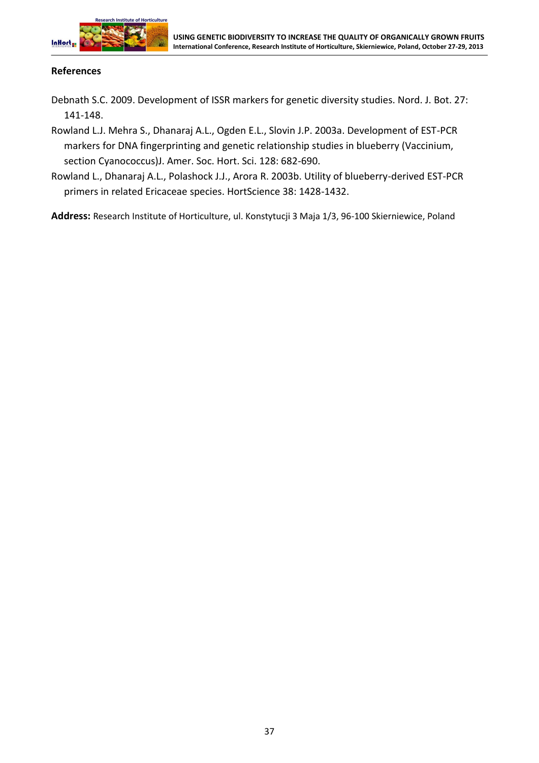## References

Debnath S.C. 2009. Development of ISSR markers for genetic diversity studies. Nord. J. Bot. 27: 141-148.

Rowland L.J. Mehra S., Dhanaraj A.L., Ogden E.L., Slovin J.P. 2003a. Development of EST-PCR markers for DNA fingerprinting and genetic relationship studies in blueberry (Vaccinium, section Cyanococcus)J. Amer. Soc. Hort. Sci. 128: 682-690.

Rowland L., Dhanaraj A.L., Polashock J.J., Arora R. 2003b. Utility of blueberry-derived EST-PCR primers in related Ericaceae species. HortScience 38: 1428-1432.

**Address:** Research Institute of Horticulture, ul. Konstytucji 3 Maja 1/3, 96-100 Skierniewice, Poland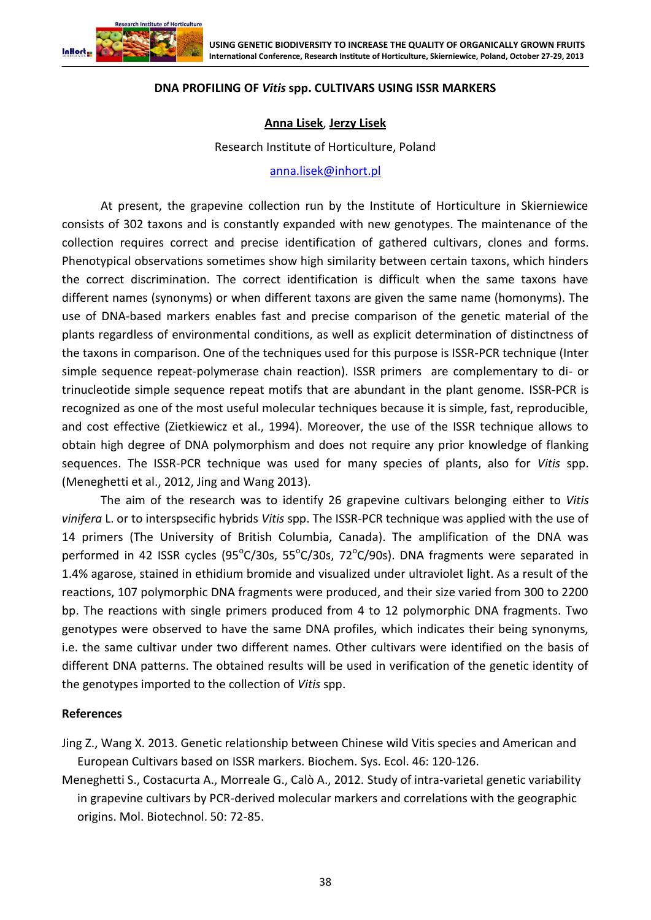### DNA PROFILING OF *Vitis* spp. CULTIVARS USING ISSR MARKERS

**Anna Lisek**, **Jerzy Lisek**

Research Institute of Horticulture, Poland

anna.lisek@inhort.pl

At present, the grapevine collection run by the Institute of Horticulture in Skierniewice consists of 302 taxons and is constantly expanded with new genotypes. The maintenance of the collection requires correct and precise identification of gathered cultivars, clones and forms. Phenotypical observations sometimes show high similarity between certain taxons, which hinders the correct discrimination. The correct identification is difficult when the same taxons have different names (synonyms) or when different taxons are given the same name (homonyms). The use of DNA-based markers enables fast and precise comparison of the genetic material of the plants regardless of environmental conditions, as well as explicit determination of distinctness of the taxons in comparison. One of the techniques used for this purpose is ISSR-PCR technique (Inter simple sequence repeat-polymerase chain reaction). ISSR primers are complementary to di- or trinucleotide simple sequence repeat motifs that are abundant in the plant genome. ISSR-PCR is recognized as one of the most useful molecular techniques because it is simple, fast, reproducible, and cost effective (Zietkiewicz et al., 1994). Moreover, the use of the ISSR technique allows to obtain high degree of DNA polymorphism and does not require any prior knowledge of flanking sequences. The ISSR-PCR technique was used for many species of plants, also for *Vitis* spp. (Meneghetti et al., 2012, Jing and Wang 2013).

The aim of the research was to identify 26 grapevine cultivars belonging either to *Vitis vinifera* L. or to interspsecific hybrids *Vitis* spp. The ISSR-PCR technique was applied with the use of 14 primers (The University of British Columbia, Canada). The amplification of the DNA was performed in 42 ISSR cycles (95°C/30s, 55°C/30s, 72°C/90s). DNA fragments were separated in 1.4% agarose, stained in ethidium bromide and visualized under ultraviolet light. As a result of the reactions, 107 polymorphic DNA fragments were produced, and their size varied from 300 to 2200 bp. The reactions with single primers produced from 4 to 12 polymorphic DNA fragments. Two genotypes were observed to have the same DNA profiles, which indicates their being synonyms, i.e. the same cultivar under two different names. Other cultivars were identified on the basis of different DNA patterns. The obtained results will be used in verification of the genetic identity of the genotypes imported to the collection of *Vitis* spp.

#### References

Jing Z., Wang X. 2013. Genetic relationship between Chinese wild Vitis species and American and European Cultivars based on ISSR markers. Biochem. Sys. Ecol. 46: 120-126.

Meneghetti S., Costacurta A., Morreale G., Calò A., 2012. Study of intra-varietal genetic variability in grapevine cultivars by PCR-derived molecular markers and correlations with the geographic origins. Mol. Biotechnol. 50: 72-85.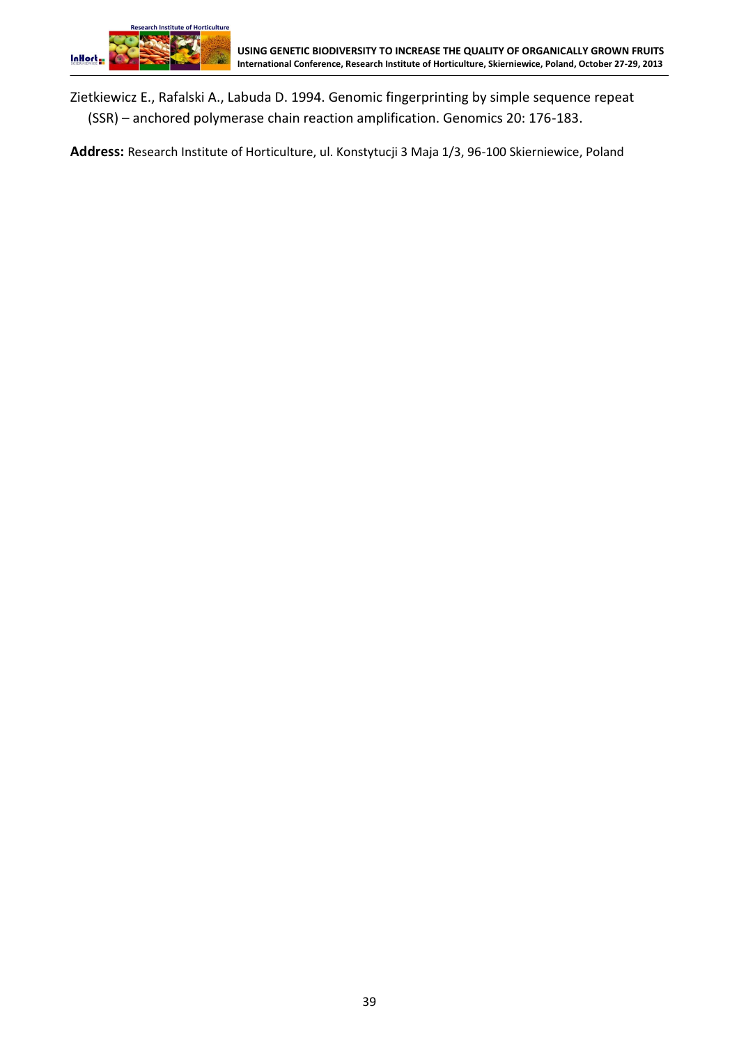Zietkiewicz E., Rafalski A., Labuda D. 1994. Genomic fingerprinting by simple sequence repeat (SSR) – anchored polymerase chain reaction amplification. Genomics 20: 176-183.

**Address:** Research Institute of Horticulture, ul. Konstytucji 3 Maja 1/3, 96-100 Skierniewice, Poland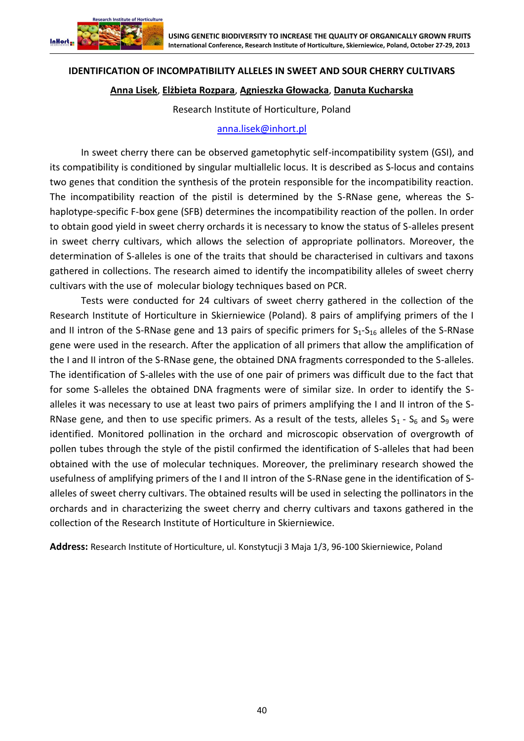## IDENTIFICATION OF INCOMPATIBILITY ALLELES IN SWEET AND SOUR CHERRY CULTIVARS

**Anna Lisek**, **Elżbieta Rozpara**, **Agnieszka Głowacka**, **Danuta Kucharska**

Research Institute of Horticulture, Poland

anna.lisek@inhort.pl

In sweet cherry there can be observed gametophytic self-incompatibility system (GSI), and its compatibility is conditioned by singular multiallelic locus. It is described as S-locus and contains two genes that condition the synthesis of the protein responsible for the incompatibility reaction. The incompatibility reaction of the pistil is determined by the S-RNase gene, whereas the S-haplotype-specific F-box gene (SFB) determines the incompatibility reaction of the pollen. In order to obtain good yield in sweet cherry orchards it is necessary to know the status of S-alleles present in sweet cherry cultivars, which allows the selection of appropriate pollinators. Moreover, the determination of S-alleles is one of the traits that should be characterised in cultivars and taxons gathered in collections. The research aimed to identify the incompatibility alleles of sweet cherry cultivars with the use of molecular biology techniques based on PCR.

Tests were conducted for 24 cultivars of sweet cherry gathered in the collection of the Research Institute of Horticulture in Skierniewice (Poland). 8 pairs of amplifying primers of the I and II intron of the S-RNase gene and 13 pairs of specific primers for $S_1$-$S_{16}$ alleles of the S-RNase gene were used in the research. After the application of all primers that allow the amplification of the I and II intron of the S-RNase gene, the obtained DNA fragments corresponded to the S-alleles. The identification of S-alleles with the use of one pair of primers was difficult due to the fact that for some S-alleles the obtained DNA fragments were of similar size. In order to identify the S-alleles it was necessary to use at least two pairs of primers amplifying the I and II intron of the S-RNase gene, and then to use specific primers. As a result of the tests, alleles $S_1$ - $S_6$ and $S_9$ were identified. Monitored pollination in the orchard and microscopic observation of overgrowth of pollen tubes through the style of the pistil confirmed the identification of S-alleles that had been obtained with the use of molecular techniques. Moreover, the preliminary research showed the usefulness of amplifying primers of the I and II intron of the S-RNase gene in the identification of S-alleles of sweet cherry cultivars. The obtained results will be used in selecting the pollinators in the orchards and in characterizing the sweet cherry and cherry cultivars and taxons gathered in the collection of the Research Institute of Horticulture in Skierniewice.

**Address:** Research Institute of Horticulture, ul. Konstytucji 3 Maja 1/3, 96-100 Skierniewice, Poland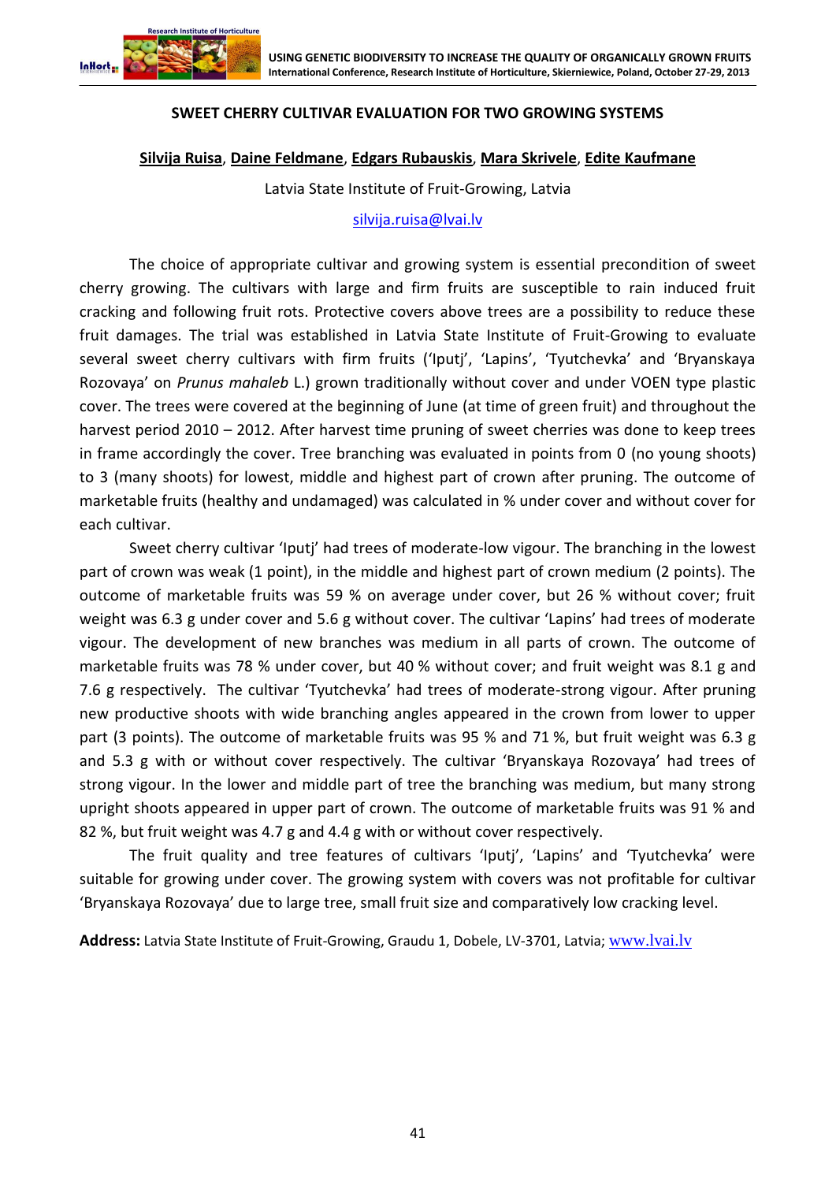## SWEET CHERRY CULTIVAR EVALUATION FOR TWO GROWING SYSTEMS

**Silvija Ruisa**, **Daine Feldmane**, **Edgars Rubauskis**, **Mara Skrivele**, **Edite Kaufmane**

Latvia State Institute of Fruit-Growing, Latvia

silvija.ruisa@lvai.lv

The choice of appropriate cultivar and growing system is essential precondition of sweet cherry growing. The cultivars with large and firm fruits are susceptible to rain induced fruit cracking and following fruit rots. Protective covers above trees are a possibility to reduce these fruit damages. The trial was established in Latvia State Institute of Fruit-Growing to evaluate several sweet cherry cultivars with firm fruits ('Iputj', 'Lapins', 'Tyutchevka' and 'Bryanskaya Rozovaya' on *Prunus mahaleb* L.) grown traditionally without cover and under VOEN type plastic cover. The trees were covered at the beginning of June (at time of green fruit) and throughout the harvest period 2010 – 2012. After harvest time pruning of sweet cherries was done to keep trees in frame accordingly the cover. Tree branching was evaluated in points from 0 (no young shoots) to 3 (many shoots) for lowest, middle and highest part of crown after pruning. The outcome of marketable fruits (healthy and undamaged) was calculated in % under cover and without cover for each cultivar.

Sweet cherry cultivar 'Iputj' had trees of moderate-low vigour. The branching in the lowest part of crown was weak (1 point), in the middle and highest part of crown medium (2 points). The outcome of marketable fruits was 59 % on average under cover, but 26 % without cover; fruit weight was 6.3 g under cover and 5.6 g without cover. The cultivar 'Lapins' had trees of moderate vigour. The development of new branches was medium in all parts of crown. The outcome of marketable fruits was 78 % under cover, but 40 % without cover; and fruit weight was 8.1 g and 7.6 g respectively. The cultivar 'Tyutchevka' had trees of moderate-strong vigour. After pruning new productive shoots with wide branching angles appeared in the crown from lower to upper part (3 points). The outcome of marketable fruits was 95 % and 71 %, but fruit weight was 6.3 g and 5.3 g with or without cover respectively. The cultivar 'Bryanskaya Rozovaya' had trees of strong vigour. In the lower and middle part of tree the branching was medium, but many strong upright shoots appeared in upper part of crown. The outcome of marketable fruits was 91 % and 82 %, but fruit weight was 4.7 g and 4.4 g with or without cover respectively.

The fruit quality and tree features of cultivars 'Iputj', 'Lapins' and 'Tyutchevka' were suitable for growing under cover. The growing system with covers was not profitable for cultivar 'Bryanskaya Rozovaya' due to large tree, small fruit size and comparatively low cracking level.

**Address:** Latvia State Institute of Fruit-Growing, Graudu 1, Dobele, LV-3701, Latvia; www.lvai.lv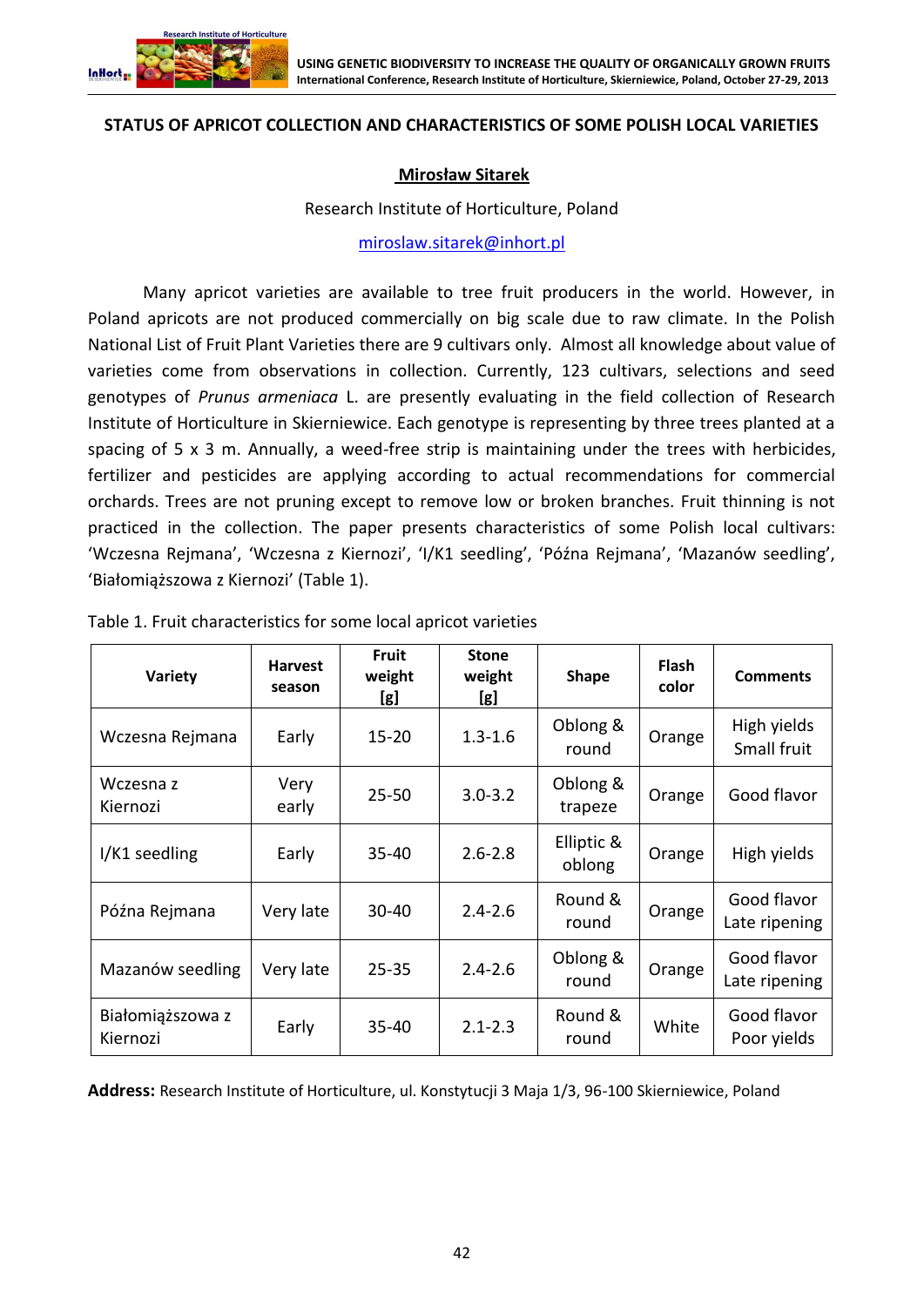### STATUS OF APRICOT COLLECTION AND CHARACTERISTICS OF SOME POLISH LOCAL VARIETIES

**Mirosław Sitarek**

Research Institute of Horticulture, Poland

miroslaw.sitarek@inhort.pl

Many apricot varieties are available to tree fruit producers in the world. However, in Poland apricots are not produced commercially on big scale due to raw climate. In the Polish National List of Fruit Plant Varieties there are 9 cultivars only. Almost all knowledge about value of varieties come from observations in collection. Currently, 123 cultivars, selections and seed genotypes of *Prunus armeniaca* L. are presently evaluating in the field collection of Research Institute of Horticulture in Skierniewice. Each genotype is representing by three trees planted at a spacing of 5 x 3 m. Annually, a weed-free strip is maintaining under the trees with herbicides, fertilizer and pesticides are applying according to actual recommendations for commercial orchards. Trees are not pruning except to remove low or broken branches. Fruit thinning is not practiced in the collection. The paper presents characteristics of some Polish local cultivars: 'Wczesna Rejmana', 'Wczesna z Kiernozi', 'I/K1 seedling', 'Późna Rejmana', 'Mazanów seedling', 'Białomiąższowa z Kiernozi' (Table 1).

Table 1. Fruit characteristics for some local apricot varieties

| Variety | Harvest season | Fruit weight [g] | Stone weight [g] | Shape | Flash color | Comments |
|---|---|---|---|---|---|---|
| Wczesna Rejmana | Early | 15-20 | 1.3-1.6 | Oblong & round | Orange | High yields Small fruit |
| Wczesna z Kiernozi | Very early | 25-50 | 3.0-3.2 | Oblong & trapeze | Orange | Good flavor |
| I/K1 seedling | Early | 35-40 | 2.6-2.8 | Elliptic & oblong | Orange | High yields |
| Późna Rejmana | Very late | 30-40 | 2.4-2.6 | Round & round | Orange | Good flavor Late ripening |
| Mazanów seedling | Very late | 25-35 | 2.4-2.6 | Oblong & round | Orange | Good flavor Late ripening |
| Białomiąższowa z Kiernozi | Early | 35-40 | 2.1-2.3 | Round & round | White | Good flavor Poor yields |

**Address:** Research Institute of Horticulture, ul. Konstytucji 3 Maja 1/3, 96-100 Skierniewice, Poland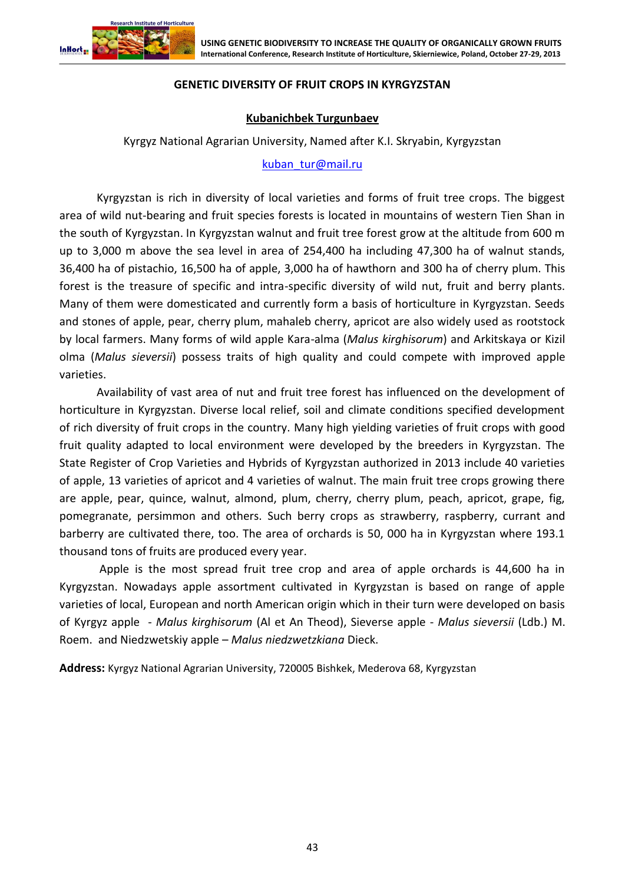## GENETIC DIVERSITY OF FRUIT CROPS IN KYRGYZSTAN

**Kubanichbek Turgunbaev**

Kyrgyz National Agrarian University, Named after K.I. Skryabin, Kyrgyzstan

kuban_tur@mail.ru

Kyrgyzstan is rich in diversity of local varieties and forms of fruit tree crops. The biggest area of wild nut-bearing and fruit species forests is located in mountains of western Tien Shan in the south of Kyrgyzstan. In Kyrgyzstan walnut and fruit tree forest grow at the altitude from 600 m up to 3,000 m above the sea level in area of 254,400 ha including 47,300 ha of walnut stands, 36,400 ha of pistachio, 16,500 ha of apple, 3,000 ha of hawthorn and 300 ha of cherry plum. This forest is the treasure of specific and intra-specific diversity of wild nut, fruit and berry plants. Many of them were domesticated and currently form a basis of horticulture in Kyrgyzstan. Seeds and stones of apple, pear, cherry plum, mahaleb cherry, apricot are also widely used as rootstock by local farmers. Many forms of wild apple Kara-alma (*Malus kirghisorum*) and Arkitskaya or Kizil olma (*Malus sieversii*) possess traits of high quality and could compete with improved apple varieties.

Availability of vast area of nut and fruit tree forest has influenced on the development of horticulture in Kyrgyzstan. Diverse local relief, soil and climate conditions specified development of rich diversity of fruit crops in the country. Many high yielding varieties of fruit crops with good fruit quality adapted to local environment were developed by the breeders in Kyrgyzstan. The State Register of Crop Varieties and Hybrids of Kyrgyzstan authorized in 2013 include 40 varieties of apple, 13 varieties of apricot and 4 varieties of walnut. The main fruit tree crops growing there are apple, pear, quince, walnut, almond, plum, cherry, cherry plum, peach, apricot, grape, fig, pomegranate, persimmon and others. Such berry crops as strawberry, raspberry, currant and barberry are cultivated there, too. The area of orchards is 50, 000 ha in Kyrgyzstan where 193.1 thousand tons of fruits are produced every year.

Apple is the most spread fruit tree crop and area of apple orchards is 44,600 ha in Kyrgyzstan. Nowadays apple assortment cultivated in Kyrgyzstan is based on range of apple varieties of local, European and north American origin which in their turn were developed on basis of Kyrgyz apple - *Malus kirghisorum* (Al et An Theod), Sieverse apple - *Malus sieversii* (Ldb.) M. Roem. and Niedzwetskiy apple – *Malus niedzwetzkiana* Dieck.

**Address:** Kyrgyz National Agrarian University, 720005 Bishkek, Mederova 68, Kyrgyzstan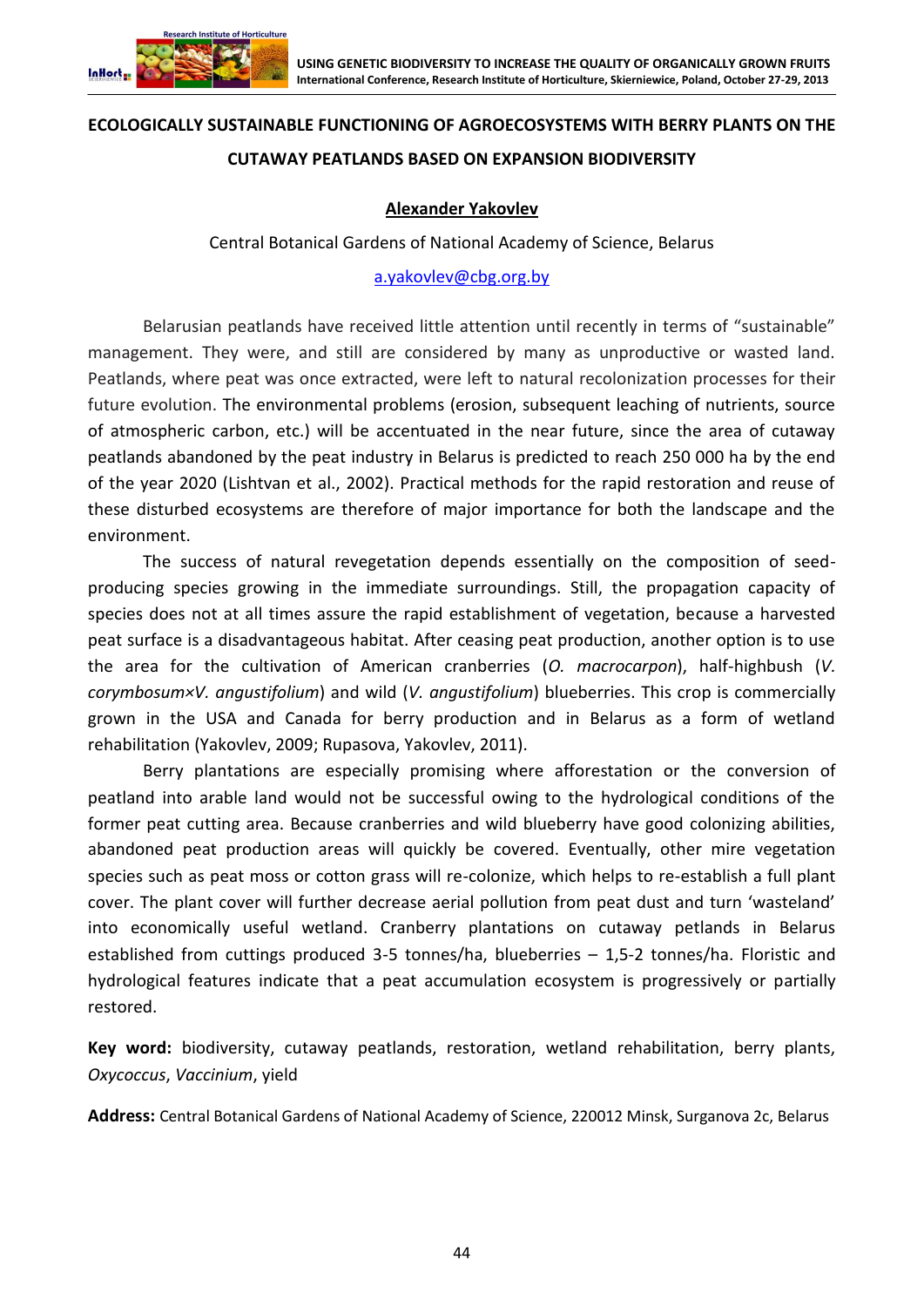# ECOLOGICALLY SUSTAINABLE FUNCTIONING OF AGROECOSYSTEMS WITH BERRY PLANTS ON THE CUTAWAY PEATLANDS BASED ON EXPANSION BIODIVERSITY

**Alexander Yakovlev**

Central Botanical Gardens of National Academy of Science, Belarus

a.yakovlev@cbg.org.by

Belarusian peatlands have received little attention until recently in terms of "sustainable" management. They were, and still are considered by many as unproductive or wasted land. Peatlands, where peat was once extracted, were left to natural recolonization processes for their future evolution. The environmental problems (erosion, subsequent leaching of nutrients, source of atmospheric carbon, etc.) will be accentuated in the near future, since the area of cutaway peatlands abandoned by the peat industry in Belarus is predicted to reach 250 000 ha by the end of the year 2020 (Lishtvan et al., 2002). Practical methods for the rapid restoration and reuse of these disturbed ecosystems are therefore of major importance for both the landscape and the environment.

The success of natural revegetation depends essentially on the composition of seed-producing species growing in the immediate surroundings. Still, the propagation capacity of species does not at all times assure the rapid establishment of vegetation, because a harvested peat surface is a disadvantageous habitat. After ceasing peat production, another option is to use the area for the cultivation of American cranberries (*O. macrocarpon*), half-highbush (*V. corymbosum×V. angustifolium*) and wild (*V. angustifolium*) blueberries. This crop is commercially grown in the USA and Canada for berry production and in Belarus as a form of wetland rehabilitation (Yakovlev, 2009; Rupasova, Yakovlev, 2011).

Berry plantations are especially promising where afforestation or the conversion of peatland into arable land would not be successful owing to the hydrological conditions of the former peat cutting area. Because cranberries and wild blueberry have good colonizing abilities, abandoned peat production areas will quickly be covered. Eventually, other mire vegetation species such as peat moss or cotton grass will re-colonize, which helps to re-establish a full plant cover. The plant cover will further decrease aerial pollution from peat dust and turn 'wasteland' into economically useful wetland. Cranberry plantations on cutaway petlands in Belarus established from cuttings produced 3-5 tonnes/ha, blueberries – 1,5-2 tonnes/ha. Floristic and hydrological features indicate that a peat accumulation ecosystem is progressively or partially restored.

**Key word:** biodiversity, cutaway peatlands, restoration, wetland rehabilitation, berry plants, *Oxycoccus*, *Vaccinium*, yield

**Address:** Central Botanical Gardens of National Academy of Science, 220012 Minsk, Surganova 2c, Belarus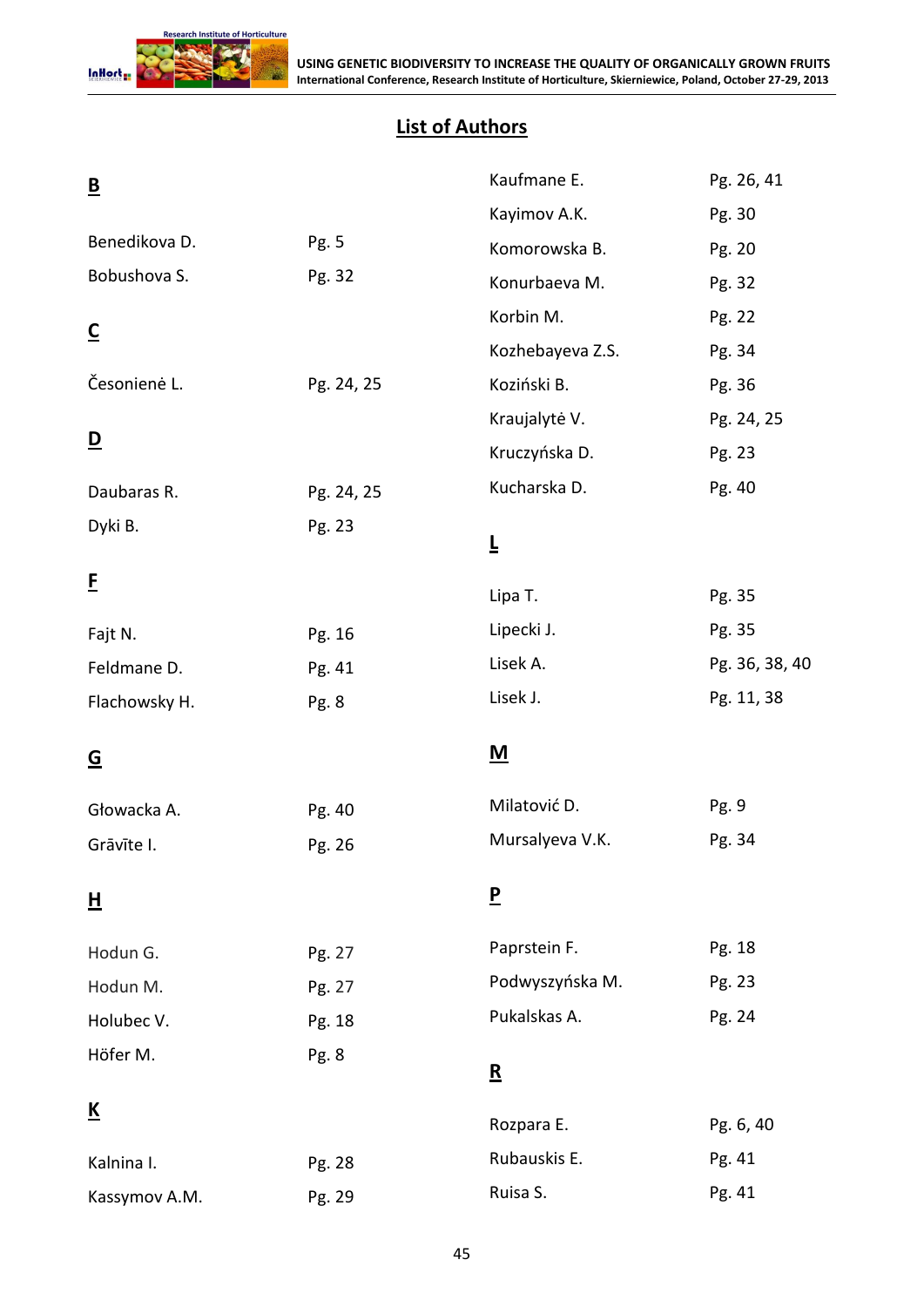## List of Authors

**B**

Benedikova D. Pg. 5

Bobushova S. Pg. 32

**C**

Česonienė L. Pg. 24, 25

**D**

Daubaras R. Pg. 24, 25

Dyki B. Pg. 23

**F**

Fajt N. Pg. 16

Feldmane D. Pg. 41

Flachowsky H. Pg. 8

**G**

Głowacka A. Pg. 40

Grāvīte I. Pg. 26

**H**

Hodun G. Pg. 27

Hodun M. Pg. 27

Holubec V. Pg. 18

Höfer M. Pg. 8

**K**

Kalnina I. Pg. 28

Kassymov A.M. Pg. 29

Kaufmane E. Pg. 26, 41

Kayimov A.K. Pg. 30

Komorowska B. Pg. 20

Konurbaeva M. Pg. 32

Korbin M. Pg. 22

Kozhebayeva Z.S. Pg. 34

Koziński B. Pg. 36

Kraujalytė V. Pg. 24, 25

Kruczyńska D. Pg. 23

Kucharska D. Pg. 40

**L**

Lipa T. Pg. 35

Lipecki J. Pg. 35

Lisek A. Pg. 36, 38, 40

Lisek J. Pg. 11, 38

**M**

Milatović D. Pg. 9

Mursalyeva V.K. Pg. 34

**P**

Paprstein F. Pg. 18

Podwyszyńska M. Pg. 23

Pukalskas A. Pg. 24

**R**

Rozpara E. Pg. 6, 40

Rubauskis E. Pg. 41

Ruisa S. Pg. 41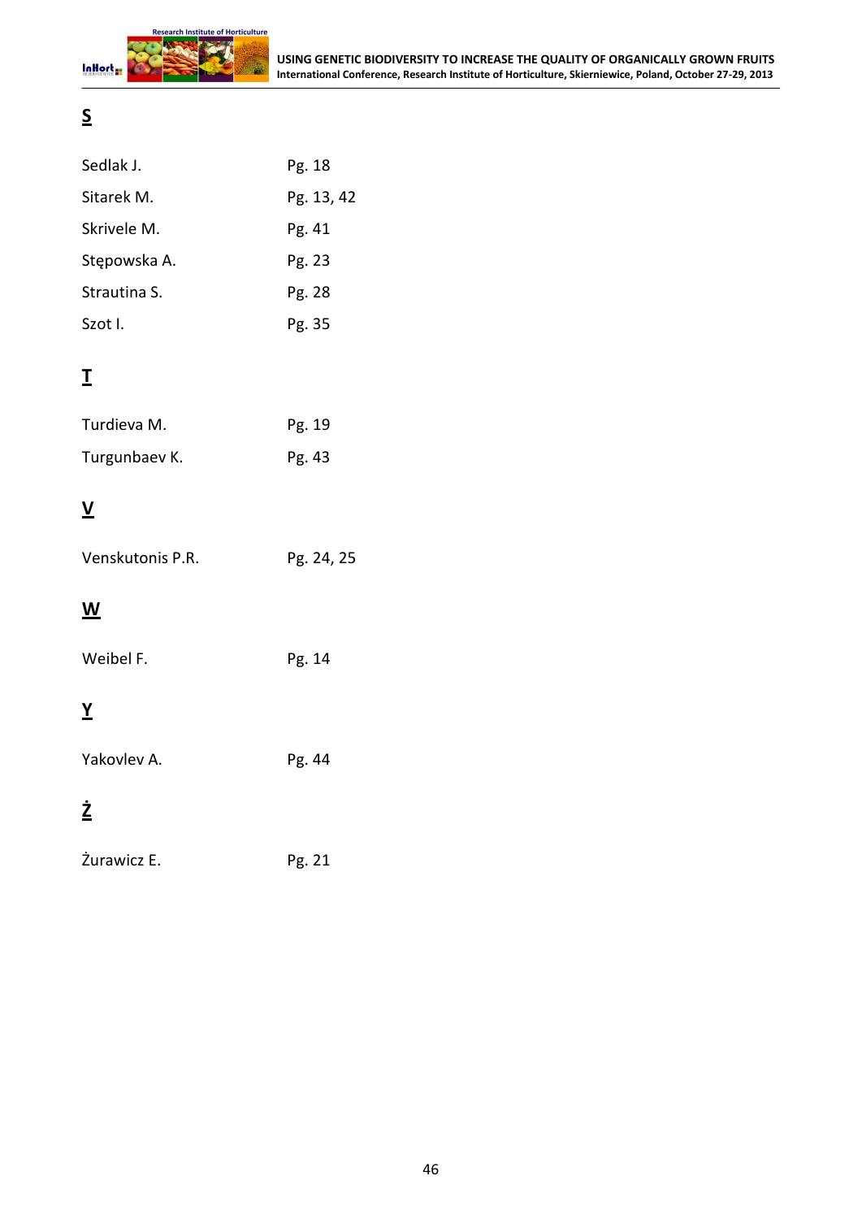**S**

| | |
|---|---|
| Sedlak J. | Pg. 18 |
| Sitarek M. | Pg. 13, 42 |
| Skrivele M. | Pg. 41 |
| Stępowska A. | Pg. 23 |
| Strautina S. | Pg. 28 |
| Szot I. | Pg. 35 |

**T**

| | |
|---|---|
| Turdieva M. | Pg. 19 |
| Turgunbaev K. | Pg. 43 |

**V**

| | |
|---|---|
| Venskutonis P.R. | Pg. 24, 25 |

**W**

| | |
|---|---|
| Weibel F. | Pg. 14 |

**Y**

| | |
|---|---|
| Yakovlev A. | Pg. 44 |

**Ż**

| | |
|---|---|
| Żurawicz E. | Pg. 21 |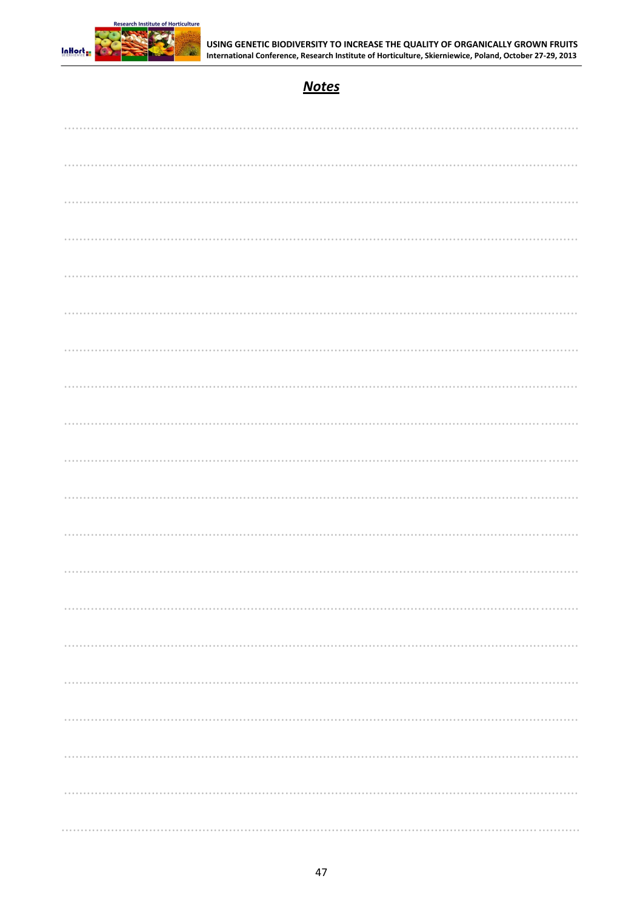## ***Notes***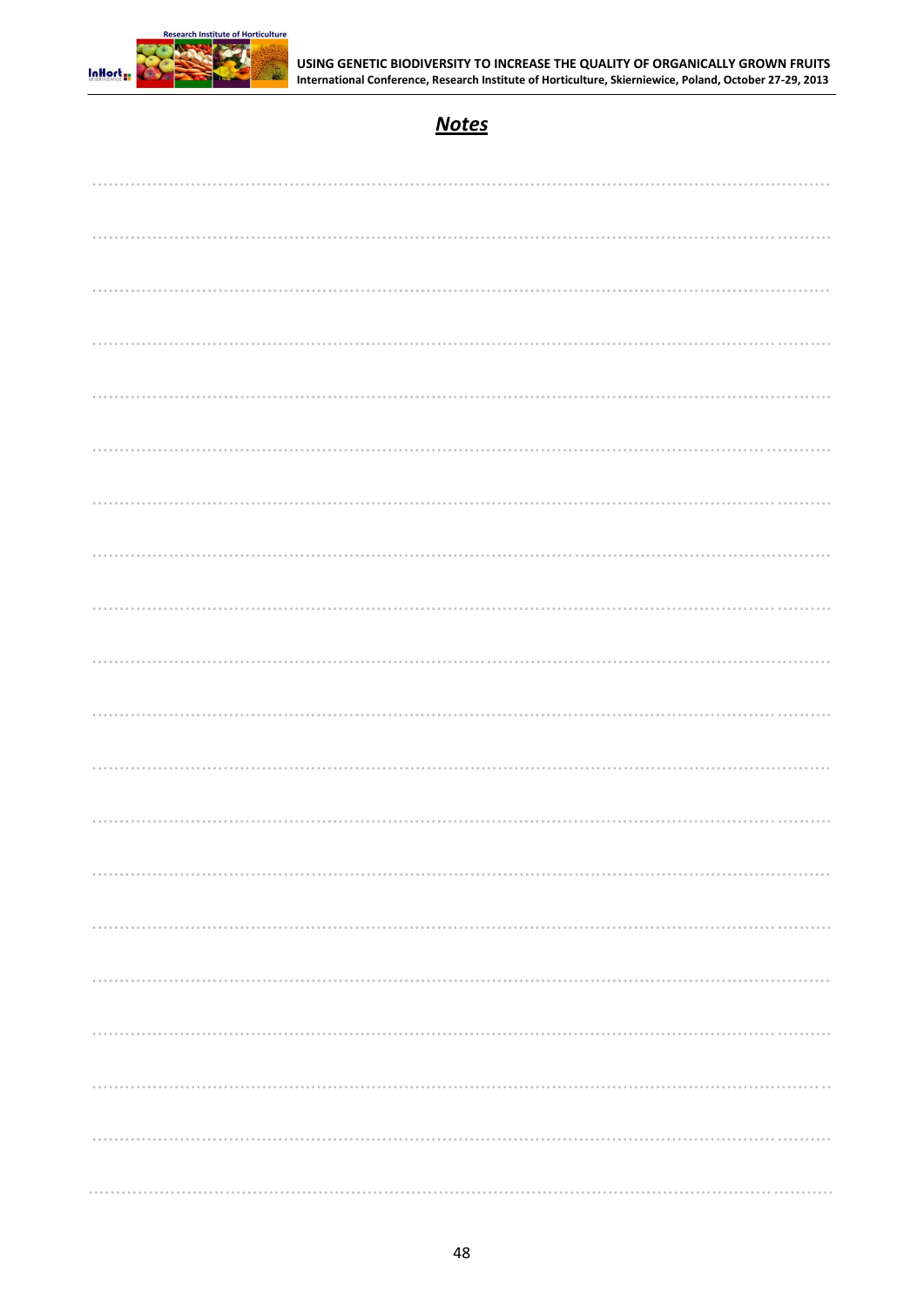## ***Notes***